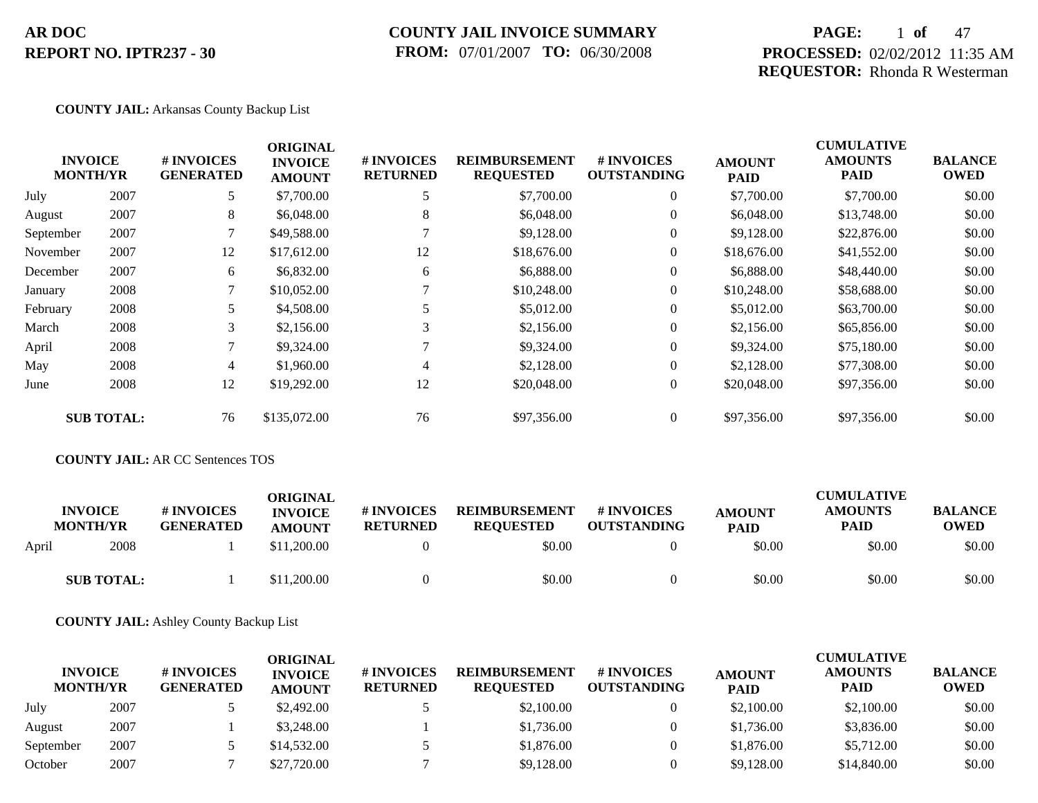**AR DOC**
**REPORT NO. IPTR237 - 30**

**COUNTY JAIL INVOICE SUMMARY**
**FROM:** 07/01/2007 **TO:** 06/30/2008

**PROCESSED:** 02/02/2012 11:35 AM
**REQUESTOR:** Rhonda R Westerman

**COUNTY JAIL:** Arkansas County Backup List

| INVOICE MONTH/YR | | # INVOICES GENERATED | ORIGINAL INVOICE AMOUNT | # INVOICES RETURNED | REIMBURSEMENT REQUESTED | # INVOICES OUTSTANDING | AMOUNT PAID | CUMULATIVE AMOUNTS PAID | BALANCE OWED |
|---|---|---|---|---|---|---|---|---|---|
| July | 2007 | 5 | $7,700.00 | 5 | $7,700.00 | 0 | $7,700.00 | $7,700.00 | $0.00 |
| August | 2007 | 8 | $6,048.00 | 8 | $6,048.00 | 0 | $6,048.00 | $13,748.00 | $0.00 |
| September | 2007 | 7 | $49,588.00 | 7 | $9,128.00 | 0 | $9,128.00 | $22,876.00 | $0.00 |
| November | 2007 | 12 | $17,612.00 | 12 | $18,676.00 | 0 | $18,676.00 | $41,552.00 | $0.00 |
| December | 2007 | 6 | $6,832.00 | 6 | $6,888.00 | 0 | $6,888.00 | $48,440.00 | $0.00 |
| January | 2008 | 7 | $10,052.00 | 7 | $10,248.00 | 0 | $10,248.00 | $58,688.00 | $0.00 |
| February | 2008 | 5 | $4,508.00 | 5 | $5,012.00 | 0 | $5,012.00 | $63,700.00 | $0.00 |
| March | 2008 | 3 | $2,156.00 | 3 | $2,156.00 | 0 | $2,156.00 | $65,856.00 | $0.00 |
| April | 2008 | 7 | $9,324.00 | 7 | $9,324.00 | 0 | $9,324.00 | $75,180.00 | $0.00 |
| May | 2008 | 4 | $1,960.00 | 4 | $2,128.00 | 0 | $2,128.00 | $77,308.00 | $0.00 |
| June | 2008 | 12 | $19,292.00 | 12 | $20,048.00 | 0 | $20,048.00 | $97,356.00 | $0.00 |
| **SUB TOTAL:** | | 76 | $135,072.00 | 76 | $97,356.00 | 0 | $97,356.00 | $97,356.00 | $0.00 |

**COUNTY JAIL:** AR CC Sentences TOS

| INVOICE MONTH/YR | | # INVOICES GENERATED | ORIGINAL INVOICE AMOUNT | # INVOICES RETURNED | REIMBURSEMENT REQUESTED | # INVOICES OUTSTANDING | AMOUNT PAID | CUMULATIVE AMOUNTS PAID | BALANCE OWED |
|---|---|---|---|---|---|---|---|---|---|
| April | 2008 | 1 | $11,200.00 | 0 | $0.00 | 0 | $0.00 | $0.00 | $0.00 |
| **SUB TOTAL:** | | 1 | $11,200.00 | 0 | $0.00 | 0 | $0.00 | $0.00 | $0.00 |

**COUNTY JAIL:** Ashley County Backup List

| INVOICE MONTH/YR | | # INVOICES GENERATED | ORIGINAL INVOICE AMOUNT | # INVOICES RETURNED | REIMBURSEMENT REQUESTED | # INVOICES OUTSTANDING | AMOUNT PAID | CUMULATIVE AMOUNTS PAID | BALANCE OWED |
|---|---|---|---|---|---|---|---|---|---|
| July | 2007 | 5 | $2,492.00 | 5 | $2,100.00 | 0 | $2,100.00 | $2,100.00 | $0.00 |
| August | 2007 | 1 | $3,248.00 | 1 | $1,736.00 | 0 | $1,736.00 | $3,836.00 | $0.00 |
| September | 2007 | 5 | $14,532.00 | 5 | $1,876.00 | 0 | $1,876.00 | $5,712.00 | $0.00 |
| October | 2007 | 7 | $27,720.00 | 7 | $9,128.00 | 0 | $9,128.00 | $14,840.00 | $0.00 |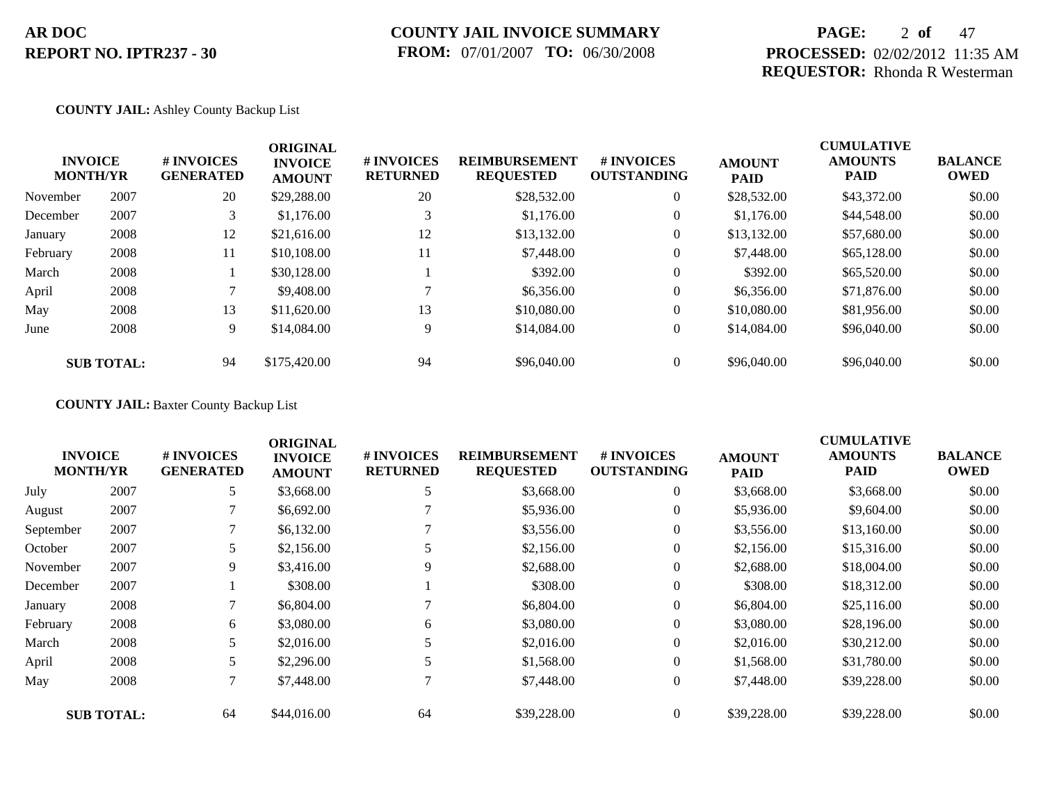**AR DOC**
**REPORT NO. IPTR237 - 30**

**COUNTY JAIL INVOICE SUMMARY**
**FROM:** 07/01/2007 **TO:** 06/30/2008

**PROCESSED:** 02/02/2012 11:35 AM
**REQUESTOR:** Rhonda R Westerman

**COUNTY JAIL:** Ashley County Backup List

| INVOICE MONTH/YR | | # INVOICES GENERATED | ORIGINAL INVOICE AMOUNT | # INVOICES RETURNED | REIMBURSEMENT REQUESTED | # INVOICES OUTSTANDING | AMOUNT PAID | CUMULATIVE AMOUNTS PAID | BALANCE OWED |
|---|---|---|---|---|---|---|---|---|---|
| November | 2007 | 20 | $29,288.00 | 20 | $28,532.00 | 0 | $28,532.00 | $43,372.00 | $0.00 |
| December | 2007 | 3 | $1,176.00 | 3 | $1,176.00 | 0 | $1,176.00 | $44,548.00 | $0.00 |
| January | 2008 | 12 | $21,616.00 | 12 | $13,132.00 | 0 | $13,132.00 | $57,680.00 | $0.00 |
| February | 2008 | 11 | $10,108.00 | 11 | $7,448.00 | 0 | $7,448.00 | $65,128.00 | $0.00 |
| March | 2008 | 1 | $30,128.00 | 1 | $392.00 | 0 | $392.00 | $65,520.00 | $0.00 |
| April | 2008 | 7 | $9,408.00 | 7 | $6,356.00 | 0 | $6,356.00 | $71,876.00 | $0.00 |
| May | 2008 | 13 | $11,620.00 | 13 | $10,080.00 | 0 | $10,080.00 | $81,956.00 | $0.00 |
| June | 2008 | 9 | $14,084.00 | 9 | $14,084.00 | 0 | $14,084.00 | $96,040.00 | $0.00 |
| **SUB TOTAL:** | | 94 | $175,420.00 | 94 | $96,040.00 | 0 | $96,040.00 | $96,040.00 | $0.00 |

**COUNTY JAIL:** Baxter County Backup List

| INVOICE MONTH/YR | | # INVOICES GENERATED | ORIGINAL INVOICE AMOUNT | # INVOICES RETURNED | REIMBURSEMENT REQUESTED | # INVOICES OUTSTANDING | AMOUNT PAID | CUMULATIVE AMOUNTS PAID | BALANCE OWED |
|---|---|---|---|---|---|---|---|---|---|
| July | 2007 | 5 | $3,668.00 | 5 | $3,668.00 | 0 | $3,668.00 | $3,668.00 | $0.00 |
| August | 2007 | 7 | $6,692.00 | 7 | $5,936.00 | 0 | $5,936.00 | $9,604.00 | $0.00 |
| September | 2007 | 7 | $6,132.00 | 7 | $3,556.00 | 0 | $3,556.00 | $13,160.00 | $0.00 |
| October | 2007 | 5 | $2,156.00 | 5 | $2,156.00 | 0 | $2,156.00 | $15,316.00 | $0.00 |
| November | 2007 | 9 | $3,416.00 | 9 | $2,688.00 | 0 | $2,688.00 | $18,004.00 | $0.00 |
| December | 2007 | 1 | $308.00 | 1 | $308.00 | 0 | $308.00 | $18,312.00 | $0.00 |
| January | 2008 | 7 | $6,804.00 | 7 | $6,804.00 | 0 | $6,804.00 | $25,116.00 | $0.00 |
| February | 2008 | 6 | $3,080.00 | 6 | $3,080.00 | 0 | $3,080.00 | $28,196.00 | $0.00 |
| March | 2008 | 5 | $2,016.00 | 5 | $2,016.00 | 0 | $2,016.00 | $30,212.00 | $0.00 |
| April | 2008 | 5 | $2,296.00 | 5 | $1,568.00 | 0 | $1,568.00 | $31,780.00 | $0.00 |
| May | 2008 | 7 | $7,448.00 | 7 | $7,448.00 | 0 | $7,448.00 | $39,228.00 | $0.00 |
| **SUB TOTAL:** | | 64 | $44,016.00 | 64 | $39,228.00 | 0 | $39,228.00 | $39,228.00 | $0.00 |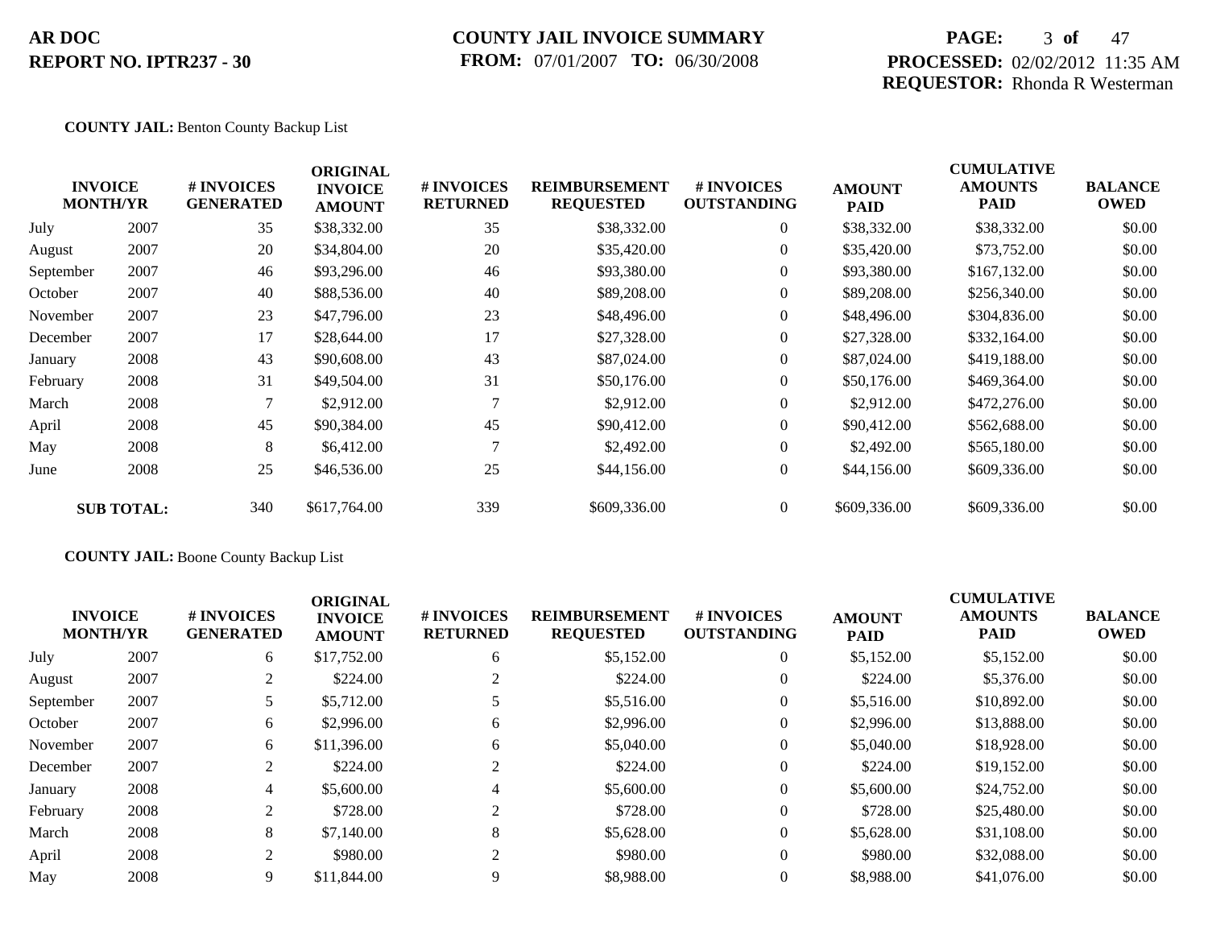**COUNTY JAIL:** Benton County Backup List

| INVOICE MONTH/YR | | # INVOICES GENERATED | ORIGINAL INVOICE AMOUNT | # INVOICES RETURNED | REIMBURSEMENT REQUESTED | # INVOICES OUTSTANDING | AMOUNT PAID | CUMULATIVE AMOUNTS PAID | BALANCE OWED |
|---|---|---|---|---|---|---|---|---|---|
| July | 2007 | 35 | $38,332.00 | 35 | $38,332.00 | 0 | $38,332.00 | $38,332.00 | $0.00 |
| August | 2007 | 20 | $34,804.00 | 20 | $35,420.00 | 0 | $35,420.00 | $73,752.00 | $0.00 |
| September | 2007 | 46 | $93,296.00 | 46 | $93,380.00 | 0 | $93,380.00 | $167,132.00 | $0.00 |
| October | 2007 | 40 | $88,536.00 | 40 | $89,208.00 | 0 | $89,208.00 | $256,340.00 | $0.00 |
| November | 2007 | 23 | $47,796.00 | 23 | $48,496.00 | 0 | $48,496.00 | $304,836.00 | $0.00 |
| December | 2007 | 17 | $28,644.00 | 17 | $27,328.00 | 0 | $27,328.00 | $332,164.00 | $0.00 |
| January | 2008 | 43 | $90,608.00 | 43 | $87,024.00 | 0 | $87,024.00 | $419,188.00 | $0.00 |
| February | 2008 | 31 | $49,504.00 | 31 | $50,176.00 | 0 | $50,176.00 | $469,364.00 | $0.00 |
| March | 2008 | 7 | $2,912.00 | 7 | $2,912.00 | 0 | $2,912.00 | $472,276.00 | $0.00 |
| April | 2008 | 45 | $90,384.00 | 45 | $90,412.00 | 0 | $90,412.00 | $562,688.00 | $0.00 |
| May | 2008 | 8 | $6,412.00 | 7 | $2,492.00 | 0 | $2,492.00 | $565,180.00 | $0.00 |
| June | 2008 | 25 | $46,536.00 | 25 | $44,156.00 | 0 | $44,156.00 | $609,336.00 | $0.00 |
| **SUB TOTAL:** | | 340 | $617,764.00 | 339 | $609,336.00 | 0 | $609,336.00 | $609,336.00 | $0.00 |

**COUNTY JAIL:** Boone County Backup List

| INVOICE MONTH/YR | | # INVOICES GENERATED | ORIGINAL INVOICE AMOUNT | # INVOICES RETURNED | REIMBURSEMENT REQUESTED | # INVOICES OUTSTANDING | AMOUNT PAID | CUMULATIVE AMOUNTS PAID | BALANCE OWED |
|---|---|---|---|---|---|---|---|---|---|
| July | 2007 | 6 | $17,752.00 | 6 | $5,152.00 | 0 | $5,152.00 | $5,152.00 | $0.00 |
| August | 2007 | 2 | $224.00 | 2 | $224.00 | 0 | $224.00 | $5,376.00 | $0.00 |
| September | 2007 | 5 | $5,712.00 | 5 | $5,516.00 | 0 | $5,516.00 | $10,892.00 | $0.00 |
| October | 2007 | 6 | $2,996.00 | 6 | $2,996.00 | 0 | $2,996.00 | $13,888.00 | $0.00 |
| November | 2007 | 6 | $11,396.00 | 6 | $5,040.00 | 0 | $5,040.00 | $18,928.00 | $0.00 |
| December | 2007 | 2 | $224.00 | 2 | $224.00 | 0 | $224.00 | $19,152.00 | $0.00 |
| January | 2008 | 4 | $5,600.00 | 4 | $5,600.00 | 0 | $5,600.00 | $24,752.00 | $0.00 |
| February | 2008 | 2 | $728.00 | 2 | $728.00 | 0 | $728.00 | $25,480.00 | $0.00 |
| March | 2008 | 8 | $7,140.00 | 8 | $5,628.00 | 0 | $5,628.00 | $31,108.00 | $0.00 |
| April | 2008 | 2 | $980.00 | 2 | $980.00 | 0 | $980.00 | $32,088.00 | $0.00 |
| May | 2008 | 9 | $11,844.00 | 9 | $8,988.00 | 0 | $8,988.00 | $41,076.00 | $0.00 |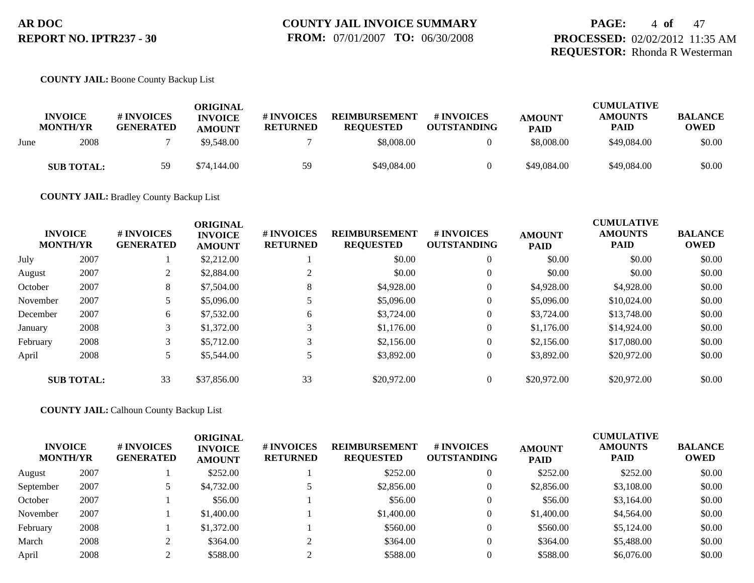**AR DOC**
**REPORT NO. IPTR237 - 30**

**COUNTY JAIL INVOICE SUMMARY**
**FROM:** 07/01/2007 **TO:** 06/30/2008

**PROCESSED:** 02/02/2012 11:35 AM
**REQUESTOR:** Rhonda R Westerman

**COUNTY JAIL:** Boone County Backup List

| INVOICE MONTH/YR | | # INVOICES GENERATED | ORIGINAL INVOICE AMOUNT | # INVOICES RETURNED | REIMBURSEMENT REQUESTED | # INVOICES OUTSTANDING | AMOUNT PAID | CUMULATIVE AMOUNTS PAID | BALANCE OWED |
|---|---|---|---|---|---|---|---|---|---|
| June | 2008 | 7 | $9,548.00 | 7 | $8,008.00 | 0 | $8,008.00 | $49,084.00 | $0.00 |
| **SUB TOTAL:** | | 59 | $74,144.00 | 59 | $49,084.00 | 0 | $49,084.00 | $49,084.00 | $0.00 |

**COUNTY JAIL:** Bradley County Backup List

| INVOICE MONTH/YR | | # INVOICES GENERATED | ORIGINAL INVOICE AMOUNT | # INVOICES RETURNED | REIMBURSEMENT REQUESTED | # INVOICES OUTSTANDING | AMOUNT PAID | CUMULATIVE AMOUNTS PAID | BALANCE OWED |
|---|---|---|---|---|---|---|---|---|---|
| July | 2007 | 1 | $2,212.00 | 1 | $0.00 | 0 | $0.00 | $0.00 | $0.00 |
| August | 2007 | 2 | $2,884.00 | 2 | $0.00 | 0 | $0.00 | $0.00 | $0.00 |
| October | 2007 | 8 | $7,504.00 | 8 | $4,928.00 | 0 | $4,928.00 | $4,928.00 | $0.00 |
| November | 2007 | 5 | $5,096.00 | 5 | $5,096.00 | 0 | $5,096.00 | $10,024.00 | $0.00 |
| December | 2007 | 6 | $7,532.00 | 6 | $3,724.00 | 0 | $3,724.00 | $13,748.00 | $0.00 |
| January | 2008 | 3 | $1,372.00 | 3 | $1,176.00 | 0 | $1,176.00 | $14,924.00 | $0.00 |
| February | 2008 | 3 | $5,712.00 | 3 | $2,156.00 | 0 | $2,156.00 | $17,080.00 | $0.00 |
| April | 2008 | 5 | $5,544.00 | 5 | $3,892.00 | 0 | $3,892.00 | $20,972.00 | $0.00 |
| **SUB TOTAL:** | | 33 | $37,856.00 | 33 | $20,972.00 | 0 | $20,972.00 | $20,972.00 | $0.00 |

**COUNTY JAIL:** Calhoun County Backup List

| INVOICE MONTH/YR | | # INVOICES GENERATED | ORIGINAL INVOICE AMOUNT | # INVOICES RETURNED | REIMBURSEMENT REQUESTED | # INVOICES OUTSTANDING | AMOUNT PAID | CUMULATIVE AMOUNTS PAID | BALANCE OWED |
|---|---|---|---|---|---|---|---|---|---|
| August | 2007 | 1 | $252.00 | 1 | $252.00 | 0 | $252.00 | $252.00 | $0.00 |
| September | 2007 | 5 | $4,732.00 | 5 | $2,856.00 | 0 | $2,856.00 | $3,108.00 | $0.00 |
| October | 2007 | 1 | $56.00 | 1 | $56.00 | 0 | $56.00 | $3,164.00 | $0.00 |
| November | 2007 | 1 | $1,400.00 | 1 | $1,400.00 | 0 | $1,400.00 | $4,564.00 | $0.00 |
| February | 2008 | 1 | $1,372.00 | 1 | $560.00 | 0 | $560.00 | $5,124.00 | $0.00 |
| March | 2008 | 2 | $364.00 | 2 | $364.00 | 0 | $364.00 | $5,488.00 | $0.00 |
| April | 2008 | 2 | $588.00 | 2 | $588.00 | 0 | $588.00 | $6,076.00 | $0.00 |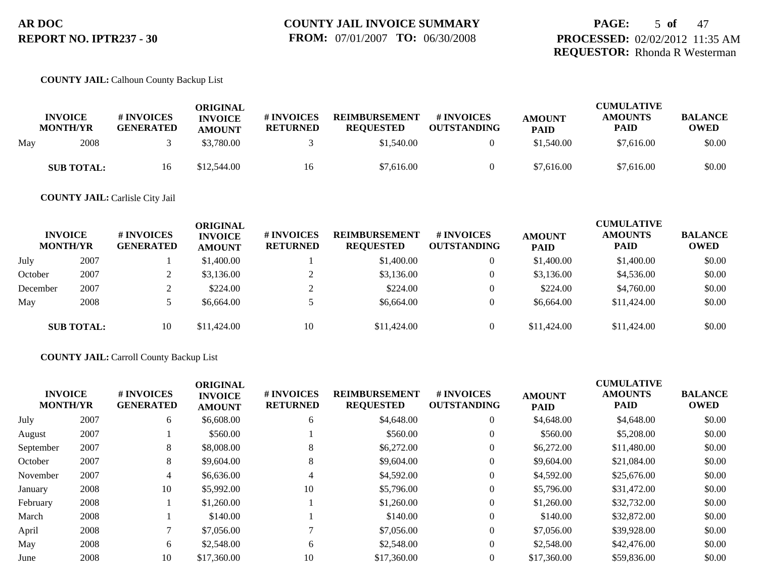**COUNTY JAIL:** Calhoun County Backup List

| INVOICE MONTH/YR | | # INVOICES GENERATED | ORIGINAL INVOICE AMOUNT | # INVOICES RETURNED | REIMBURSEMENT REQUESTED | # INVOICES OUTSTANDING | AMOUNT PAID | CUMULATIVE AMOUNTS PAID | BALANCE OWED |
|---|---|---|---|---|---|---|---|---|---|
| May | 2008 | 3 | $3,780.00 | 3 | $1,540.00 | 0 | $1,540.00 | $7,616.00 | $0.00 |
| **SUB TOTAL:** | | 16 | $12,544.00 | 16 | $7,616.00 | 0 | $7,616.00 | $7,616.00 | $0.00 |

**COUNTY JAIL:** Carlisle City Jail

| INVOICE MONTH/YR | | # INVOICES GENERATED | ORIGINAL INVOICE AMOUNT | # INVOICES RETURNED | REIMBURSEMENT REQUESTED | # INVOICES OUTSTANDING | AMOUNT PAID | CUMULATIVE AMOUNTS PAID | BALANCE OWED |
|---|---|---|---|---|---|---|---|---|---|
| July | 2007 | 1 | $1,400.00 | 1 | $1,400.00 | 0 | $1,400.00 | $1,400.00 | $0.00 |
| October | 2007 | 2 | $3,136.00 | 2 | $3,136.00 | 0 | $3,136.00 | $4,536.00 | $0.00 |
| December | 2007 | 2 | $224.00 | 2 | $224.00 | 0 | $224.00 | $4,760.00 | $0.00 |
| May | 2008 | 5 | $6,664.00 | 5 | $6,664.00 | 0 | $6,664.00 | $11,424.00 | $0.00 |
| **SUB TOTAL:** | | 10 | $11,424.00 | 10 | $11,424.00 | 0 | $11,424.00 | $11,424.00 | $0.00 |

**COUNTY JAIL:** Carroll County Backup List

| INVOICE MONTH/YR | | # INVOICES GENERATED | ORIGINAL INVOICE AMOUNT | # INVOICES RETURNED | REIMBURSEMENT REQUESTED | # INVOICES OUTSTANDING | AMOUNT PAID | CUMULATIVE AMOUNTS PAID | BALANCE OWED |
|---|---|---|---|---|---|---|---|---|---|
| July | 2007 | 6 | $6,608.00 | 6 | $4,648.00 | 0 | $4,648.00 | $4,648.00 | $0.00 |
| August | 2007 | 1 | $560.00 | 1 | $560.00 | 0 | $560.00 | $5,208.00 | $0.00 |
| September | 2007 | 8 | $8,008.00 | 8 | $6,272.00 | 0 | $6,272.00 | $11,480.00 | $0.00 |
| October | 2007 | 8 | $9,604.00 | 8 | $9,604.00 | 0 | $9,604.00 | $21,084.00 | $0.00 |
| November | 2007 | 4 | $6,636.00 | 4 | $4,592.00 | 0 | $4,592.00 | $25,676.00 | $0.00 |
| January | 2008 | 10 | $5,992.00 | 10 | $5,796.00 | 0 | $5,796.00 | $31,472.00 | $0.00 |
| February | 2008 | 1 | $1,260.00 | 1 | $1,260.00 | 0 | $1,260.00 | $32,732.00 | $0.00 |
| March | 2008 | 1 | $140.00 | 1 | $140.00 | 0 | $140.00 | $32,872.00 | $0.00 |
| April | 2008 | 7 | $7,056.00 | 7 | $7,056.00 | 0 | $7,056.00 | $39,928.00 | $0.00 |
| May | 2008 | 6 | $2,548.00 | 6 | $2,548.00 | 0 | $2,548.00 | $42,476.00 | $0.00 |
| June | 2008 | 10 | $17,360.00 | 10 | $17,360.00 | 0 | $17,360.00 | $59,836.00 | $0.00 |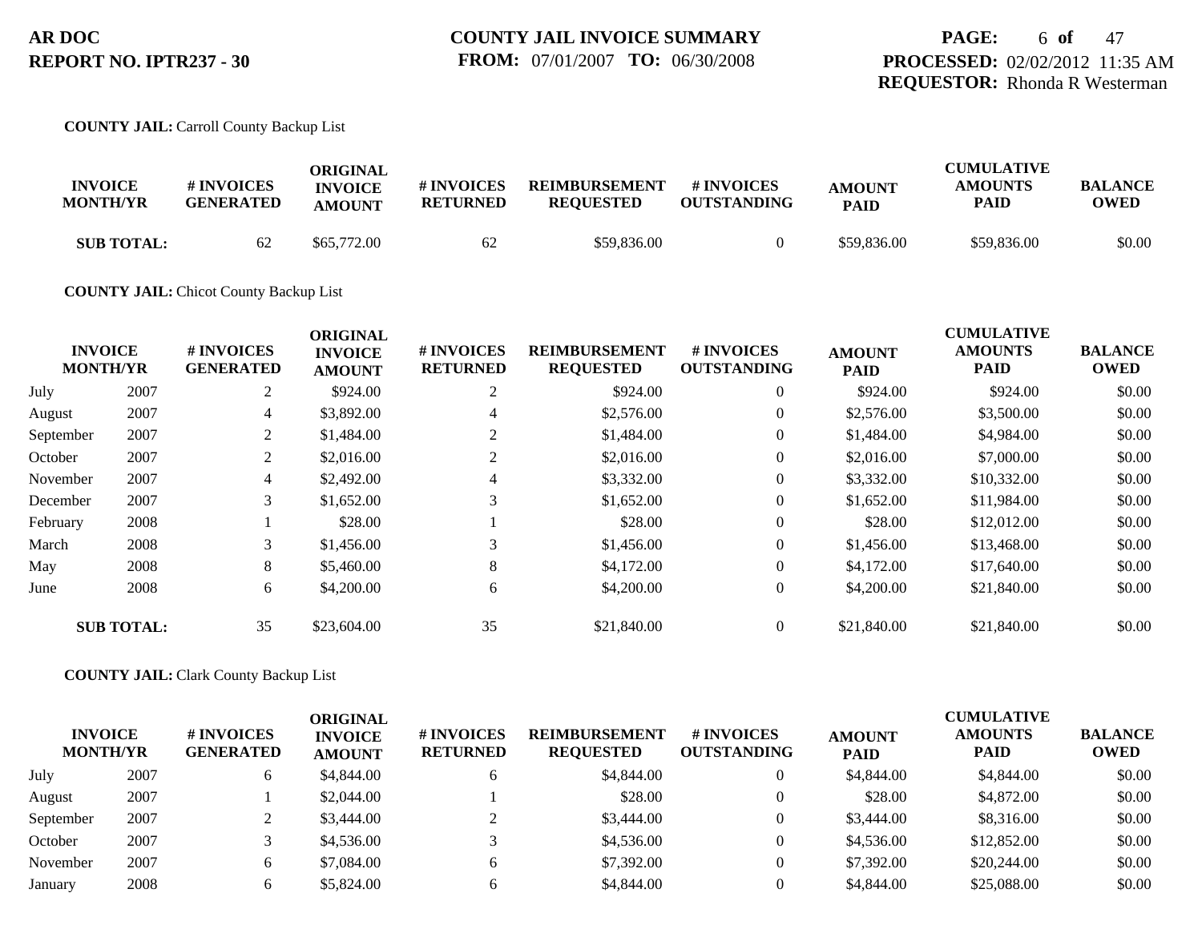**COUNTY JAIL:** Carroll County Backup List

| INVOICE MONTH/YR | | # INVOICES GENERATED | ORIGINAL INVOICE AMOUNT | # INVOICES RETURNED | REIMBURSEMENT REQUESTED | # INVOICES OUTSTANDING | AMOUNT PAID | CUMULATIVE AMOUNTS PAID | BALANCE OWED |
|---|---|---|---|---|---|---|---|---|---|
| **SUB TOTAL:** | | 62 | $65,772.00 | 62 | $59,836.00 | 0 | $59,836.00 | $59,836.00 | $0.00 |

**COUNTY JAIL:** Chicot County Backup List

| INVOICE MONTH/YR | | # INVOICES GENERATED | ORIGINAL INVOICE AMOUNT | # INVOICES RETURNED | REIMBURSEMENT REQUESTED | # INVOICES OUTSTANDING | AMOUNT PAID | CUMULATIVE AMOUNTS PAID | BALANCE OWED |
|---|---|---|---|---|---|---|---|---|---|
| July | 2007 | 2 | $924.00 | 2 | $924.00 | 0 | $924.00 | $924.00 | $0.00 |
| August | 2007 | 4 | $3,892.00 | 4 | $2,576.00 | 0 | $2,576.00 | $3,500.00 | $0.00 |
| September | 2007 | 2 | $1,484.00 | 2 | $1,484.00 | 0 | $1,484.00 | $4,984.00 | $0.00 |
| October | 2007 | 2 | $2,016.00 | 2 | $2,016.00 | 0 | $2,016.00 | $7,000.00 | $0.00 |
| November | 2007 | 4 | $2,492.00 | 4 | $3,332.00 | 0 | $3,332.00 | $10,332.00 | $0.00 |
| December | 2007 | 3 | $1,652.00 | 3 | $1,652.00 | 0 | $1,652.00 | $11,984.00 | $0.00 |
| February | 2008 | 1 | $28.00 | 1 | $28.00 | 0 | $28.00 | $12,012.00 | $0.00 |
| March | 2008 | 3 | $1,456.00 | 3 | $1,456.00 | 0 | $1,456.00 | $13,468.00 | $0.00 |
| May | 2008 | 8 | $5,460.00 | 8 | $4,172.00 | 0 | $4,172.00 | $17,640.00 | $0.00 |
| June | 2008 | 6 | $4,200.00 | 6 | $4,200.00 | 0 | $4,200.00 | $21,840.00 | $0.00 |
| **SUB TOTAL:** | | 35 | $23,604.00 | 35 | $21,840.00 | 0 | $21,840.00 | $21,840.00 | $0.00 |

**COUNTY JAIL:** Clark County Backup List

| INVOICE MONTH/YR | | # INVOICES GENERATED | ORIGINAL INVOICE AMOUNT | # INVOICES RETURNED | REIMBURSEMENT REQUESTED | # INVOICES OUTSTANDING | AMOUNT PAID | CUMULATIVE AMOUNTS PAID | BALANCE OWED |
|---|---|---|---|---|---|---|---|---|---|
| July | 2007 | 6 | $4,844.00 | 6 | $4,844.00 | 0 | $4,844.00 | $4,844.00 | $0.00 |
| August | 2007 | 1 | $2,044.00 | 1 | $28.00 | 0 | $28.00 | $4,872.00 | $0.00 |
| September | 2007 | 2 | $3,444.00 | 2 | $3,444.00 | 0 | $3,444.00 | $8,316.00 | $0.00 |
| October | 2007 | 3 | $4,536.00 | 3 | $4,536.00 | 0 | $4,536.00 | $12,852.00 | $0.00 |
| November | 2007 | 6 | $7,084.00 | 6 | $7,392.00 | 0 | $7,392.00 | $20,244.00 | $0.00 |
| January | 2008 | 6 | $5,824.00 | 6 | $4,844.00 | 0 | $4,844.00 | $25,088.00 | $0.00 |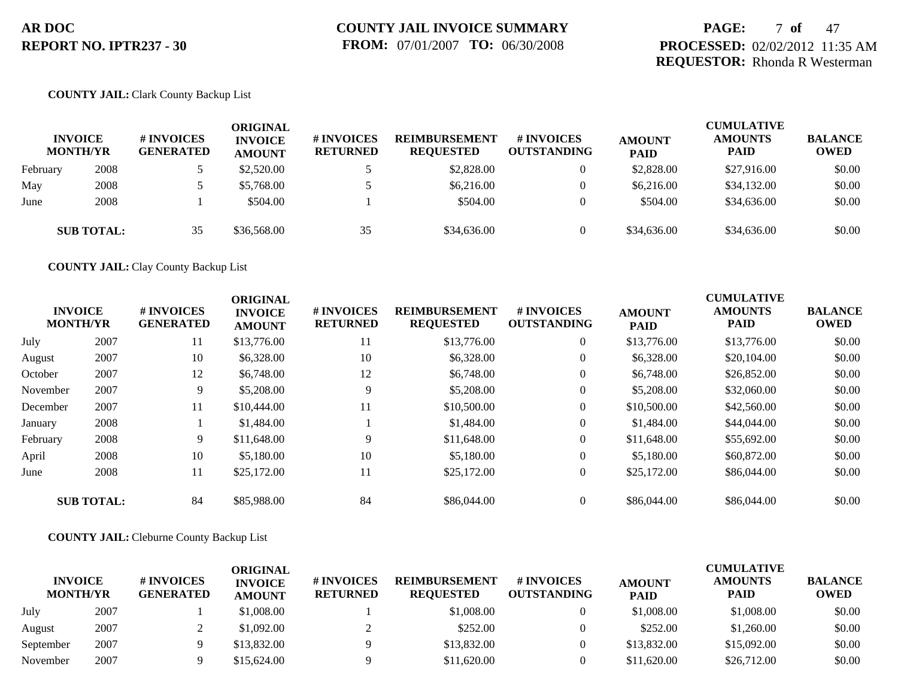**COUNTY JAIL:** Clark County Backup List

| INVOICE MONTH/YR | | # INVOICES GENERATED | ORIGINAL INVOICE AMOUNT | # INVOICES RETURNED | REIMBURSEMENT REQUESTED | # INVOICES OUTSTANDING | AMOUNT PAID | CUMULATIVE AMOUNTS PAID | BALANCE OWED |
|---|---|---|---|---|---|---|---|---|---|
| February | 2008 | 5 | $2,520.00 | 5 | $2,828.00 | 0 | $2,828.00 | $27,916.00 | $0.00 |
| May | 2008 | 5 | $5,768.00 | 5 | $6,216.00 | 0 | $6,216.00 | $34,132.00 | $0.00 |
| June | 2008 | 1 | $504.00 | 1 | $504.00 | 0 | $504.00 | $34,636.00 | $0.00 |
| **SUB TOTAL:** | | 35 | $36,568.00 | 35 | $34,636.00 | 0 | $34,636.00 | $34,636.00 | $0.00 |

**COUNTY JAIL:** Clay County Backup List

| INVOICE MONTH/YR | | # INVOICES GENERATED | ORIGINAL INVOICE AMOUNT | # INVOICES RETURNED | REIMBURSEMENT REQUESTED | # INVOICES OUTSTANDING | AMOUNT PAID | CUMULATIVE AMOUNTS PAID | BALANCE OWED |
|---|---|---|---|---|---|---|---|---|---|
| July | 2007 | 11 | $13,776.00 | 11 | $13,776.00 | 0 | $13,776.00 | $13,776.00 | $0.00 |
| August | 2007 | 10 | $6,328.00 | 10 | $6,328.00 | 0 | $6,328.00 | $20,104.00 | $0.00 |
| October | 2007 | 12 | $6,748.00 | 12 | $6,748.00 | 0 | $6,748.00 | $26,852.00 | $0.00 |
| November | 2007 | 9 | $5,208.00 | 9 | $5,208.00 | 0 | $5,208.00 | $32,060.00 | $0.00 |
| December | 2007 | 11 | $10,444.00 | 11 | $10,500.00 | 0 | $10,500.00 | $42,560.00 | $0.00 |
| January | 2008 | 1 | $1,484.00 | 1 | $1,484.00 | 0 | $1,484.00 | $44,044.00 | $0.00 |
| February | 2008 | 9 | $11,648.00 | 9 | $11,648.00 | 0 | $11,648.00 | $55,692.00 | $0.00 |
| April | 2008 | 10 | $5,180.00 | 10 | $5,180.00 | 0 | $5,180.00 | $60,872.00 | $0.00 |
| June | 2008 | 11 | $25,172.00 | 11 | $25,172.00 | 0 | $25,172.00 | $86,044.00 | $0.00 |
| **SUB TOTAL:** | | 84 | $85,988.00 | 84 | $86,044.00 | 0 | $86,044.00 | $86,044.00 | $0.00 |

**COUNTY JAIL:** Cleburne County Backup List

| INVOICE MONTH/YR | | # INVOICES GENERATED | ORIGINAL INVOICE AMOUNT | # INVOICES RETURNED | REIMBURSEMENT REQUESTED | # INVOICES OUTSTANDING | AMOUNT PAID | CUMULATIVE AMOUNTS PAID | BALANCE OWED |
|---|---|---|---|---|---|---|---|---|---|
| July | 2007 | 1 | $1,008.00 | 1 | $1,008.00 | 0 | $1,008.00 | $1,008.00 | $0.00 |
| August | 2007 | 2 | $1,092.00 | 2 | $252.00 | 0 | $252.00 | $1,260.00 | $0.00 |
| September | 2007 | 9 | $13,832.00 | 9 | $13,832.00 | 0 | $13,832.00 | $15,092.00 | $0.00 |
| November | 2007 | 9 | $15,624.00 | 9 | $11,620.00 | 0 | $11,620.00 | $26,712.00 | $0.00 |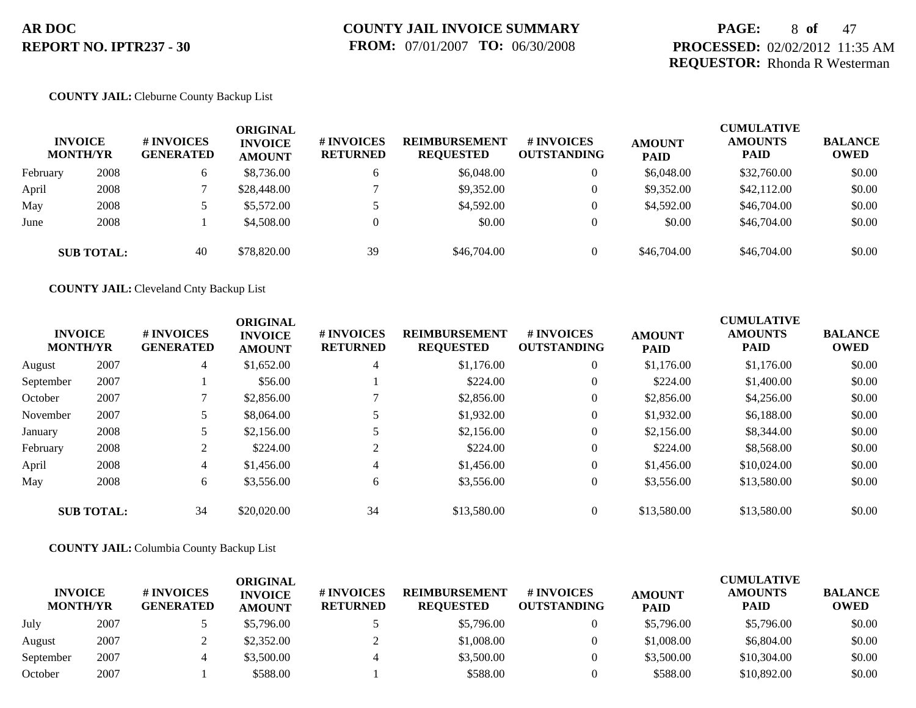**COUNTY JAIL:** Cleburne County Backup List

| INVOICE MONTH/YR | | # INVOICES GENERATED | ORIGINAL INVOICE AMOUNT | # INVOICES RETURNED | REIMBURSEMENT REQUESTED | # INVOICES OUTSTANDING | AMOUNT PAID | CUMULATIVE AMOUNTS PAID | BALANCE OWED |
|---|---|---|---|---|---|---|---|---|---|
| February | 2008 | 6 | $8,736.00 | 6 | $6,048.00 | 0 | $6,048.00 | $32,760.00 | $0.00 |
| April | 2008 | 7 | $28,448.00 | 7 | $9,352.00 | 0 | $9,352.00 | $42,112.00 | $0.00 |
| May | 2008 | 5 | $5,572.00 | 5 | $4,592.00 | 0 | $4,592.00 | $46,704.00 | $0.00 |
| June | 2008 | 1 | $4,508.00 | 0 | $0.00 | 0 | $0.00 | $46,704.00 | $0.00 |
| **SUB TOTAL:** | | 40 | $78,820.00 | 39 | $46,704.00 | 0 | $46,704.00 | $46,704.00 | $0.00 |

**COUNTY JAIL:** Cleveland Cnty Backup List

| INVOICE MONTH/YR | | # INVOICES GENERATED | ORIGINAL INVOICE AMOUNT | # INVOICES RETURNED | REIMBURSEMENT REQUESTED | # INVOICES OUTSTANDING | AMOUNT PAID | CUMULATIVE AMOUNTS PAID | BALANCE OWED |
|---|---|---|---|---|---|---|---|---|---|
| August | 2007 | 4 | $1,652.00 | 4 | $1,176.00 | 0 | $1,176.00 | $1,176.00 | $0.00 |
| September | 2007 | 1 | $56.00 | 1 | $224.00 | 0 | $224.00 | $1,400.00 | $0.00 |
| October | 2007 | 7 | $2,856.00 | 7 | $2,856.00 | 0 | $2,856.00 | $4,256.00 | $0.00 |
| November | 2007 | 5 | $8,064.00 | 5 | $1,932.00 | 0 | $1,932.00 | $6,188.00 | $0.00 |
| January | 2008 | 5 | $2,156.00 | 5 | $2,156.00 | 0 | $2,156.00 | $8,344.00 | $0.00 |
| February | 2008 | 2 | $224.00 | 2 | $224.00 | 0 | $224.00 | $8,568.00 | $0.00 |
| April | 2008 | 4 | $1,456.00 | 4 | $1,456.00 | 0 | $1,456.00 | $10,024.00 | $0.00 |
| May | 2008 | 6 | $3,556.00 | 6 | $3,556.00 | 0 | $3,556.00 | $13,580.00 | $0.00 |
| **SUB TOTAL:** | | 34 | $20,020.00 | 34 | $13,580.00 | 0 | $13,580.00 | $13,580.00 | $0.00 |

**COUNTY JAIL:** Columbia County Backup List

| INVOICE MONTH/YR | | # INVOICES GENERATED | ORIGINAL INVOICE AMOUNT | # INVOICES RETURNED | REIMBURSEMENT REQUESTED | # INVOICES OUTSTANDING | AMOUNT PAID | CUMULATIVE AMOUNTS PAID | BALANCE OWED |
|---|---|---|---|---|---|---|---|---|---|
| July | 2007 | 5 | $5,796.00 | 5 | $5,796.00 | 0 | $5,796.00 | $5,796.00 | $0.00 |
| August | 2007 | 2 | $2,352.00 | 2 | $1,008.00 | 0 | $1,008.00 | $6,804.00 | $0.00 |
| September | 2007 | 4 | $3,500.00 | 4 | $3,500.00 | 0 | $3,500.00 | $10,304.00 | $0.00 |
| October | 2007 | 1 | $588.00 | 1 | $588.00 | 0 | $588.00 | $10,892.00 | $0.00 |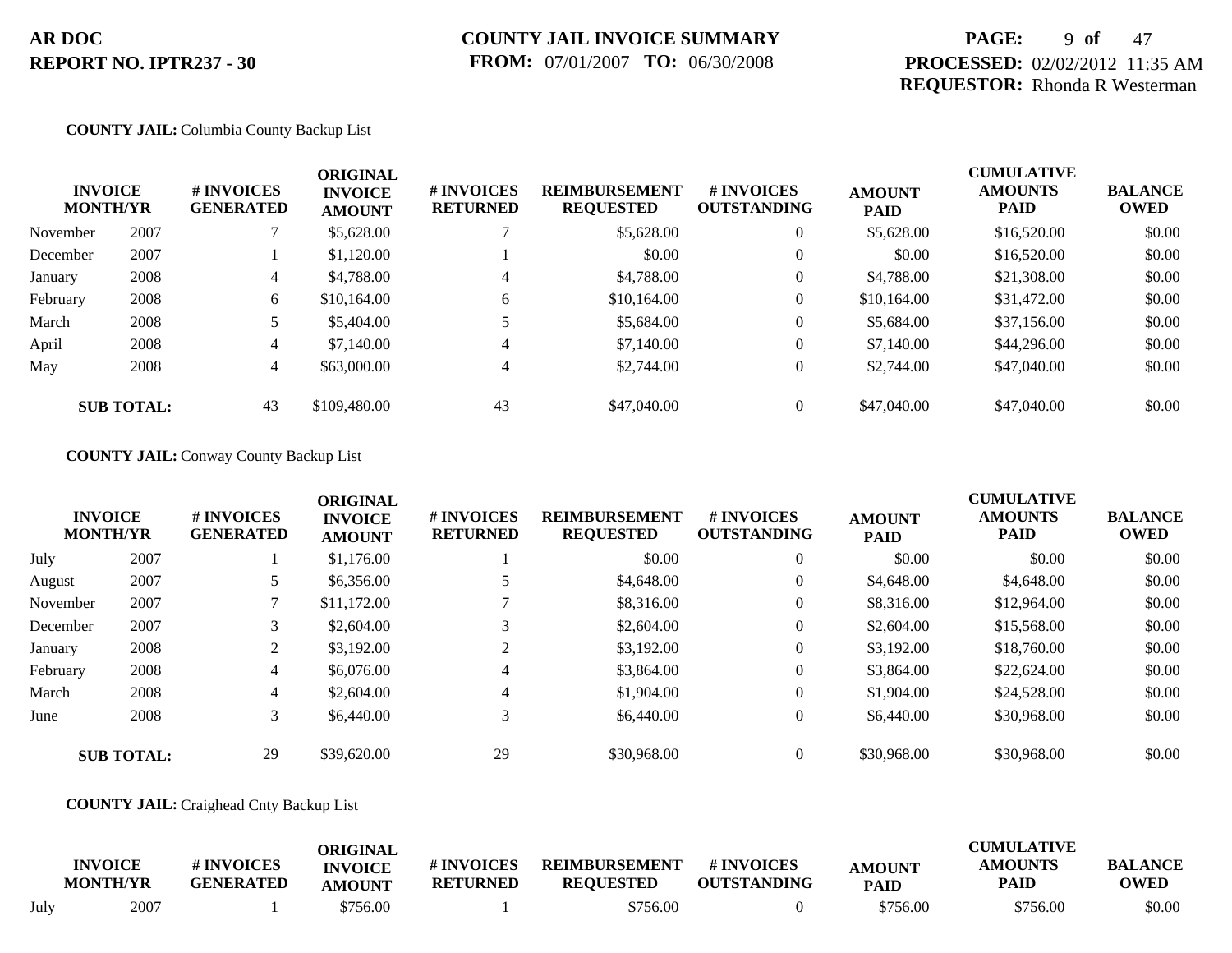**AR DOC**
**REPORT NO. IPTR237 - 30**

**COUNTY JAIL INVOICE SUMMARY**
**FROM:** 07/01/2007 **TO:** 06/30/2008

**PROCESSED:** 02/02/2012 11:35 AM
**REQUESTOR:** Rhonda R Westerman

**COUNTY JAIL:** Columbia County Backup List

| INVOICE MONTH/YR | | # INVOICES GENERATED | ORIGINAL INVOICE AMOUNT | # INVOICES RETURNED | REIMBURSEMENT REQUESTED | # INVOICES OUTSTANDING | AMOUNT PAID | CUMULATIVE AMOUNTS PAID | BALANCE OWED |
|---|---|---|---|---|---|---|---|---|---|
| November | 2007 | 7 | $5,628.00 | 7 | $5,628.00 | 0 | $5,628.00 | $16,520.00 | $0.00 |
| December | 2007 | 1 | $1,120.00 | 1 | $0.00 | 0 | $0.00 | $16,520.00 | $0.00 |
| January | 2008 | 4 | $4,788.00 | 4 | $4,788.00 | 0 | $4,788.00 | $21,308.00 | $0.00 |
| February | 2008 | 6 | $10,164.00 | 6 | $10,164.00 | 0 | $10,164.00 | $31,472.00 | $0.00 |
| March | 2008 | 5 | $5,404.00 | 5 | $5,684.00 | 0 | $5,684.00 | $37,156.00 | $0.00 |
| April | 2008 | 4 | $7,140.00 | 4 | $7,140.00 | 0 | $7,140.00 | $44,296.00 | $0.00 |
| May | 2008 | 4 | $63,000.00 | 4 | $2,744.00 | 0 | $2,744.00 | $47,040.00 | $0.00 |
| **SUB TOTAL:** | | 43 | $109,480.00 | 43 | $47,040.00 | 0 | $47,040.00 | $47,040.00 | $0.00 |

**COUNTY JAIL:** Conway County Backup List

| INVOICE MONTH/YR | | # INVOICES GENERATED | ORIGINAL INVOICE AMOUNT | # INVOICES RETURNED | REIMBURSEMENT REQUESTED | # INVOICES OUTSTANDING | AMOUNT PAID | CUMULATIVE AMOUNTS PAID | BALANCE OWED |
|---|---|---|---|---|---|---|---|---|---|
| July | 2007 | 1 | $1,176.00 | 1 | $0.00 | 0 | $0.00 | $0.00 | $0.00 |
| August | 2007 | 5 | $6,356.00 | 5 | $4,648.00 | 0 | $4,648.00 | $4,648.00 | $0.00 |
| November | 2007 | 7 | $11,172.00 | 7 | $8,316.00 | 0 | $8,316.00 | $12,964.00 | $0.00 |
| December | 2007 | 3 | $2,604.00 | 3 | $2,604.00 | 0 | $2,604.00 | $15,568.00 | $0.00 |
| January | 2008 | 2 | $3,192.00 | 2 | $3,192.00 | 0 | $3,192.00 | $18,760.00 | $0.00 |
| February | 2008 | 4 | $6,076.00 | 4 | $3,864.00 | 0 | $3,864.00 | $22,624.00 | $0.00 |
| March | 2008 | 4 | $2,604.00 | 4 | $1,904.00 | 0 | $1,904.00 | $24,528.00 | $0.00 |
| June | 2008 | 3 | $6,440.00 | 3 | $6,440.00 | 0 | $6,440.00 | $30,968.00 | $0.00 |
| **SUB TOTAL:** | | 29 | $39,620.00 | 29 | $30,968.00 | 0 | $30,968.00 | $30,968.00 | $0.00 |

**COUNTY JAIL:** Craighead Cnty Backup List

| INVOICE MONTH/YR | | # INVOICES GENERATED | ORIGINAL INVOICE AMOUNT | # INVOICES RETURNED | REIMBURSEMENT REQUESTED | # INVOICES OUTSTANDING | AMOUNT PAID | CUMULATIVE AMOUNTS PAID | BALANCE OWED |
|---|---|---|---|---|---|---|---|---|---|
| July | 2007 | 1 | $756.00 | 1 | $756.00 | 0 | $756.00 | $756.00 | $0.00 |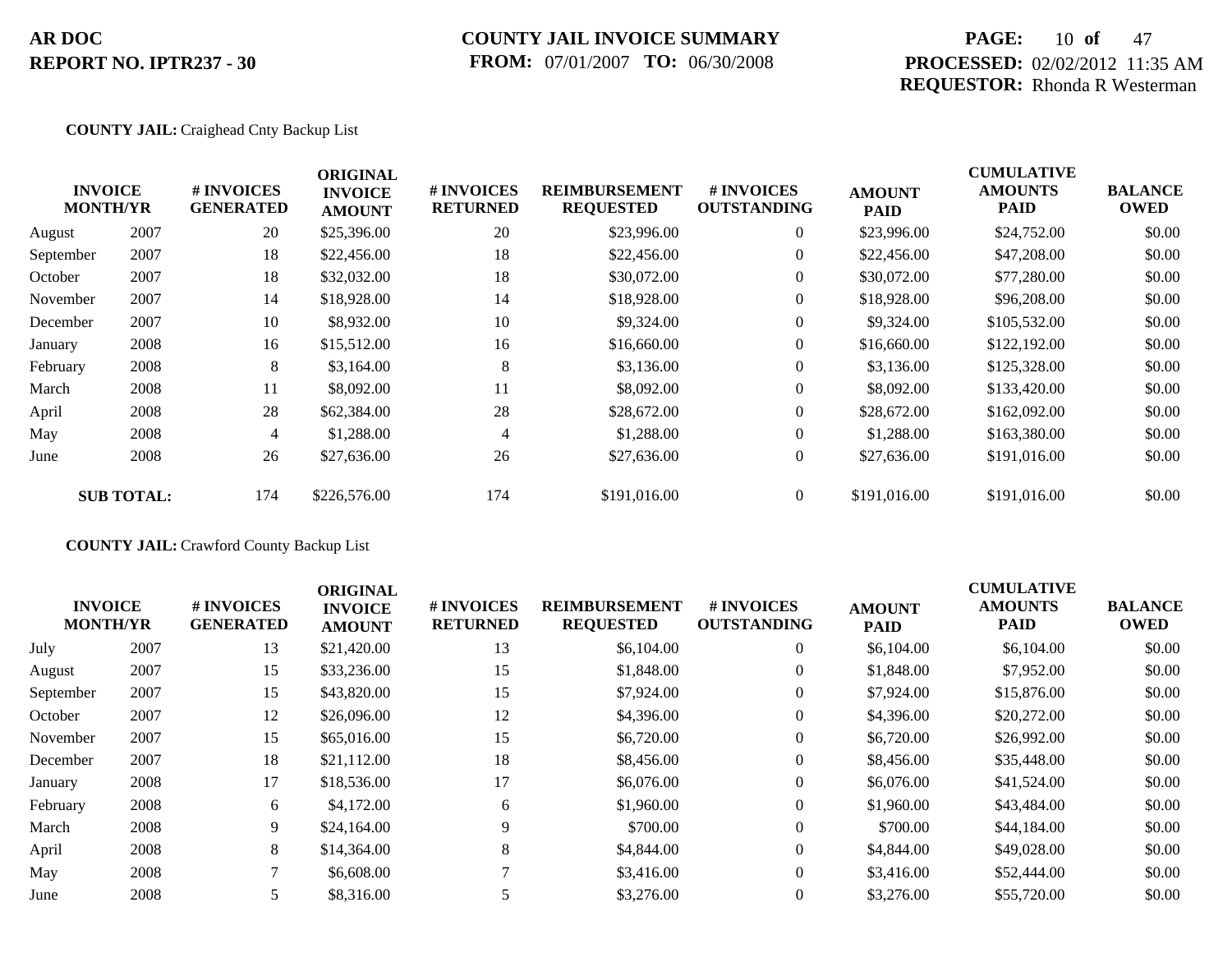**AR DOC**
**REPORT NO. IPTR237 - 30**

**COUNTY JAIL INVOICE SUMMARY**
**FROM:** 07/01/2007 **TO:** 06/30/2008

**PROCESSED:** 02/02/2012 11:35 AM
**REQUESTOR:** Rhonda R Westerman

**COUNTY JAIL:** Craighead Cnty Backup List

| INVOICE MONTH/YR | | # INVOICES GENERATED | ORIGINAL INVOICE AMOUNT | # INVOICES RETURNED | REIMBURSEMENT REQUESTED | # INVOICES OUTSTANDING | AMOUNT PAID | CUMULATIVE AMOUNTS PAID | BALANCE OWED |
|---|---|---|---|---|---|---|---|---|---|
| August | 2007 | 20 | $25,396.00 | 20 | $23,996.00 | 0 | $23,996.00 | $24,752.00 | $0.00 |
| September | 2007 | 18 | $22,456.00 | 18 | $22,456.00 | 0 | $22,456.00 | $47,208.00 | $0.00 |
| October | 2007 | 18 | $32,032.00 | 18 | $30,072.00 | 0 | $30,072.00 | $77,280.00 | $0.00 |
| November | 2007 | 14 | $18,928.00 | 14 | $18,928.00 | 0 | $18,928.00 | $96,208.00 | $0.00 |
| December | 2007 | 10 | $8,932.00 | 10 | $9,324.00 | 0 | $9,324.00 | $105,532.00 | $0.00 |
| January | 2008 | 16 | $15,512.00 | 16 | $16,660.00 | 0 | $16,660.00 | $122,192.00 | $0.00 |
| February | 2008 | 8 | $3,164.00 | 8 | $3,136.00 | 0 | $3,136.00 | $125,328.00 | $0.00 |
| March | 2008 | 11 | $8,092.00 | 11 | $8,092.00 | 0 | $8,092.00 | $133,420.00 | $0.00 |
| April | 2008 | 28 | $62,384.00 | 28 | $28,672.00 | 0 | $28,672.00 | $162,092.00 | $0.00 |
| May | 2008 | 4 | $1,288.00 | 4 | $1,288.00 | 0 | $1,288.00 | $163,380.00 | $0.00 |
| June | 2008 | 26 | $27,636.00 | 26 | $27,636.00 | 0 | $27,636.00 | $191,016.00 | $0.00 |
| **SUB TOTAL:** | | 174 | $226,576.00 | 174 | $191,016.00 | 0 | $191,016.00 | $191,016.00 | $0.00 |

**COUNTY JAIL:** Crawford County Backup List

| INVOICE MONTH/YR | | # INVOICES GENERATED | ORIGINAL INVOICE AMOUNT | # INVOICES RETURNED | REIMBURSEMENT REQUESTED | # INVOICES OUTSTANDING | AMOUNT PAID | CUMULATIVE AMOUNTS PAID | BALANCE OWED |
|---|---|---|---|---|---|---|---|---|---|
| July | 2007 | 13 | $21,420.00 | 13 | $6,104.00 | 0 | $6,104.00 | $6,104.00 | $0.00 |
| August | 2007 | 15 | $33,236.00 | 15 | $1,848.00 | 0 | $1,848.00 | $7,952.00 | $0.00 |
| September | 2007 | 15 | $43,820.00 | 15 | $7,924.00 | 0 | $7,924.00 | $15,876.00 | $0.00 |
| October | 2007 | 12 | $26,096.00 | 12 | $4,396.00 | 0 | $4,396.00 | $20,272.00 | $0.00 |
| November | 2007 | 15 | $65,016.00 | 15 | $6,720.00 | 0 | $6,720.00 | $26,992.00 | $0.00 |
| December | 2007 | 18 | $21,112.00 | 18 | $8,456.00 | 0 | $8,456.00 | $35,448.00 | $0.00 |
| January | 2008 | 17 | $18,536.00 | 17 | $6,076.00 | 0 | $6,076.00 | $41,524.00 | $0.00 |
| February | 2008 | 6 | $4,172.00 | 6 | $1,960.00 | 0 | $1,960.00 | $43,484.00 | $0.00 |
| March | 2008 | 9 | $24,164.00 | 9 | $700.00 | 0 | $700.00 | $44,184.00 | $0.00 |
| April | 2008 | 8 | $14,364.00 | 8 | $4,844.00 | 0 | $4,844.00 | $49,028.00 | $0.00 |
| May | 2008 | 7 | $6,608.00 | 7 | $3,416.00 | 0 | $3,416.00 | $52,444.00 | $0.00 |
| June | 2008 | 5 | $8,316.00 | 5 | $3,276.00 | 0 | $3,276.00 | $55,720.00 | $0.00 |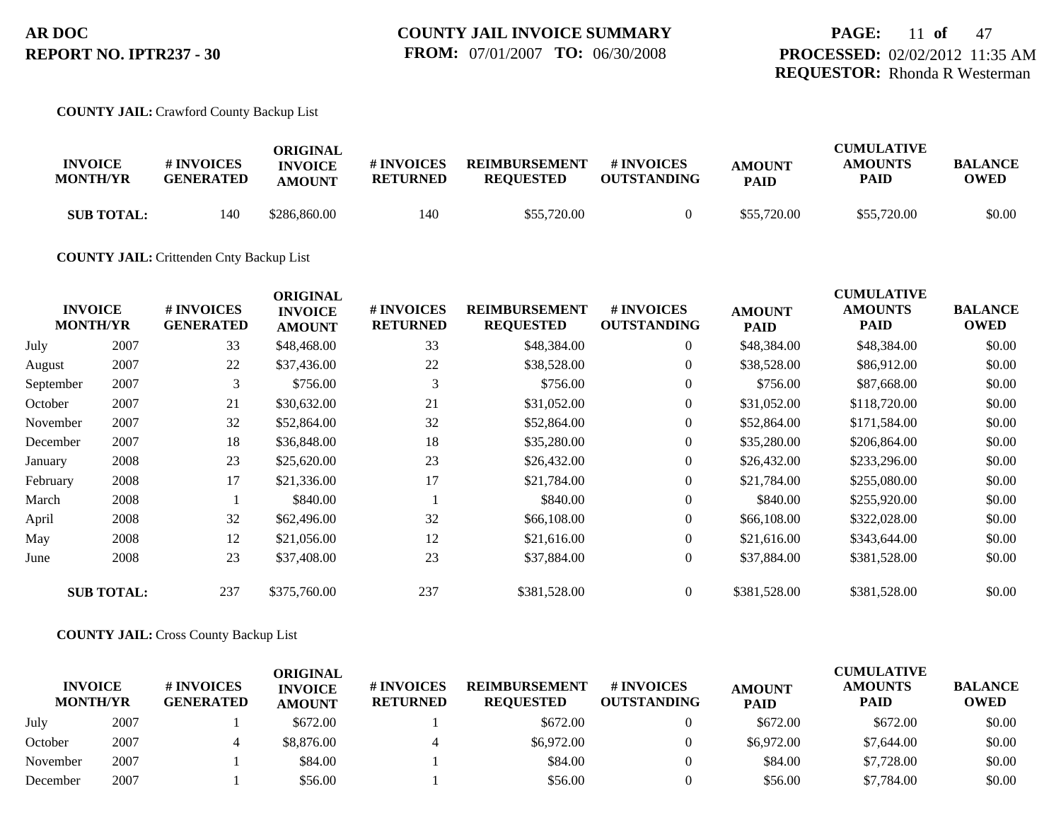**AR DOC**
**REPORT NO. IPTR237 - 30**

**COUNTY JAIL INVOICE SUMMARY**
**FROM:** 07/01/2007 **TO:** 06/30/2008

**PROCESSED:** 02/02/2012 11:35 AM
**REQUESTOR:** Rhonda R Westerman

**COUNTY JAIL:** Crawford County Backup List

| INVOICE MONTH/YR | | # INVOICES GENERATED | ORIGINAL INVOICE AMOUNT | # INVOICES RETURNED | REIMBURSEMENT REQUESTED | # INVOICES OUTSTANDING | AMOUNT PAID | CUMULATIVE AMOUNTS PAID | BALANCE OWED |
|---|---|---|---|---|---|---|---|---|---|
| **SUB TOTAL:** | | 140 | $286,860.00 | 140 | $55,720.00 | 0 | $55,720.00 | $55,720.00 | $0.00 |

**COUNTY JAIL:** Crittenden Cnty Backup List

| INVOICE MONTH/YR | | # INVOICES GENERATED | ORIGINAL INVOICE AMOUNT | # INVOICES RETURNED | REIMBURSEMENT REQUESTED | # INVOICES OUTSTANDING | AMOUNT PAID | CUMULATIVE AMOUNTS PAID | BALANCE OWED |
|---|---|---|---|---|---|---|---|---|---|
| July | 2007 | 33 | $48,468.00 | 33 | $48,384.00 | 0 | $48,384.00 | $48,384.00 | $0.00 |
| August | 2007 | 22 | $37,436.00 | 22 | $38,528.00 | 0 | $38,528.00 | $86,912.00 | $0.00 |
| September | 2007 | 3 | $756.00 | 3 | $756.00 | 0 | $756.00 | $87,668.00 | $0.00 |
| October | 2007 | 21 | $30,632.00 | 21 | $31,052.00 | 0 | $31,052.00 | $118,720.00 | $0.00 |
| November | 2007 | 32 | $52,864.00 | 32 | $52,864.00 | 0 | $52,864.00 | $171,584.00 | $0.00 |
| December | 2007 | 18 | $36,848.00 | 18 | $35,280.00 | 0 | $35,280.00 | $206,864.00 | $0.00 |
| January | 2008 | 23 | $25,620.00 | 23 | $26,432.00 | 0 | $26,432.00 | $233,296.00 | $0.00 |
| February | 2008 | 17 | $21,336.00 | 17 | $21,784.00 | 0 | $21,784.00 | $255,080.00 | $0.00 |
| March | 2008 | 1 | $840.00 | 1 | $840.00 | 0 | $840.00 | $255,920.00 | $0.00 |
| April | 2008 | 32 | $62,496.00 | 32 | $66,108.00 | 0 | $66,108.00 | $322,028.00 | $0.00 |
| May | 2008 | 12 | $21,056.00 | 12 | $21,616.00 | 0 | $21,616.00 | $343,644.00 | $0.00 |
| June | 2008 | 23 | $37,408.00 | 23 | $37,884.00 | 0 | $37,884.00 | $381,528.00 | $0.00 |
| **SUB TOTAL:** | | 237 | $375,760.00 | 237 | $381,528.00 | 0 | $381,528.00 | $381,528.00 | $0.00 |

**COUNTY JAIL:** Cross County Backup List

| INVOICE MONTH/YR | | # INVOICES GENERATED | ORIGINAL INVOICE AMOUNT | # INVOICES RETURNED | REIMBURSEMENT REQUESTED | # INVOICES OUTSTANDING | AMOUNT PAID | CUMULATIVE AMOUNTS PAID | BALANCE OWED |
|---|---|---|---|---|---|---|---|---|---|
| July | 2007 | 1 | $672.00 | 1 | $672.00 | 0 | $672.00 | $672.00 | $0.00 |
| October | 2007 | 4 | $8,876.00 | 4 | $6,972.00 | 0 | $6,972.00 | $7,644.00 | $0.00 |
| November | 2007 | 1 | $84.00 | 1 | $84.00 | 0 | $84.00 | $7,728.00 | $0.00 |
| December | 2007 | 1 | $56.00 | 1 | $56.00 | 0 | $56.00 | $7,784.00 | $0.00 |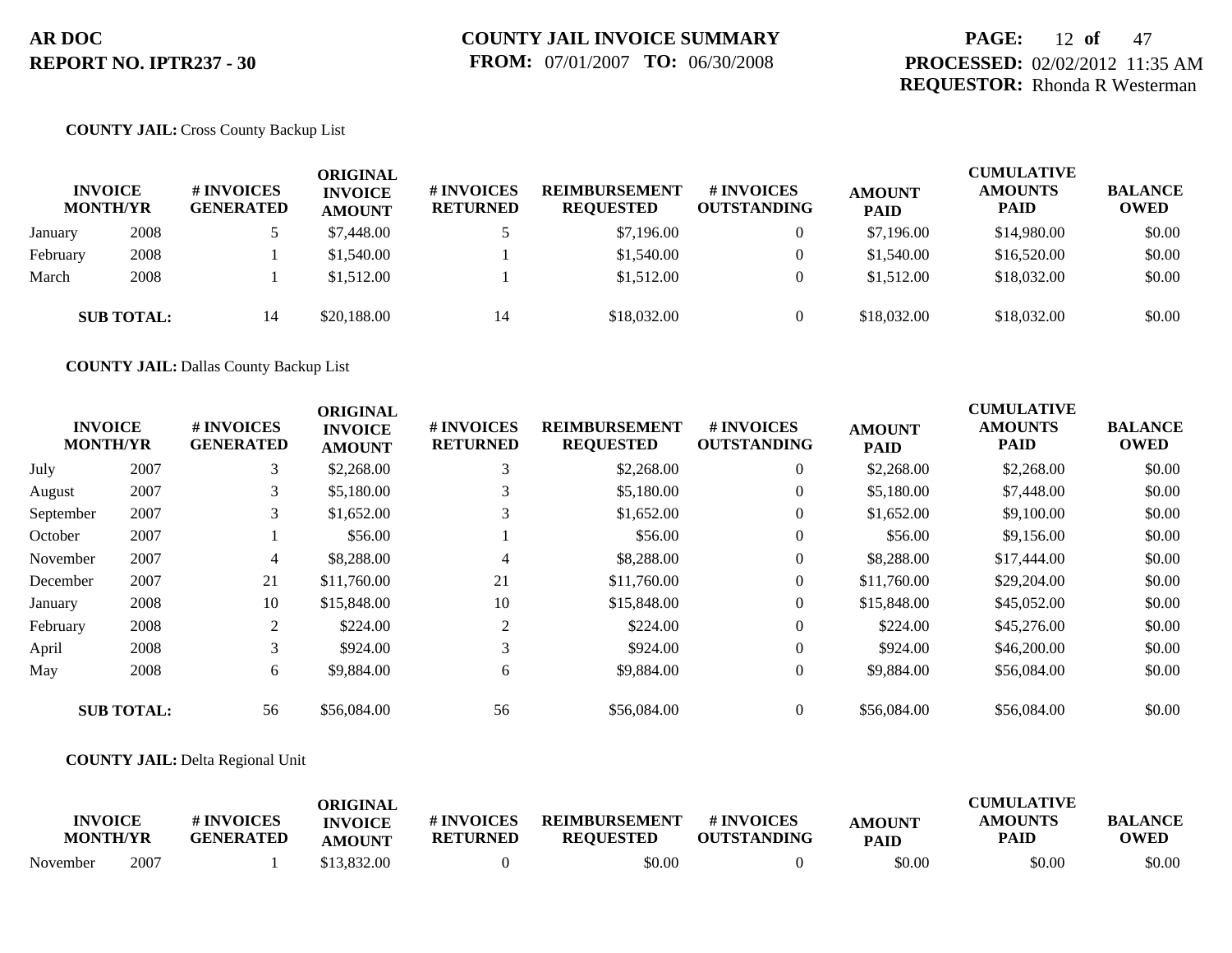**AR DOC**
**REPORT NO. IPTR237 - 30**

**COUNTY JAIL INVOICE SUMMARY**
**FROM:** 07/01/2007 **TO:** 06/30/2008

**PROCESSED:** 02/02/2012 11:35 AM
**REQUESTOR:** Rhonda R Westerman

**COUNTY JAIL:** Cross County Backup List

| INVOICE MONTH/YR | | # INVOICES GENERATED | ORIGINAL INVOICE AMOUNT | # INVOICES RETURNED | REIMBURSEMENT REQUESTED | # INVOICES OUTSTANDING | AMOUNT PAID | CUMULATIVE AMOUNTS PAID | BALANCE OWED |
|---|---|---|---|---|---|---|---|---|---|
| January | 2008 | 5 | $7,448.00 | 5 | $7,196.00 | 0 | $7,196.00 | $14,980.00 | $0.00 |
| February | 2008 | 1 | $1,540.00 | 1 | $1,540.00 | 0 | $1,540.00 | $16,520.00 | $0.00 |
| March | 2008 | 1 | $1,512.00 | 1 | $1,512.00 | 0 | $1,512.00 | $18,032.00 | $0.00 |
| **SUB TOTAL:** | | 14 | $20,188.00 | 14 | $18,032.00 | 0 | $18,032.00 | $18,032.00 | $0.00 |

**COUNTY JAIL:** Dallas County Backup List

| INVOICE MONTH/YR | | # INVOICES GENERATED | ORIGINAL INVOICE AMOUNT | # INVOICES RETURNED | REIMBURSEMENT REQUESTED | # INVOICES OUTSTANDING | AMOUNT PAID | CUMULATIVE AMOUNTS PAID | BALANCE OWED |
|---|---|---|---|---|---|---|---|---|---|
| July | 2007 | 3 | $2,268.00 | 3 | $2,268.00 | 0 | $2,268.00 | $2,268.00 | $0.00 |
| August | 2007 | 3 | $5,180.00 | 3 | $5,180.00 | 0 | $5,180.00 | $7,448.00 | $0.00 |
| September | 2007 | 3 | $1,652.00 | 3 | $1,652.00 | 0 | $1,652.00 | $9,100.00 | $0.00 |
| October | 2007 | 1 | $56.00 | 1 | $56.00 | 0 | $56.00 | $9,156.00 | $0.00 |
| November | 2007 | 4 | $8,288.00 | 4 | $8,288.00 | 0 | $8,288.00 | $17,444.00 | $0.00 |
| December | 2007 | 21 | $11,760.00 | 21 | $11,760.00 | 0 | $11,760.00 | $29,204.00 | $0.00 |
| January | 2008 | 10 | $15,848.00 | 10 | $15,848.00 | 0 | $15,848.00 | $45,052.00 | $0.00 |
| February | 2008 | 2 | $224.00 | 2 | $224.00 | 0 | $224.00 | $45,276.00 | $0.00 |
| April | 2008 | 3 | $924.00 | 3 | $924.00 | 0 | $924.00 | $46,200.00 | $0.00 |
| May | 2008 | 6 | $9,884.00 | 6 | $9,884.00 | 0 | $9,884.00 | $56,084.00 | $0.00 |
| **SUB TOTAL:** | | 56 | $56,084.00 | 56 | $56,084.00 | 0 | $56,084.00 | $56,084.00 | $0.00 |

**COUNTY JAIL:** Delta Regional Unit

| INVOICE MONTH/YR | | # INVOICES GENERATED | ORIGINAL INVOICE AMOUNT | # INVOICES RETURNED | REIMBURSEMENT REQUESTED | # INVOICES OUTSTANDING | AMOUNT PAID | CUMULATIVE AMOUNTS PAID | BALANCE OWED |
|---|---|---|---|---|---|---|---|---|---|
| November | 2007 | 1 | $13,832.00 | 0 | $0.00 | 0 | $0.00 | $0.00 | $0.00 |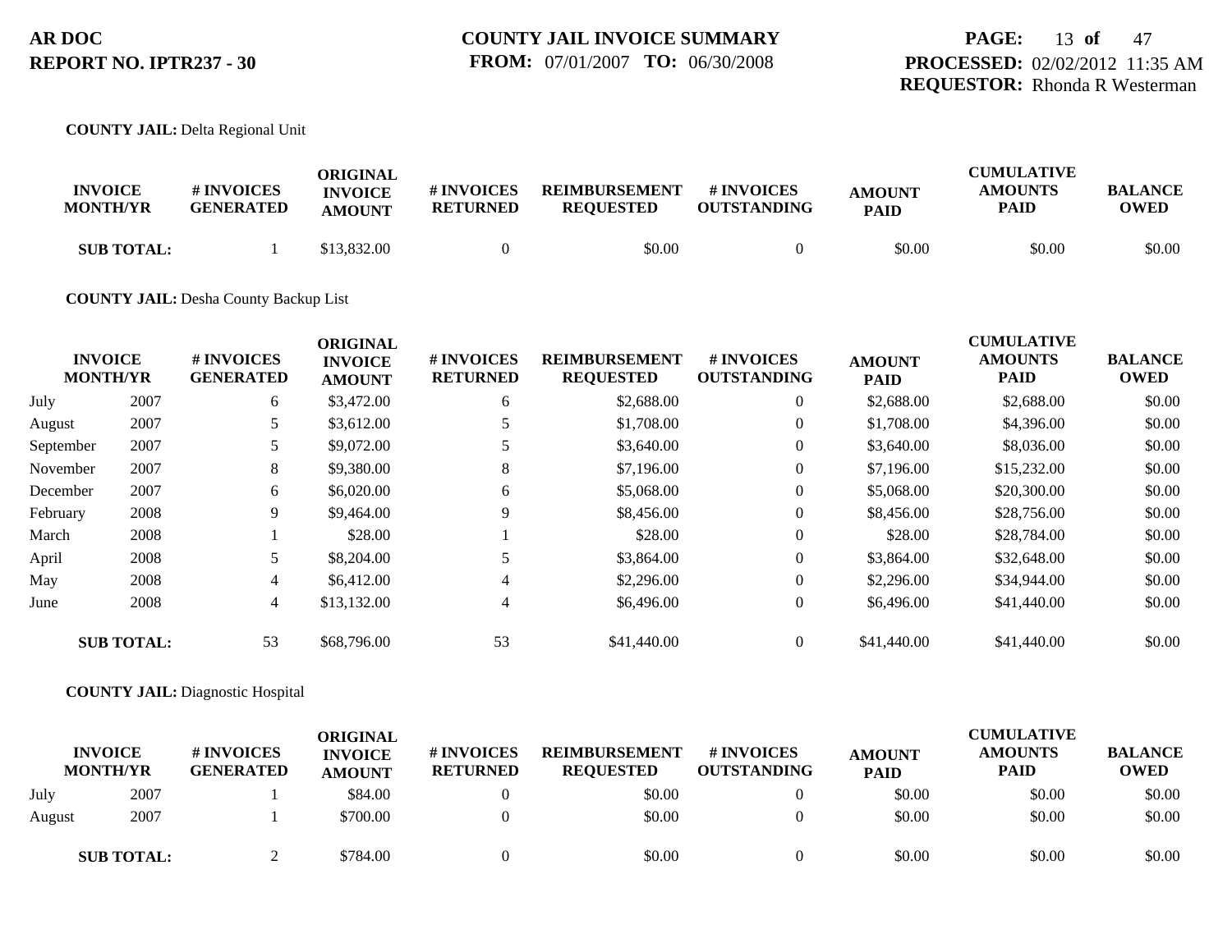**COUNTY JAIL:** Delta Regional Unit

| INVOICE MONTH/YR | | # INVOICES GENERATED | ORIGINAL INVOICE AMOUNT | # INVOICES RETURNED | REIMBURSEMENT REQUESTED | # INVOICES OUTSTANDING | AMOUNT PAID | CUMULATIVE AMOUNTS PAID | BALANCE OWED |
|---|---|---|---|---|---|---|---|---|---|
| **SUB TOTAL:** | | 1 | $13,832.00 | 0 | $0.00 | 0 | $0.00 | $0.00 | $0.00 |

**COUNTY JAIL:** Desha County Backup List

| INVOICE MONTH/YR | | # INVOICES GENERATED | ORIGINAL INVOICE AMOUNT | # INVOICES RETURNED | REIMBURSEMENT REQUESTED | # INVOICES OUTSTANDING | AMOUNT PAID | CUMULATIVE AMOUNTS PAID | BALANCE OWED |
|---|---|---|---|---|---|---|---|---|---|
| July | 2007 | 6 | $3,472.00 | 6 | $2,688.00 | 0 | $2,688.00 | $2,688.00 | $0.00 |
| August | 2007 | 5 | $3,612.00 | 5 | $1,708.00 | 0 | $1,708.00 | $4,396.00 | $0.00 |
| September | 2007 | 5 | $9,072.00 | 5 | $3,640.00 | 0 | $3,640.00 | $8,036.00 | $0.00 |
| November | 2007 | 8 | $9,380.00 | 8 | $7,196.00 | 0 | $7,196.00 | $15,232.00 | $0.00 |
| December | 2007 | 6 | $6,020.00 | 6 | $5,068.00 | 0 | $5,068.00 | $20,300.00 | $0.00 |
| February | 2008 | 9 | $9,464.00 | 9 | $8,456.00 | 0 | $8,456.00 | $28,756.00 | $0.00 |
| March | 2008 | 1 | $28.00 | 1 | $28.00 | 0 | $28.00 | $28,784.00 | $0.00 |
| April | 2008 | 5 | $8,204.00 | 5 | $3,864.00 | 0 | $3,864.00 | $32,648.00 | $0.00 |
| May | 2008 | 4 | $6,412.00 | 4 | $2,296.00 | 0 | $2,296.00 | $34,944.00 | $0.00 |
| June | 2008 | 4 | $13,132.00 | 4 | $6,496.00 | 0 | $6,496.00 | $41,440.00 | $0.00 |
| **SUB TOTAL:** | | 53 | $68,796.00 | 53 | $41,440.00 | 0 | $41,440.00 | $41,440.00 | $0.00 |

**COUNTY JAIL:** Diagnostic Hospital

| INVOICE MONTH/YR | | # INVOICES GENERATED | ORIGINAL INVOICE AMOUNT | # INVOICES RETURNED | REIMBURSEMENT REQUESTED | # INVOICES OUTSTANDING | AMOUNT PAID | CUMULATIVE AMOUNTS PAID | BALANCE OWED |
|---|---|---|---|---|---|---|---|---|---|
| July | 2007 | 1 | $84.00 | 0 | $0.00 | 0 | $0.00 | $0.00 | $0.00 |
| August | 2007 | 1 | $700.00 | 0 | $0.00 | 0 | $0.00 | $0.00 | $0.00 |
| **SUB TOTAL:** | | 2 | $784.00 | 0 | $0.00 | 0 | $0.00 | $0.00 | $0.00 |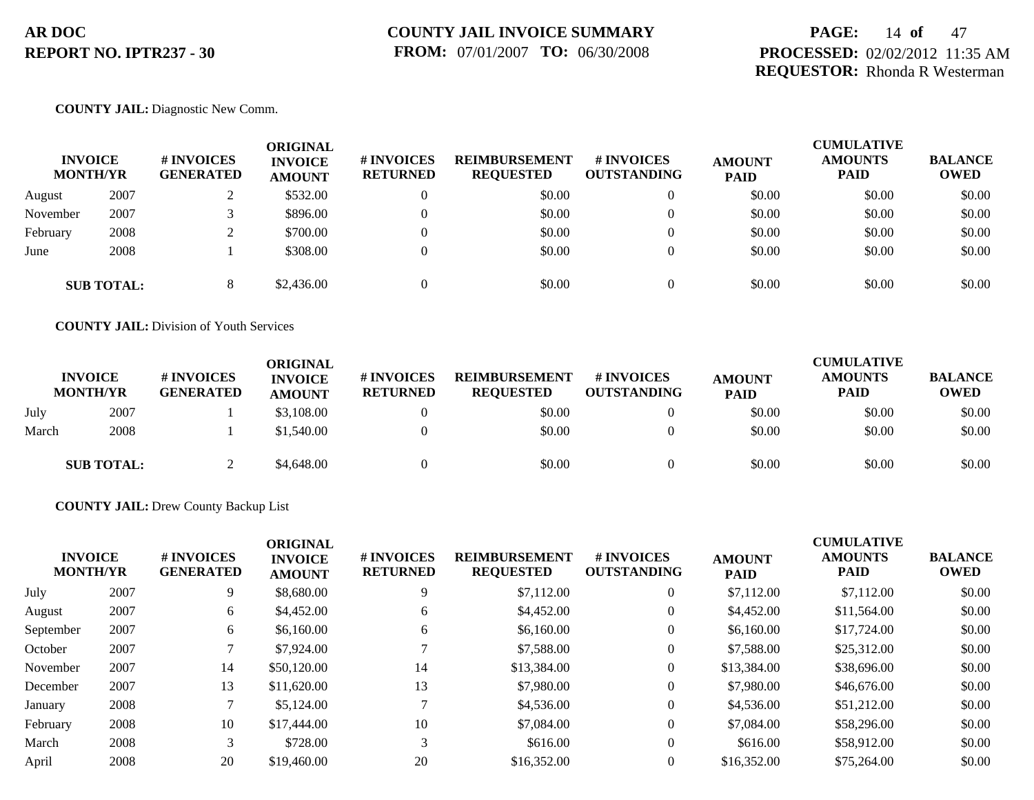**AR DOC**
**REPORT NO. IPTR237 - 30**

**COUNTY JAIL INVOICE SUMMARY**
**FROM:** 07/01/2007 **TO:** 06/30/2008

**PAGE:** 14 **of** 47
**PROCESSED:** 02/02/2012 11:35 AM
**REQUESTOR:** Rhonda R Westerman

**COUNTY JAIL:** Diagnostic New Comm.

| INVOICE MONTH/YR | | # INVOICES GENERATED | ORIGINAL INVOICE AMOUNT | # INVOICES RETURNED | REIMBURSEMENT REQUESTED | # INVOICES OUTSTANDING | AMOUNT PAID | CUMULATIVE AMOUNTS PAID | BALANCE OWED |
|---|---|---|---|---|---|---|---|---|---|
| August | 2007 | 2 | $532.00 | 0 | $0.00 | 0 | $0.00 | $0.00 | $0.00 |
| November | 2007 | 3 | $896.00 | 0 | $0.00 | 0 | $0.00 | $0.00 | $0.00 |
| February | 2008 | 2 | $700.00 | 0 | $0.00 | 0 | $0.00 | $0.00 | $0.00 |
| June | 2008 | 1 | $308.00 | 0 | $0.00 | 0 | $0.00 | $0.00 | $0.00 |
| **SUB TOTAL:** | | 8 | $2,436.00 | 0 | $0.00 | 0 | $0.00 | $0.00 | $0.00 |

**COUNTY JAIL:** Division of Youth Services

| INVOICE MONTH/YR | | # INVOICES GENERATED | ORIGINAL INVOICE AMOUNT | # INVOICES RETURNED | REIMBURSEMENT REQUESTED | # INVOICES OUTSTANDING | AMOUNT PAID | CUMULATIVE AMOUNTS PAID | BALANCE OWED |
|---|---|---|---|---|---|---|---|---|---|
| July | 2007 | 1 | $3,108.00 | 0 | $0.00 | 0 | $0.00 | $0.00 | $0.00 |
| March | 2008 | 1 | $1,540.00 | 0 | $0.00 | 0 | $0.00 | $0.00 | $0.00 |
| **SUB TOTAL:** | | 2 | $4,648.00 | 0 | $0.00 | 0 | $0.00 | $0.00 | $0.00 |

**COUNTY JAIL:** Drew County Backup List

| INVOICE MONTH/YR | | # INVOICES GENERATED | ORIGINAL INVOICE AMOUNT | # INVOICES RETURNED | REIMBURSEMENT REQUESTED | # INVOICES OUTSTANDING | AMOUNT PAID | CUMULATIVE AMOUNTS PAID | BALANCE OWED |
|---|---|---|---|---|---|---|---|---|---|
| July | 2007 | 9 | $8,680.00 | 9 | $7,112.00 | 0 | $7,112.00 | $7,112.00 | $0.00 |
| August | 2007 | 6 | $4,452.00 | 6 | $4,452.00 | 0 | $4,452.00 | $11,564.00 | $0.00 |
| September | 2007 | 6 | $6,160.00 | 6 | $6,160.00 | 0 | $6,160.00 | $17,724.00 | $0.00 |
| October | 2007 | 7 | $7,924.00 | 7 | $7,588.00 | 0 | $7,588.00 | $25,312.00 | $0.00 |
| November | 2007 | 14 | $50,120.00 | 14 | $13,384.00 | 0 | $13,384.00 | $38,696.00 | $0.00 |
| December | 2007 | 13 | $11,620.00 | 13 | $7,980.00 | 0 | $7,980.00 | $46,676.00 | $0.00 |
| January | 2008 | 7 | $5,124.00 | 7 | $4,536.00 | 0 | $4,536.00 | $51,212.00 | $0.00 |
| February | 2008 | 10 | $17,444.00 | 10 | $7,084.00 | 0 | $7,084.00 | $58,296.00 | $0.00 |
| March | 2008 | 3 | $728.00 | 3 | $616.00 | 0 | $616.00 | $58,912.00 | $0.00 |
| April | 2008 | 20 | $19,460.00 | 20 | $16,352.00 | 0 | $16,352.00 | $75,264.00 | $0.00 |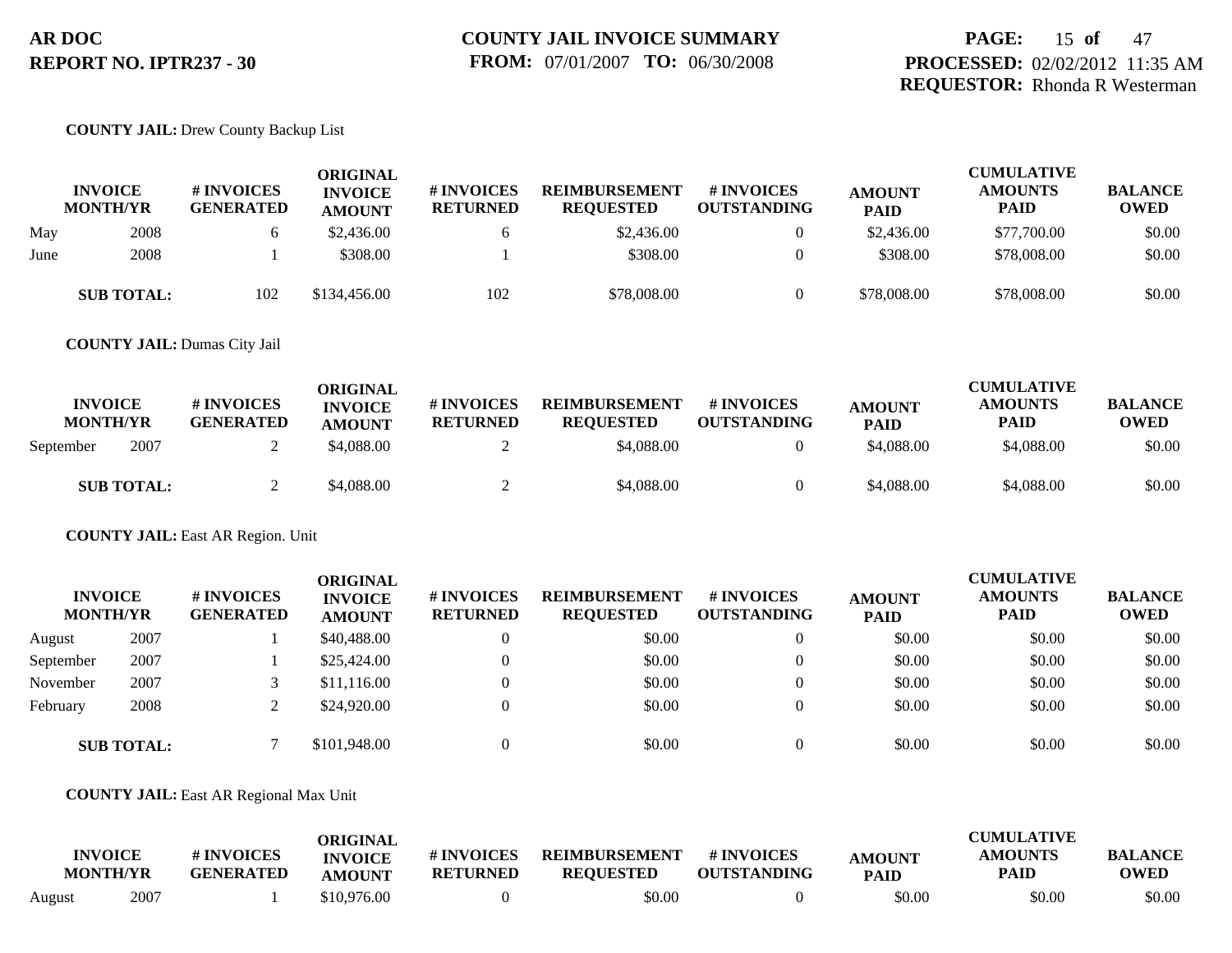**COUNTY JAIL:** Drew County Backup List

| INVOICE MONTH/YR | | # INVOICES GENERATED | ORIGINAL INVOICE AMOUNT | # INVOICES RETURNED | REIMBURSEMENT REQUESTED | # INVOICES OUTSTANDING | AMOUNT PAID | CUMULATIVE AMOUNTS PAID | BALANCE OWED |
|---|---|---|---|---|---|---|---|---|---|
| May | 2008 | 6 | $2,436.00 | 6 | $2,436.00 | 0 | $2,436.00 | $77,700.00 | $0.00 |
| June | 2008 | 1 | $308.00 | 1 | $308.00 | 0 | $308.00 | $78,008.00 | $0.00 |
| **SUB TOTAL:** | | 102 | $134,456.00 | 102 | $78,008.00 | 0 | $78,008.00 | $78,008.00 | $0.00 |

**COUNTY JAIL:** Dumas City Jail

| INVOICE MONTH/YR | | # INVOICES GENERATED | ORIGINAL INVOICE AMOUNT | # INVOICES RETURNED | REIMBURSEMENT REQUESTED | # INVOICES OUTSTANDING | AMOUNT PAID | CUMULATIVE AMOUNTS PAID | BALANCE OWED |
|---|---|---|---|---|---|---|---|---|---|
| September | 2007 | 2 | $4,088.00 | 2 | $4,088.00 | 0 | $4,088.00 | $4,088.00 | $0.00 |
| **SUB TOTAL:** | | 2 | $4,088.00 | 2 | $4,088.00 | 0 | $4,088.00 | $4,088.00 | $0.00 |

**COUNTY JAIL:** East AR Region. Unit

| INVOICE MONTH/YR | | # INVOICES GENERATED | ORIGINAL INVOICE AMOUNT | # INVOICES RETURNED | REIMBURSEMENT REQUESTED | # INVOICES OUTSTANDING | AMOUNT PAID | CUMULATIVE AMOUNTS PAID | BALANCE OWED |
|---|---|---|---|---|---|---|---|---|---|
| August | 2007 | 1 | $40,488.00 | 0 | $0.00 | 0 | $0.00 | $0.00 | $0.00 |
| September | 2007 | 1 | $25,424.00 | 0 | $0.00 | 0 | $0.00 | $0.00 | $0.00 |
| November | 2007 | 3 | $11,116.00 | 0 | $0.00 | 0 | $0.00 | $0.00 | $0.00 |
| February | 2008 | 2 | $24,920.00 | 0 | $0.00 | 0 | $0.00 | $0.00 | $0.00 |
| **SUB TOTAL:** | | 7 | $101,948.00 | 0 | $0.00 | 0 | $0.00 | $0.00 | $0.00 |

**COUNTY JAIL:** East AR Regional Max Unit

| INVOICE MONTH/YR | | # INVOICES GENERATED | ORIGINAL INVOICE AMOUNT | # INVOICES RETURNED | REIMBURSEMENT REQUESTED | # INVOICES OUTSTANDING | AMOUNT PAID | CUMULATIVE AMOUNTS PAID | BALANCE OWED |
|---|---|---|---|---|---|---|---|---|---|
| August | 2007 | 1 | $10,976.00 | 0 | $0.00 | 0 | $0.00 | $0.00 | $0.00 |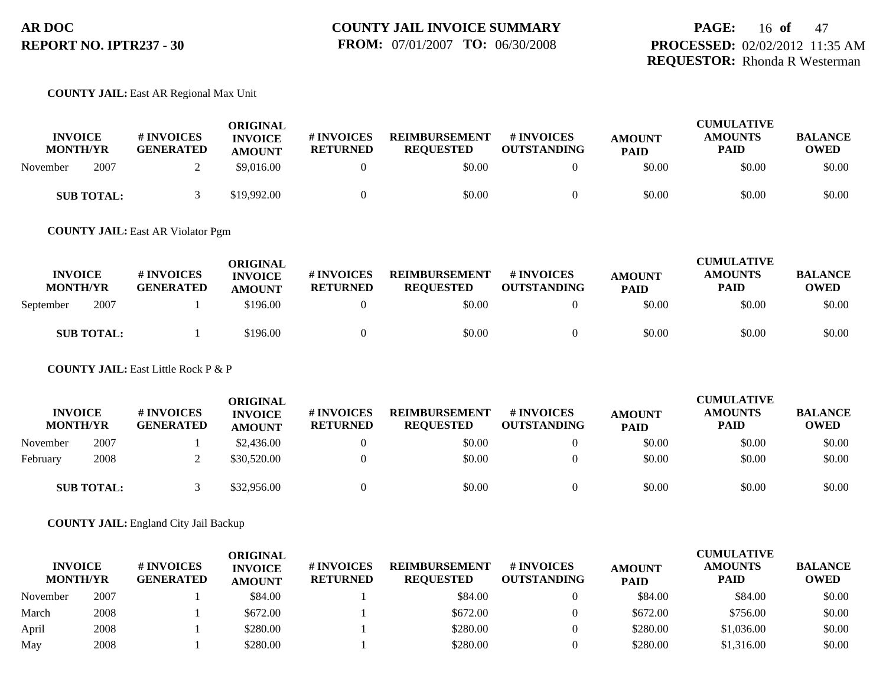**COUNTY JAIL:** East AR Regional Max Unit

| INVOICE MONTH/YR | | # INVOICES GENERATED | ORIGINAL INVOICE AMOUNT | # INVOICES RETURNED | REIMBURSEMENT REQUESTED | # INVOICES OUTSTANDING | AMOUNT PAID | CUMULATIVE AMOUNTS PAID | BALANCE OWED |
|---|---|---|---|---|---|---|---|---|---|
| November | 2007 | 2 | $9,016.00 | 0 | $0.00 | 0 | $0.00 | $0.00 | $0.00 |
| **SUB TOTAL:** | | 3 | $19,992.00 | 0 | $0.00 | 0 | $0.00 | $0.00 | $0.00 |

**COUNTY JAIL:** East AR Violator Pgm

| INVOICE MONTH/YR | | # INVOICES GENERATED | ORIGINAL INVOICE AMOUNT | # INVOICES RETURNED | REIMBURSEMENT REQUESTED | # INVOICES OUTSTANDING | AMOUNT PAID | CUMULATIVE AMOUNTS PAID | BALANCE OWED |
|---|---|---|---|---|---|---|---|---|---|
| September | 2007 | 1 | $196.00 | 0 | $0.00 | 0 | $0.00 | $0.00 | $0.00 |
| **SUB TOTAL:** | | 1 | $196.00 | 0 | $0.00 | 0 | $0.00 | $0.00 | $0.00 |

**COUNTY JAIL:** East Little Rock P & P

| INVOICE MONTH/YR | | # INVOICES GENERATED | ORIGINAL INVOICE AMOUNT | # INVOICES RETURNED | REIMBURSEMENT REQUESTED | # INVOICES OUTSTANDING | AMOUNT PAID | CUMULATIVE AMOUNTS PAID | BALANCE OWED |
|---|---|---|---|---|---|---|---|---|---|
| November | 2007 | 1 | $2,436.00 | 0 | $0.00 | 0 | $0.00 | $0.00 | $0.00 |
| February | 2008 | 2 | $30,520.00 | 0 | $0.00 | 0 | $0.00 | $0.00 | $0.00 |
| **SUB TOTAL:** | | 3 | $32,956.00 | 0 | $0.00 | 0 | $0.00 | $0.00 | $0.00 |

**COUNTY JAIL:** England City Jail Backup

| INVOICE MONTH/YR | | # INVOICES GENERATED | ORIGINAL INVOICE AMOUNT | # INVOICES RETURNED | REIMBURSEMENT REQUESTED | # INVOICES OUTSTANDING | AMOUNT PAID | CUMULATIVE AMOUNTS PAID | BALANCE OWED |
|---|---|---|---|---|---|---|---|---|---|
| November | 2007 | 1 | $84.00 | 1 | $84.00 | 0 | $84.00 | $84.00 | $0.00 |
| March | 2008 | 1 | $672.00 | 1 | $672.00 | 0 | $672.00 | $756.00 | $0.00 |
| April | 2008 | 1 | $280.00 | 1 | $280.00 | 0 | $280.00 | $1,036.00 | $0.00 |
| May | 2008 | 1 | $280.00 | 1 | $280.00 | 0 | $280.00 | $1,316.00 | $0.00 |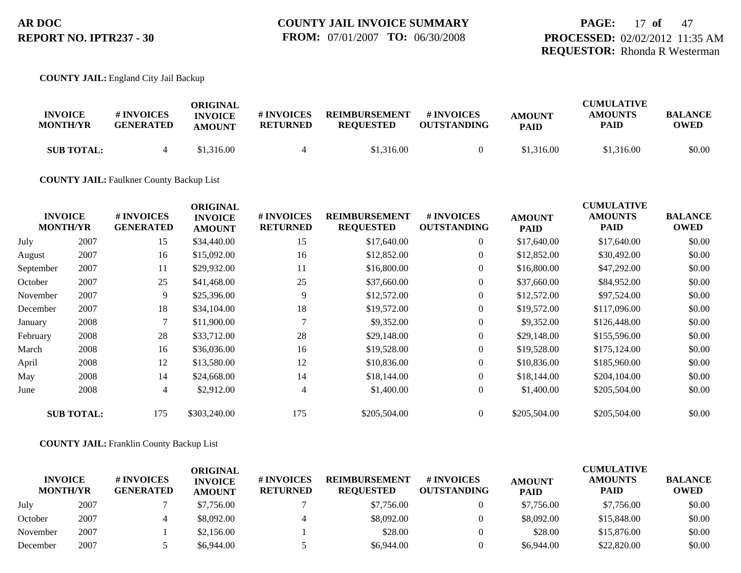**COUNTY JAIL:** England City Jail Backup

| INVOICE MONTH/YR | | # INVOICES GENERATED | ORIGINAL INVOICE AMOUNT | # INVOICES RETURNED | REIMBURSEMENT REQUESTED | # INVOICES OUTSTANDING | AMOUNT PAID | CUMULATIVE AMOUNTS PAID | BALANCE OWED |
|---|---|---|---|---|---|---|---|---|---|
| **SUB TOTAL:** | | 4 | $1,316.00 | 4 | $1,316.00 | 0 | $1,316.00 | $1,316.00 | $0.00 |

**COUNTY JAIL:** Faulkner County Backup List

| INVOICE MONTH/YR | | # INVOICES GENERATED | ORIGINAL INVOICE AMOUNT | # INVOICES RETURNED | REIMBURSEMENT REQUESTED | # INVOICES OUTSTANDING | AMOUNT PAID | CUMULATIVE AMOUNTS PAID | BALANCE OWED |
|---|---|---|---|---|---|---|---|---|---|
| July | 2007 | 15 | $34,440.00 | 15 | $17,640.00 | 0 | $17,640.00 | $17,640.00 | $0.00 |
| August | 2007 | 16 | $15,092.00 | 16 | $12,852.00 | 0 | $12,852.00 | $30,492.00 | $0.00 |
| September | 2007 | 11 | $29,932.00 | 11 | $16,800.00 | 0 | $16,800.00 | $47,292.00 | $0.00 |
| October | 2007 | 25 | $41,468.00 | 25 | $37,660.00 | 0 | $37,660.00 | $84,952.00 | $0.00 |
| November | 2007 | 9 | $25,396.00 | 9 | $12,572.00 | 0 | $12,572.00 | $97,524.00 | $0.00 |
| December | 2007 | 18 | $34,104.00 | 18 | $19,572.00 | 0 | $19,572.00 | $117,096.00 | $0.00 |
| January | 2008 | 7 | $11,900.00 | 7 | $9,352.00 | 0 | $9,352.00 | $126,448.00 | $0.00 |
| February | 2008 | 28 | $33,712.00 | 28 | $29,148.00 | 0 | $29,148.00 | $155,596.00 | $0.00 |
| March | 2008 | 16 | $36,036.00 | 16 | $19,528.00 | 0 | $19,528.00 | $175,124.00 | $0.00 |
| April | 2008 | 12 | $13,580.00 | 12 | $10,836.00 | 0 | $10,836.00 | $185,960.00 | $0.00 |
| May | 2008 | 14 | $24,668.00 | 14 | $18,144.00 | 0 | $18,144.00 | $204,104.00 | $0.00 |
| June | 2008 | 4 | $2,912.00 | 4 | $1,400.00 | 0 | $1,400.00 | $205,504.00 | $0.00 |
| **SUB TOTAL:** | | 175 | $303,240.00 | 175 | $205,504.00 | 0 | $205,504.00 | $205,504.00 | $0.00 |

**COUNTY JAIL:** Franklin County Backup List

| INVOICE MONTH/YR | | # INVOICES GENERATED | ORIGINAL INVOICE AMOUNT | # INVOICES RETURNED | REIMBURSEMENT REQUESTED | # INVOICES OUTSTANDING | AMOUNT PAID | CUMULATIVE AMOUNTS PAID | BALANCE OWED |
|---|---|---|---|---|---|---|---|---|---|
| July | 2007 | 7 | $7,756.00 | 7 | $7,756.00 | 0 | $7,756.00 | $7,756.00 | $0.00 |
| October | 2007 | 4 | $8,092.00 | 4 | $8,092.00 | 0 | $8,092.00 | $15,848.00 | $0.00 |
| November | 2007 | 1 | $2,156.00 | 1 | $28.00 | 0 | $28.00 | $15,876.00 | $0.00 |
| December | 2007 | 5 | $6,944.00 | 5 | $6,944.00 | 0 | $6,944.00 | $22,820.00 | $0.00 |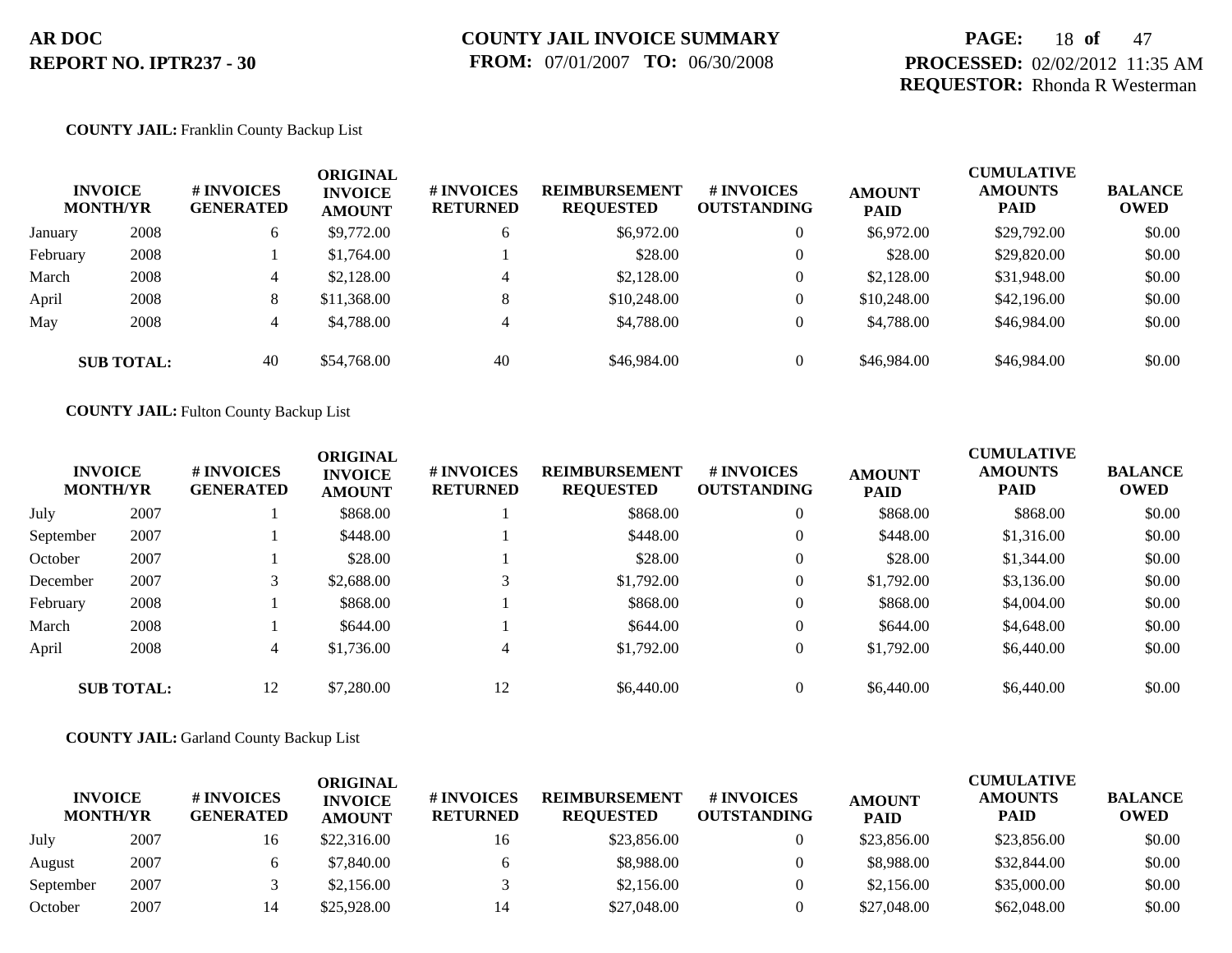**AR DOC**
**REPORT NO. IPTR237 - 30**

**COUNTY JAIL INVOICE SUMMARY**
**FROM:** 07/01/2007 **TO:** 06/30/2008

**PROCESSED:** 02/02/2012 11:35 AM
**REQUESTOR:** Rhonda R Westerman

**COUNTY JAIL:** Franklin County Backup List

| INVOICE MONTH/YR | | # INVOICES GENERATED | ORIGINAL INVOICE AMOUNT | # INVOICES RETURNED | REIMBURSEMENT REQUESTED | # INVOICES OUTSTANDING | AMOUNT PAID | CUMULATIVE AMOUNTS PAID | BALANCE OWED |
|---|---|---|---|---|---|---|---|---|---|
| January | 2008 | 6 | $9,772.00 | 6 | $6,972.00 | 0 | $6,972.00 | $29,792.00 | $0.00 |
| February | 2008 | 1 | $1,764.00 | 1 | $28.00 | 0 | $28.00 | $29,820.00 | $0.00 |
| March | 2008 | 4 | $2,128.00 | 4 | $2,128.00 | 0 | $2,128.00 | $31,948.00 | $0.00 |
| April | 2008 | 8 | $11,368.00 | 8 | $10,248.00 | 0 | $10,248.00 | $42,196.00 | $0.00 |
| May | 2008 | 4 | $4,788.00 | 4 | $4,788.00 | 0 | $4,788.00 | $46,984.00 | $0.00 |
| **SUB TOTAL:** | | 40 | $54,768.00 | 40 | $46,984.00 | 0 | $46,984.00 | $46,984.00 | $0.00 |

**COUNTY JAIL:** Fulton County Backup List

| INVOICE MONTH/YR | | # INVOICES GENERATED | ORIGINAL INVOICE AMOUNT | # INVOICES RETURNED | REIMBURSEMENT REQUESTED | # INVOICES OUTSTANDING | AMOUNT PAID | CUMULATIVE AMOUNTS PAID | BALANCE OWED |
|---|---|---|---|---|---|---|---|---|---|
| July | 2007 | 1 | $868.00 | 1 | $868.00 | 0 | $868.00 | $868.00 | $0.00 |
| September | 2007 | 1 | $448.00 | 1 | $448.00 | 0 | $448.00 | $1,316.00 | $0.00 |
| October | 2007 | 1 | $28.00 | 1 | $28.00 | 0 | $28.00 | $1,344.00 | $0.00 |
| December | 2007 | 3 | $2,688.00 | 3 | $1,792.00 | 0 | $1,792.00 | $3,136.00 | $0.00 |
| February | 2008 | 1 | $868.00 | 1 | $868.00 | 0 | $868.00 | $4,004.00 | $0.00 |
| March | 2008 | 1 | $644.00 | 1 | $644.00 | 0 | $644.00 | $4,648.00 | $0.00 |
| April | 2008 | 4 | $1,736.00 | 4 | $1,792.00 | 0 | $1,792.00 | $6,440.00 | $0.00 |
| **SUB TOTAL:** | | 12 | $7,280.00 | 12 | $6,440.00 | 0 | $6,440.00 | $6,440.00 | $0.00 |

**COUNTY JAIL:** Garland County Backup List

| INVOICE MONTH/YR | | # INVOICES GENERATED | ORIGINAL INVOICE AMOUNT | # INVOICES RETURNED | REIMBURSEMENT REQUESTED | # INVOICES OUTSTANDING | AMOUNT PAID | CUMULATIVE AMOUNTS PAID | BALANCE OWED |
|---|---|---|---|---|---|---|---|---|---|
| July | 2007 | 16 | $22,316.00 | 16 | $23,856.00 | 0 | $23,856.00 | $23,856.00 | $0.00 |
| August | 2007 | 6 | $7,840.00 | 6 | $8,988.00 | 0 | $8,988.00 | $32,844.00 | $0.00 |
| September | 2007 | 3 | $2,156.00 | 3 | $2,156.00 | 0 | $2,156.00 | $35,000.00 | $0.00 |
| October | 2007 | 14 | $25,928.00 | 14 | $27,048.00 | 0 | $27,048.00 | $62,048.00 | $0.00 |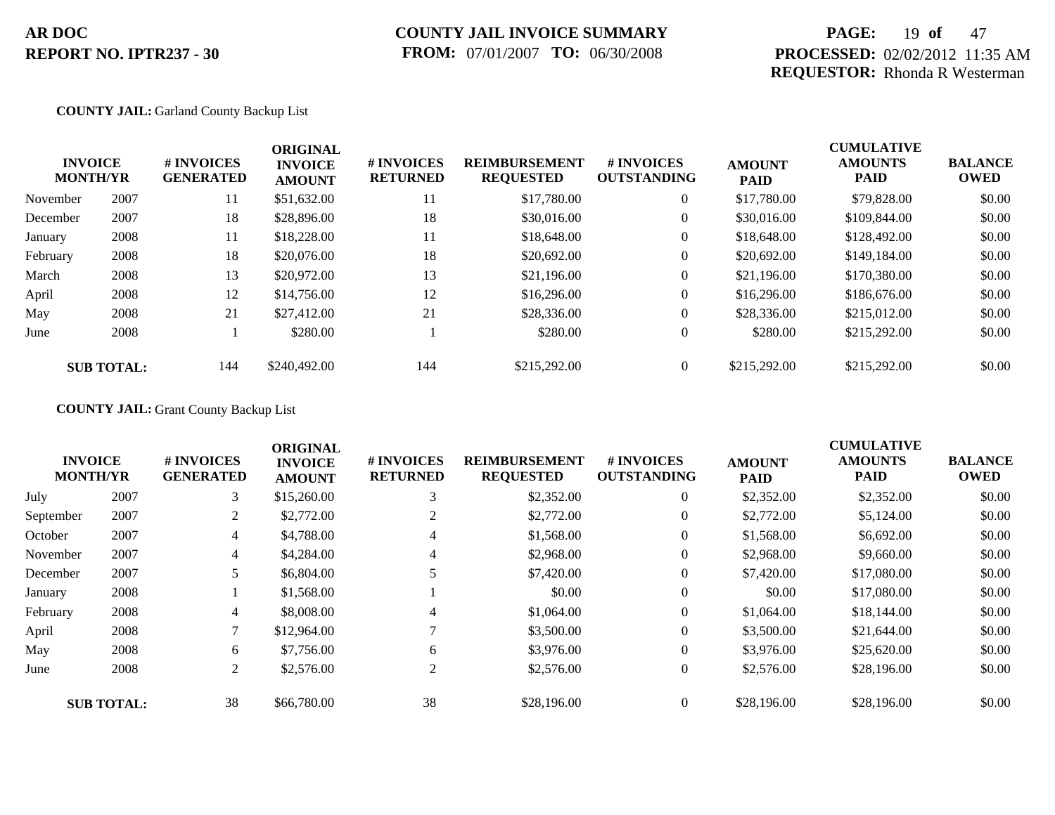**AR DOC**
**REPORT NO. IPTR237 - 30**

**COUNTY JAIL INVOICE SUMMARY**
**FROM:** 07/01/2007 **TO:** 06/30/2008

**PROCESSED:** 02/02/2012 11:35 AM
**REQUESTOR:** Rhonda R Westerman

**COUNTY JAIL:** Garland County Backup List

| INVOICE MONTH/YR | | # INVOICES GENERATED | ORIGINAL INVOICE AMOUNT | # INVOICES RETURNED | REIMBURSEMENT REQUESTED | # INVOICES OUTSTANDING | AMOUNT PAID | CUMULATIVE AMOUNTS PAID | BALANCE OWED |
|---|---|---|---|---|---|---|---|---|---|
| November | 2007 | 11 | $51,632.00 | 11 | $17,780.00 | 0 | $17,780.00 | $79,828.00 | $0.00 |
| December | 2007 | 18 | $28,896.00 | 18 | $30,016.00 | 0 | $30,016.00 | $109,844.00 | $0.00 |
| January | 2008 | 11 | $18,228.00 | 11 | $18,648.00 | 0 | $18,648.00 | $128,492.00 | $0.00 |
| February | 2008 | 18 | $20,076.00 | 18 | $20,692.00 | 0 | $20,692.00 | $149,184.00 | $0.00 |
| March | 2008 | 13 | $20,972.00 | 13 | $21,196.00 | 0 | $21,196.00 | $170,380.00 | $0.00 |
| April | 2008 | 12 | $14,756.00 | 12 | $16,296.00 | 0 | $16,296.00 | $186,676.00 | $0.00 |
| May | 2008 | 21 | $27,412.00 | 21 | $28,336.00 | 0 | $28,336.00 | $215,012.00 | $0.00 |
| June | 2008 | 1 | $280.00 | 1 | $280.00 | 0 | $280.00 | $215,292.00 | $0.00 |
| **SUB TOTAL:** | | 144 | $240,492.00 | 144 | $215,292.00 | 0 | $215,292.00 | $215,292.00 | $0.00 |

**COUNTY JAIL:** Grant County Backup List

| INVOICE MONTH/YR | | # INVOICES GENERATED | ORIGINAL INVOICE AMOUNT | # INVOICES RETURNED | REIMBURSEMENT REQUESTED | # INVOICES OUTSTANDING | AMOUNT PAID | CUMULATIVE AMOUNTS PAID | BALANCE OWED |
|---|---|---|---|---|---|---|---|---|---|
| July | 2007 | 3 | $15,260.00 | 3 | $2,352.00 | 0 | $2,352.00 | $2,352.00 | $0.00 |
| September | 2007 | 2 | $2,772.00 | 2 | $2,772.00 | 0 | $2,772.00 | $5,124.00 | $0.00 |
| October | 2007 | 4 | $4,788.00 | 4 | $1,568.00 | 0 | $1,568.00 | $6,692.00 | $0.00 |
| November | 2007 | 4 | $4,284.00 | 4 | $2,968.00 | 0 | $2,968.00 | $9,660.00 | $0.00 |
| December | 2007 | 5 | $6,804.00 | 5 | $7,420.00 | 0 | $7,420.00 | $17,080.00 | $0.00 |
| January | 2008 | 1 | $1,568.00 | 1 | $0.00 | 0 | $0.00 | $17,080.00 | $0.00 |
| February | 2008 | 4 | $8,008.00 | 4 | $1,064.00 | 0 | $1,064.00 | $18,144.00 | $0.00 |
| April | 2008 | 7 | $12,964.00 | 7 | $3,500.00 | 0 | $3,500.00 | $21,644.00 | $0.00 |
| May | 2008 | 6 | $7,756.00 | 6 | $3,976.00 | 0 | $3,976.00 | $25,620.00 | $0.00 |
| June | 2008 | 2 | $2,576.00 | 2 | $2,576.00 | 0 | $2,576.00 | $28,196.00 | $0.00 |
| **SUB TOTAL:** | | 38 | $66,780.00 | 38 | $28,196.00 | 0 | $28,196.00 | $28,196.00 | $0.00 |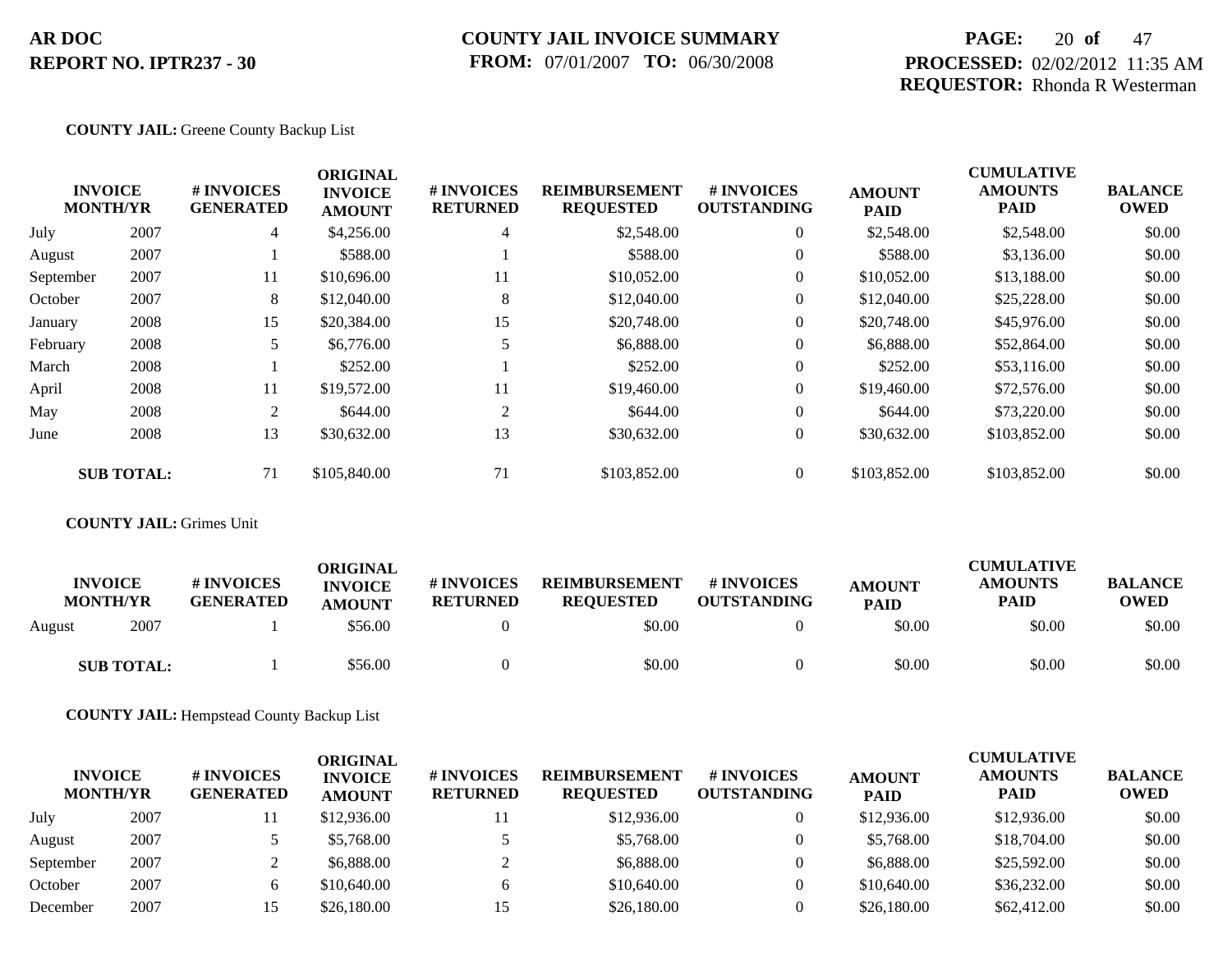**AR DOC**
**REPORT NO. IPTR237 - 30**

**COUNTY JAIL INVOICE SUMMARY**
**FROM:** 07/01/2007 **TO:** 06/30/2008

**PROCESSED:** 02/02/2012 11:35 AM
**REQUESTOR:** Rhonda R Westerman

**COUNTY JAIL:** Greene County Backup List

| INVOICE MONTH/YR | | # INVOICES GENERATED | ORIGINAL INVOICE AMOUNT | # INVOICES RETURNED | REIMBURSEMENT REQUESTED | # INVOICES OUTSTANDING | AMOUNT PAID | CUMULATIVE AMOUNTS PAID | BALANCE OWED |
|---|---|---|---|---|---|---|---|---|---|
| July | 2007 | 4 | $4,256.00 | 4 | $2,548.00 | 0 | $2,548.00 | $2,548.00 | $0.00 |
| August | 2007 | 1 | $588.00 | 1 | $588.00 | 0 | $588.00 | $3,136.00 | $0.00 |
| September | 2007 | 11 | $10,696.00 | 11 | $10,052.00 | 0 | $10,052.00 | $13,188.00 | $0.00 |
| October | 2007 | 8 | $12,040.00 | 8 | $12,040.00 | 0 | $12,040.00 | $25,228.00 | $0.00 |
| January | 2008 | 15 | $20,384.00 | 15 | $20,748.00 | 0 | $20,748.00 | $45,976.00 | $0.00 |
| February | 2008 | 5 | $6,776.00 | 5 | $6,888.00 | 0 | $6,888.00 | $52,864.00 | $0.00 |
| March | 2008 | 1 | $252.00 | 1 | $252.00 | 0 | $252.00 | $53,116.00 | $0.00 |
| April | 2008 | 11 | $19,572.00 | 11 | $19,460.00 | 0 | $19,460.00 | $72,576.00 | $0.00 |
| May | 2008 | 2 | $644.00 | 2 | $644.00 | 0 | $644.00 | $73,220.00 | $0.00 |
| June | 2008 | 13 | $30,632.00 | 13 | $30,632.00 | 0 | $30,632.00 | $103,852.00 | $0.00 |
| **SUB TOTAL:** | | 71 | $105,840.00 | 71 | $103,852.00 | 0 | $103,852.00 | $103,852.00 | $0.00 |

**COUNTY JAIL:** Grimes Unit

| INVOICE MONTH/YR | | # INVOICES GENERATED | ORIGINAL INVOICE AMOUNT | # INVOICES RETURNED | REIMBURSEMENT REQUESTED | # INVOICES OUTSTANDING | AMOUNT PAID | CUMULATIVE AMOUNTS PAID | BALANCE OWED |
|---|---|---|---|---|---|---|---|---|---|
| August | 2007 | 1 | $56.00 | 0 | $0.00 | 0 | $0.00 | $0.00 | $0.00 |
| **SUB TOTAL:** | | 1 | $56.00 | 0 | $0.00 | 0 | $0.00 | $0.00 | $0.00 |

**COUNTY JAIL:** Hempstead County Backup List

| INVOICE MONTH/YR | | # INVOICES GENERATED | ORIGINAL INVOICE AMOUNT | # INVOICES RETURNED | REIMBURSEMENT REQUESTED | # INVOICES OUTSTANDING | AMOUNT PAID | CUMULATIVE AMOUNTS PAID | BALANCE OWED |
|---|---|---|---|---|---|---|---|---|---|
| July | 2007 | 11 | $12,936.00 | 11 | $12,936.00 | 0 | $12,936.00 | $12,936.00 | $0.00 |
| August | 2007 | 5 | $5,768.00 | 5 | $5,768.00 | 0 | $5,768.00 | $18,704.00 | $0.00 |
| September | 2007 | 2 | $6,888.00 | 2 | $6,888.00 | 0 | $6,888.00 | $25,592.00 | $0.00 |
| October | 2007 | 6 | $10,640.00 | 6 | $10,640.00 | 0 | $10,640.00 | $36,232.00 | $0.00 |
| December | 2007 | 15 | $26,180.00 | 15 | $26,180.00 | 0 | $26,180.00 | $62,412.00 | $0.00 |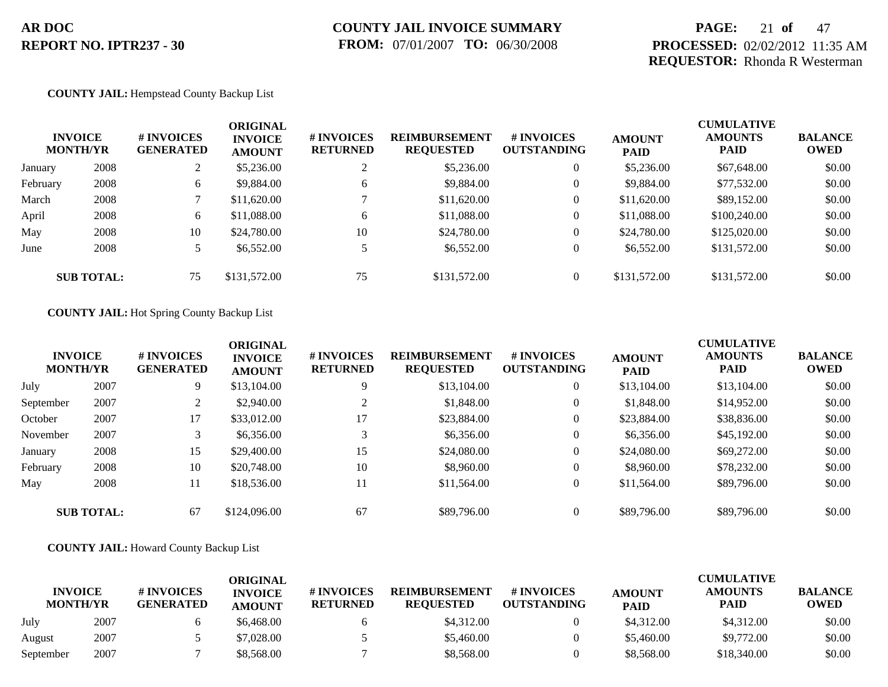**COUNTY JAIL:** Hempstead County Backup List

| INVOICE MONTH/YR | | # INVOICES GENERATED | ORIGINAL INVOICE AMOUNT | # INVOICES RETURNED | REIMBURSEMENT REQUESTED | # INVOICES OUTSTANDING | AMOUNT PAID | CUMULATIVE AMOUNTS PAID | BALANCE OWED |
|---|---|---|---|---|---|---|---|---|---|
| January | 2008 | 2 | $5,236.00 | 2 | $5,236.00 | 0 | $5,236.00 | $67,648.00 | $0.00 |
| February | 2008 | 6 | $9,884.00 | 6 | $9,884.00 | 0 | $9,884.00 | $77,532.00 | $0.00 |
| March | 2008 | 7 | $11,620.00 | 7 | $11,620.00 | 0 | $11,620.00 | $89,152.00 | $0.00 |
| April | 2008 | 6 | $11,088.00 | 6 | $11,088.00 | 0 | $11,088.00 | $100,240.00 | $0.00 |
| May | 2008 | 10 | $24,780.00 | 10 | $24,780.00 | 0 | $24,780.00 | $125,020.00 | $0.00 |
| June | 2008 | 5 | $6,552.00 | 5 | $6,552.00 | 0 | $6,552.00 | $131,572.00 | $0.00 |
| **SUB TOTAL:** | | 75 | $131,572.00 | 75 | $131,572.00 | 0 | $131,572.00 | $131,572.00 | $0.00 |

**COUNTY JAIL:** Hot Spring County Backup List

| INVOICE MONTH/YR | | # INVOICES GENERATED | ORIGINAL INVOICE AMOUNT | # INVOICES RETURNED | REIMBURSEMENT REQUESTED | # INVOICES OUTSTANDING | AMOUNT PAID | CUMULATIVE AMOUNTS PAID | BALANCE OWED |
|---|---|---|---|---|---|---|---|---|---|
| July | 2007 | 9 | $13,104.00 | 9 | $13,104.00 | 0 | $13,104.00 | $13,104.00 | $0.00 |
| September | 2007 | 2 | $2,940.00 | 2 | $1,848.00 | 0 | $1,848.00 | $14,952.00 | $0.00 |
| October | 2007 | 17 | $33,012.00 | 17 | $23,884.00 | 0 | $23,884.00 | $38,836.00 | $0.00 |
| November | 2007 | 3 | $6,356.00 | 3 | $6,356.00 | 0 | $6,356.00 | $45,192.00 | $0.00 |
| January | 2008 | 15 | $29,400.00 | 15 | $24,080.00 | 0 | $24,080.00 | $69,272.00 | $0.00 |
| February | 2008 | 10 | $20,748.00 | 10 | $8,960.00 | 0 | $8,960.00 | $78,232.00 | $0.00 |
| May | 2008 | 11 | $18,536.00 | 11 | $11,564.00 | 0 | $11,564.00 | $89,796.00 | $0.00 |
| **SUB TOTAL:** | | 67 | $124,096.00 | 67 | $89,796.00 | 0 | $89,796.00 | $89,796.00 | $0.00 |

**COUNTY JAIL:** Howard County Backup List

| INVOICE MONTH/YR | | # INVOICES GENERATED | ORIGINAL INVOICE AMOUNT | # INVOICES RETURNED | REIMBURSEMENT REQUESTED | # INVOICES OUTSTANDING | AMOUNT PAID | CUMULATIVE AMOUNTS PAID | BALANCE OWED |
|---|---|---|---|---|---|---|---|---|---|
| July | 2007 | 6 | $6,468.00 | 6 | $4,312.00 | 0 | $4,312.00 | $4,312.00 | $0.00 |
| August | 2007 | 5 | $7,028.00 | 5 | $5,460.00 | 0 | $5,460.00 | $9,772.00 | $0.00 |
| September | 2007 | 7 | $8,568.00 | 7 | $8,568.00 | 0 | $8,568.00 | $18,340.00 | $0.00 |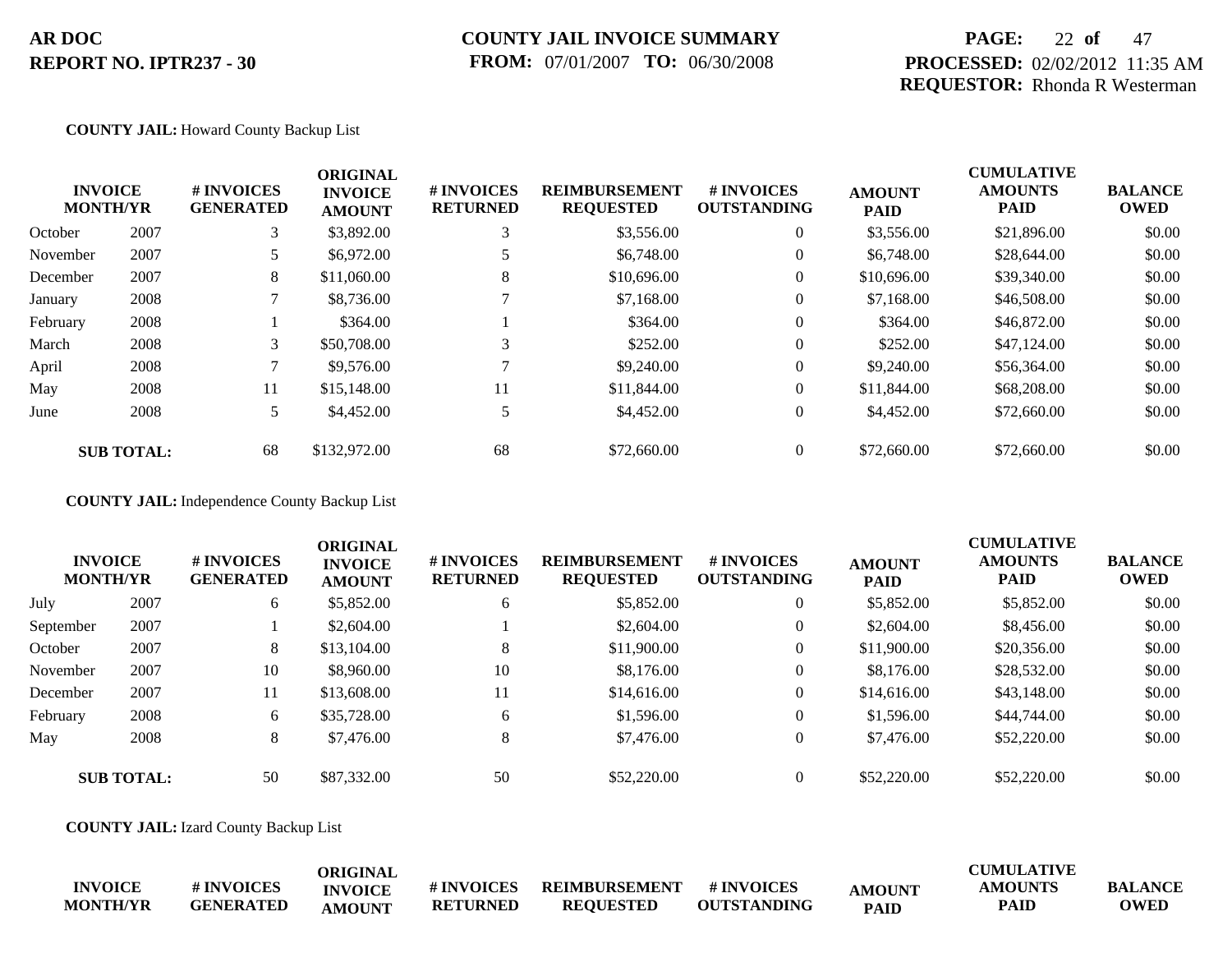**AR DOC**
**REPORT NO. IPTR237 - 30**

**COUNTY JAIL INVOICE SUMMARY**
**FROM:** 07/01/2007 **TO:** 06/30/2008

**PROCESSED:** 02/02/2012 11:35 AM
**REQUESTOR:** Rhonda R Westerman

**COUNTY JAIL:** Howard County Backup List

| INVOICE MONTH/YR | | # INVOICES GENERATED | ORIGINAL INVOICE AMOUNT | # INVOICES RETURNED | REIMBURSEMENT REQUESTED | # INVOICES OUTSTANDING | AMOUNT PAID | CUMULATIVE AMOUNTS PAID | BALANCE OWED |
|---|---|---|---|---|---|---|---|---|---|
| October | 2007 | 3 | $3,892.00 | 3 | $3,556.00 | 0 | $3,556.00 | $21,896.00 | $0.00 |
| November | 2007 | 5 | $6,972.00 | 5 | $6,748.00 | 0 | $6,748.00 | $28,644.00 | $0.00 |
| December | 2007 | 8 | $11,060.00 | 8 | $10,696.00 | 0 | $10,696.00 | $39,340.00 | $0.00 |
| January | 2008 | 7 | $8,736.00 | 7 | $7,168.00 | 0 | $7,168.00 | $46,508.00 | $0.00 |
| February | 2008 | 1 | $364.00 | 1 | $364.00 | 0 | $364.00 | $46,872.00 | $0.00 |
| March | 2008 | 3 | $50,708.00 | 3 | $252.00 | 0 | $252.00 | $47,124.00 | $0.00 |
| April | 2008 | 7 | $9,576.00 | 7 | $9,240.00 | 0 | $9,240.00 | $56,364.00 | $0.00 |
| May | 2008 | 11 | $15,148.00 | 11 | $11,844.00 | 0 | $11,844.00 | $68,208.00 | $0.00 |
| June | 2008 | 5 | $4,452.00 | 5 | $4,452.00 | 0 | $4,452.00 | $72,660.00 | $0.00 |
| **SUB TOTAL:** | | 68 | $132,972.00 | 68 | $72,660.00 | 0 | $72,660.00 | $72,660.00 | $0.00 |

**COUNTY JAIL:** Independence County Backup List

| INVOICE MONTH/YR | | # INVOICES GENERATED | ORIGINAL INVOICE AMOUNT | # INVOICES RETURNED | REIMBURSEMENT REQUESTED | # INVOICES OUTSTANDING | AMOUNT PAID | CUMULATIVE AMOUNTS PAID | BALANCE OWED |
|---|---|---|---|---|---|---|---|---|---|
| July | 2007 | 6 | $5,852.00 | 6 | $5,852.00 | 0 | $5,852.00 | $5,852.00 | $0.00 |
| September | 2007 | 1 | $2,604.00 | 1 | $2,604.00 | 0 | $2,604.00 | $8,456.00 | $0.00 |
| October | 2007 | 8 | $13,104.00 | 8 | $11,900.00 | 0 | $11,900.00 | $20,356.00 | $0.00 |
| November | 2007 | 10 | $8,960.00 | 10 | $8,176.00 | 0 | $8,176.00 | $28,532.00 | $0.00 |
| December | 2007 | 11 | $13,608.00 | 11 | $14,616.00 | 0 | $14,616.00 | $43,148.00 | $0.00 |
| February | 2008 | 6 | $35,728.00 | 6 | $1,596.00 | 0 | $1,596.00 | $44,744.00 | $0.00 |
| May | 2008 | 8 | $7,476.00 | 8 | $7,476.00 | 0 | $7,476.00 | $52,220.00 | $0.00 |
| **SUB TOTAL:** | | 50 | $87,332.00 | 50 | $52,220.00 | 0 | $52,220.00 | $52,220.00 | $0.00 |

**COUNTY JAIL:** Izard County Backup List

| INVOICE MONTH/YR | # INVOICES GENERATED | ORIGINAL INVOICE AMOUNT | # INVOICES RETURNED | REIMBURSEMENT REQUESTED | # INVOICES OUTSTANDING | AMOUNT PAID | CUMULATIVE AMOUNTS PAID | BALANCE OWED |
|---|---|---|---|---|---|---|---|---|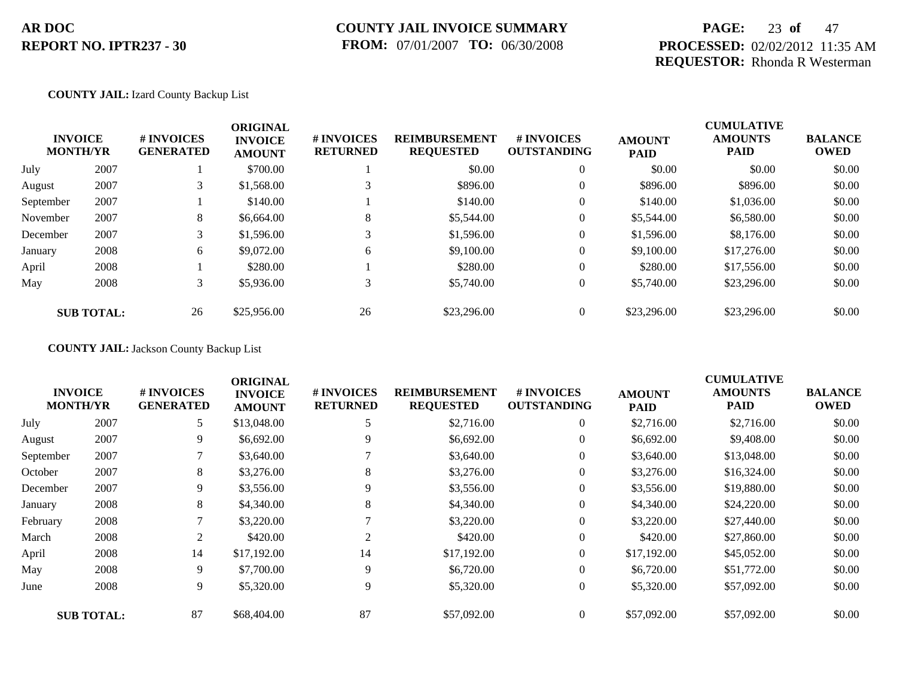**COUNTY JAIL:** Izard County Backup List

| INVOICE MONTH/YR | | # INVOICES GENERATED | ORIGINAL INVOICE AMOUNT | # INVOICES RETURNED | REIMBURSEMENT REQUESTED | # INVOICES OUTSTANDING | AMOUNT PAID | CUMULATIVE AMOUNTS PAID | BALANCE OWED |
|---|---|---|---|---|---|---|---|---|---|
| July | 2007 | 1 | $700.00 | 1 | $0.00 | 0 | $0.00 | $0.00 | $0.00 |
| August | 2007 | 3 | $1,568.00 | 3 | $896.00 | 0 | $896.00 | $896.00 | $0.00 |
| September | 2007 | 1 | $140.00 | 1 | $140.00 | 0 | $140.00 | $1,036.00 | $0.00 |
| November | 2007 | 8 | $6,664.00 | 8 | $5,544.00 | 0 | $5,544.00 | $6,580.00 | $0.00 |
| December | 2007 | 3 | $1,596.00 | 3 | $1,596.00 | 0 | $1,596.00 | $8,176.00 | $0.00 |
| January | 2008 | 6 | $9,072.00 | 6 | $9,100.00 | 0 | $9,100.00 | $17,276.00 | $0.00 |
| April | 2008 | 1 | $280.00 | 1 | $280.00 | 0 | $280.00 | $17,556.00 | $0.00 |
| May | 2008 | 3 | $5,936.00 | 3 | $5,740.00 | 0 | $5,740.00 | $23,296.00 | $0.00 |
| **SUB TOTAL:** | | 26 | $25,956.00 | 26 | $23,296.00 | 0 | $23,296.00 | $23,296.00 | $0.00 |

**COUNTY JAIL:** Jackson County Backup List

| INVOICE MONTH/YR | | # INVOICES GENERATED | ORIGINAL INVOICE AMOUNT | # INVOICES RETURNED | REIMBURSEMENT REQUESTED | # INVOICES OUTSTANDING | AMOUNT PAID | CUMULATIVE AMOUNTS PAID | BALANCE OWED |
|---|---|---|---|---|---|---|---|---|---|
| July | 2007 | 5 | $13,048.00 | 5 | $2,716.00 | 0 | $2,716.00 | $2,716.00 | $0.00 |
| August | 2007 | 9 | $6,692.00 | 9 | $6,692.00 | 0 | $6,692.00 | $9,408.00 | $0.00 |
| September | 2007 | 7 | $3,640.00 | 7 | $3,640.00 | 0 | $3,640.00 | $13,048.00 | $0.00 |
| October | 2007 | 8 | $3,276.00 | 8 | $3,276.00 | 0 | $3,276.00 | $16,324.00 | $0.00 |
| December | 2007 | 9 | $3,556.00 | 9 | $3,556.00 | 0 | $3,556.00 | $19,880.00 | $0.00 |
| January | 2008 | 8 | $4,340.00 | 8 | $4,340.00 | 0 | $4,340.00 | $24,220.00 | $0.00 |
| February | 2008 | 7 | $3,220.00 | 7 | $3,220.00 | 0 | $3,220.00 | $27,440.00 | $0.00 |
| March | 2008 | 2 | $420.00 | 2 | $420.00 | 0 | $420.00 | $27,860.00 | $0.00 |
| April | 2008 | 14 | $17,192.00 | 14 | $17,192.00 | 0 | $17,192.00 | $45,052.00 | $0.00 |
| May | 2008 | 9 | $7,700.00 | 9 | $6,720.00 | 0 | $6,720.00 | $51,772.00 | $0.00 |
| June | 2008 | 9 | $5,320.00 | 9 | $5,320.00 | 0 | $5,320.00 | $57,092.00 | $0.00 |
| **SUB TOTAL:** | | 87 | $68,404.00 | 87 | $57,092.00 | 0 | $57,092.00 | $57,092.00 | $0.00 |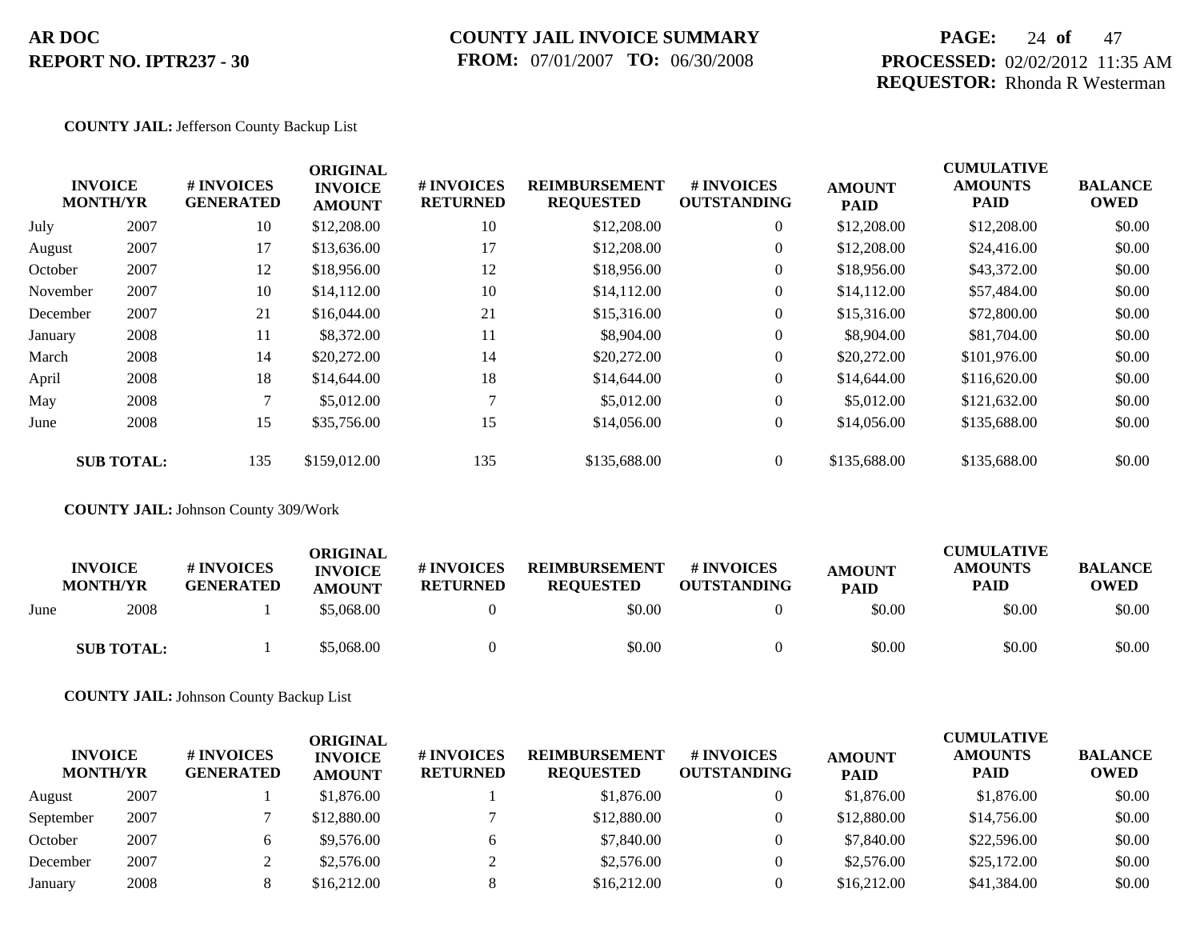**AR DOC**
**REPORT NO. IPTR237 - 30**

**COUNTY JAIL INVOICE SUMMARY**
**FROM:** 07/01/2007 **TO:** 06/30/2008

**PROCESSED:** 02/02/2012 11:35 AM
**REQUESTOR:** Rhonda R Westerman

**COUNTY JAIL:** Jefferson County Backup List

| INVOICE MONTH/YR | | # INVOICES GENERATED | ORIGINAL INVOICE AMOUNT | # INVOICES RETURNED | REIMBURSEMENT REQUESTED | # INVOICES OUTSTANDING | AMOUNT PAID | CUMULATIVE AMOUNTS PAID | BALANCE OWED |
|---|---|---|---|---|---|---|---|---|---|
| July | 2007 | 10 | $12,208.00 | 10 | $12,208.00 | 0 | $12,208.00 | $12,208.00 | $0.00 |
| August | 2007 | 17 | $13,636.00 | 17 | $12,208.00 | 0 | $12,208.00 | $24,416.00 | $0.00 |
| October | 2007 | 12 | $18,956.00 | 12 | $18,956.00 | 0 | $18,956.00 | $43,372.00 | $0.00 |
| November | 2007 | 10 | $14,112.00 | 10 | $14,112.00 | 0 | $14,112.00 | $57,484.00 | $0.00 |
| December | 2007 | 21 | $16,044.00 | 21 | $15,316.00 | 0 | $15,316.00 | $72,800.00 | $0.00 |
| January | 2008 | 11 | $8,372.00 | 11 | $8,904.00 | 0 | $8,904.00 | $81,704.00 | $0.00 |
| March | 2008 | 14 | $20,272.00 | 14 | $20,272.00 | 0 | $20,272.00 | $101,976.00 | $0.00 |
| April | 2008 | 18 | $14,644.00 | 18 | $14,644.00 | 0 | $14,644.00 | $116,620.00 | $0.00 |
| May | 2008 | 7 | $5,012.00 | 7 | $5,012.00 | 0 | $5,012.00 | $121,632.00 | $0.00 |
| June | 2008 | 15 | $35,756.00 | 15 | $14,056.00 | 0 | $14,056.00 | $135,688.00 | $0.00 |
| **SUB TOTAL:** | | 135 | $159,012.00 | 135 | $135,688.00 | 0 | $135,688.00 | $135,688.00 | $0.00 |

**COUNTY JAIL:** Johnson County 309/Work

| INVOICE MONTH/YR | | # INVOICES GENERATED | ORIGINAL INVOICE AMOUNT | # INVOICES RETURNED | REIMBURSEMENT REQUESTED | # INVOICES OUTSTANDING | AMOUNT PAID | CUMULATIVE AMOUNTS PAID | BALANCE OWED |
|---|---|---|---|---|---|---|---|---|---|
| June | 2008 | 1 | $5,068.00 | 0 | $0.00 | 0 | $0.00 | $0.00 | $0.00 |
| **SUB TOTAL:** | | 1 | $5,068.00 | 0 | $0.00 | 0 | $0.00 | $0.00 | $0.00 |

**COUNTY JAIL:** Johnson County Backup List

| INVOICE MONTH/YR | | # INVOICES GENERATED | ORIGINAL INVOICE AMOUNT | # INVOICES RETURNED | REIMBURSEMENT REQUESTED | # INVOICES OUTSTANDING | AMOUNT PAID | CUMULATIVE AMOUNTS PAID | BALANCE OWED |
|---|---|---|---|---|---|---|---|---|---|
| August | 2007 | 1 | $1,876.00 | 1 | $1,876.00 | 0 | $1,876.00 | $1,876.00 | $0.00 |
| September | 2007 | 7 | $12,880.00 | 7 | $12,880.00 | 0 | $12,880.00 | $14,756.00 | $0.00 |
| October | 2007 | 6 | $9,576.00 | 6 | $7,840.00 | 0 | $7,840.00 | $22,596.00 | $0.00 |
| December | 2007 | 2 | $2,576.00 | 2 | $2,576.00 | 0 | $2,576.00 | $25,172.00 | $0.00 |
| January | 2008 | 8 | $16,212.00 | 8 | $16,212.00 | 0 | $16,212.00 | $41,384.00 | $0.00 |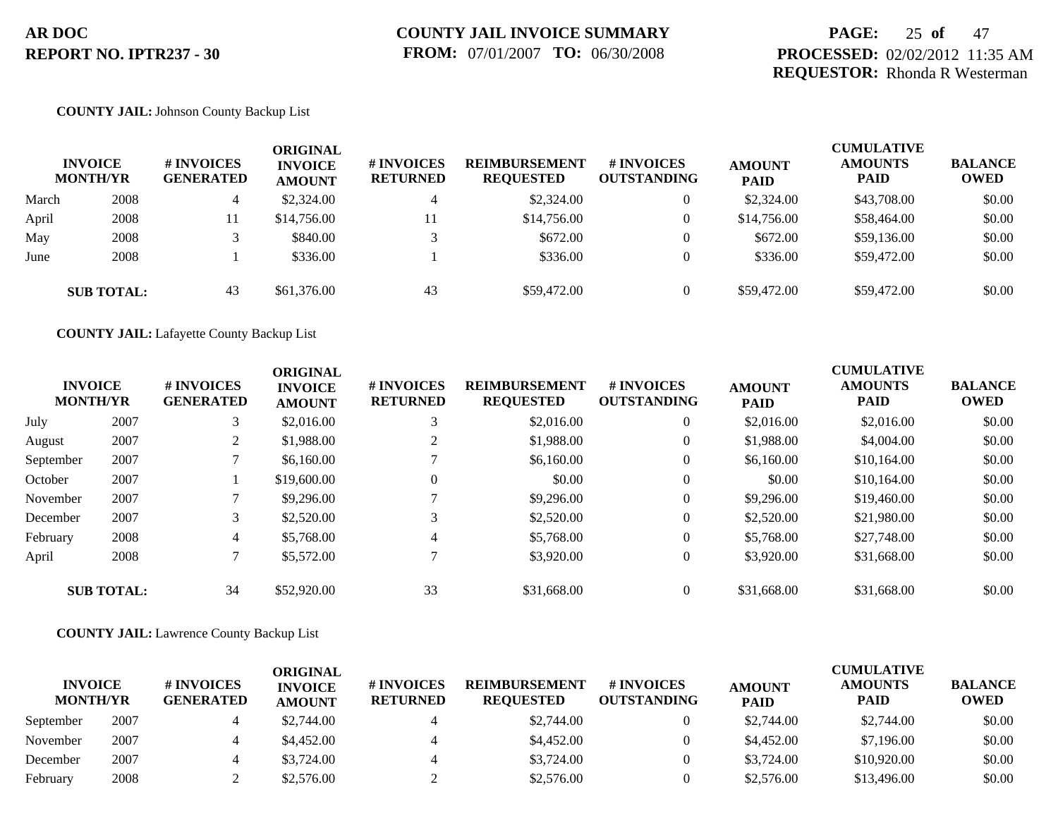**AR DOC**
**REPORT NO. IPTR237 - 30**

**COUNTY JAIL INVOICE SUMMARY**
**FROM:** 07/01/2007 **TO:** 06/30/2008

**PROCESSED:** 02/02/2012 11:35 AM
**REQUESTOR:** Rhonda R Westerman

**COUNTY JAIL:** Johnson County Backup List

| INVOICE MONTH/YR | | # INVOICES GENERATED | ORIGINAL INVOICE AMOUNT | # INVOICES RETURNED | REIMBURSEMENT REQUESTED | # INVOICES OUTSTANDING | AMOUNT PAID | CUMULATIVE AMOUNTS PAID | BALANCE OWED |
|---|---|---|---|---|---|---|---|---|---|
| March | 2008 | 4 | $2,324.00 | 4 | $2,324.00 | 0 | $2,324.00 | $43,708.00 | $0.00 |
| April | 2008 | 11 | $14,756.00 | 11 | $14,756.00 | 0 | $14,756.00 | $58,464.00 | $0.00 |
| May | 2008 | 3 | $840.00 | 3 | $672.00 | 0 | $672.00 | $59,136.00 | $0.00 |
| June | 2008 | 1 | $336.00 | 1 | $336.00 | 0 | $336.00 | $59,472.00 | $0.00 |
| **SUB TOTAL:** | | 43 | $61,376.00 | 43 | $59,472.00 | 0 | $59,472.00 | $59,472.00 | $0.00 |

**COUNTY JAIL:** Lafayette County Backup List

| INVOICE MONTH/YR | | # INVOICES GENERATED | ORIGINAL INVOICE AMOUNT | # INVOICES RETURNED | REIMBURSEMENT REQUESTED | # INVOICES OUTSTANDING | AMOUNT PAID | CUMULATIVE AMOUNTS PAID | BALANCE OWED |
|---|---|---|---|---|---|---|---|---|---|
| July | 2007 | 3 | $2,016.00 | 3 | $2,016.00 | 0 | $2,016.00 | $2,016.00 | $0.00 |
| August | 2007 | 2 | $1,988.00 | 2 | $1,988.00 | 0 | $1,988.00 | $4,004.00 | $0.00 |
| September | 2007 | 7 | $6,160.00 | 7 | $6,160.00 | 0 | $6,160.00 | $10,164.00 | $0.00 |
| October | 2007 | 1 | $19,600.00 | 0 | $0.00 | 0 | $0.00 | $10,164.00 | $0.00 |
| November | 2007 | 7 | $9,296.00 | 7 | $9,296.00 | 0 | $9,296.00 | $19,460.00 | $0.00 |
| December | 2007 | 3 | $2,520.00 | 3 | $2,520.00 | 0 | $2,520.00 | $21,980.00 | $0.00 |
| February | 2008 | 4 | $5,768.00 | 4 | $5,768.00 | 0 | $5,768.00 | $27,748.00 | $0.00 |
| April | 2008 | 7 | $5,572.00 | 7 | $3,920.00 | 0 | $3,920.00 | $31,668.00 | $0.00 |
| **SUB TOTAL:** | | 34 | $52,920.00 | 33 | $31,668.00 | 0 | $31,668.00 | $31,668.00 | $0.00 |

**COUNTY JAIL:** Lawrence County Backup List

| INVOICE MONTH/YR | | # INVOICES GENERATED | ORIGINAL INVOICE AMOUNT | # INVOICES RETURNED | REIMBURSEMENT REQUESTED | # INVOICES OUTSTANDING | AMOUNT PAID | CUMULATIVE AMOUNTS PAID | BALANCE OWED |
|---|---|---|---|---|---|---|---|---|---|
| September | 2007 | 4 | $2,744.00 | 4 | $2,744.00 | 0 | $2,744.00 | $2,744.00 | $0.00 |
| November | 2007 | 4 | $4,452.00 | 4 | $4,452.00 | 0 | $4,452.00 | $7,196.00 | $0.00 |
| December | 2007 | 4 | $3,724.00 | 4 | $3,724.00 | 0 | $3,724.00 | $10,920.00 | $0.00 |
| February | 2008 | 2 | $2,576.00 | 2 | $2,576.00 | 0 | $2,576.00 | $13,496.00 | $0.00 |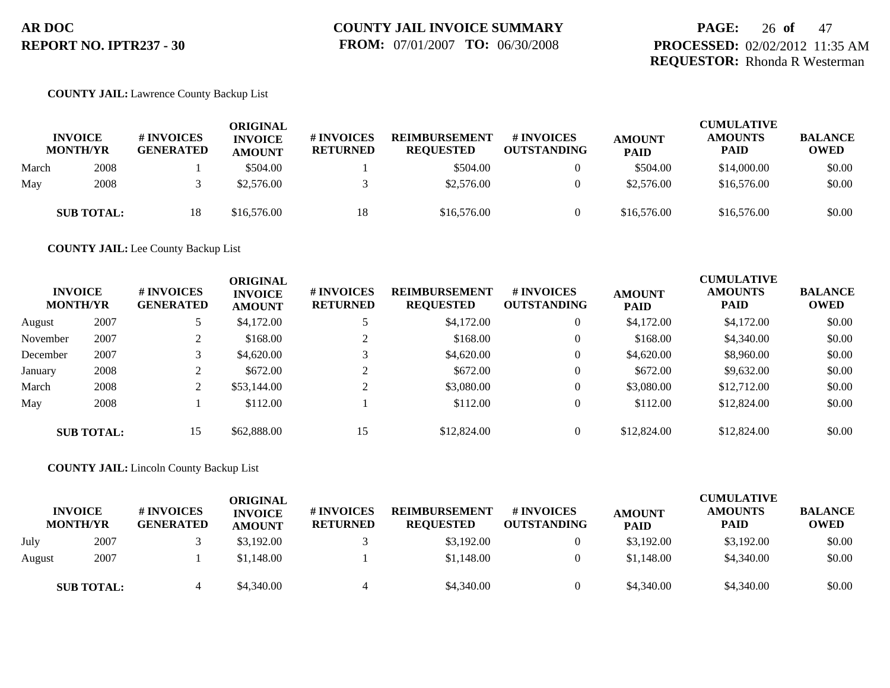**AR DOC**
**REPORT NO. IPTR237 - 30**

**COUNTY JAIL INVOICE SUMMARY**
**FROM:** 07/01/2007 **TO:** 06/30/2008

**PROCESSED:** 02/02/2012 11:35 AM
**REQUESTOR:** Rhonda R Westerman

**COUNTY JAIL:** Lawrence County Backup List

| INVOICE MONTH/YR | | # INVOICES GENERATED | ORIGINAL INVOICE AMOUNT | # INVOICES RETURNED | REIMBURSEMENT REQUESTED | # INVOICES OUTSTANDING | AMOUNT PAID | CUMULATIVE AMOUNTS PAID | BALANCE OWED |
|---|---|---|---|---|---|---|---|---|---|
| March | 2008 | 1 | $504.00 | 1 | $504.00 | 0 | $504.00 | $14,000.00 | $0.00 |
| May | 2008 | 3 | $2,576.00 | 3 | $2,576.00 | 0 | $2,576.00 | $16,576.00 | $0.00 |
| **SUB TOTAL:** | | 18 | $16,576.00 | 18 | $16,576.00 | 0 | $16,576.00 | $16,576.00 | $0.00 |

**COUNTY JAIL:** Lee County Backup List

| INVOICE MONTH/YR | | # INVOICES GENERATED | ORIGINAL INVOICE AMOUNT | # INVOICES RETURNED | REIMBURSEMENT REQUESTED | # INVOICES OUTSTANDING | AMOUNT PAID | CUMULATIVE AMOUNTS PAID | BALANCE OWED |
|---|---|---|---|---|---|---|---|---|---|
| August | 2007 | 5 | $4,172.00 | 5 | $4,172.00 | 0 | $4,172.00 | $4,172.00 | $0.00 |
| November | 2007 | 2 | $168.00 | 2 | $168.00 | 0 | $168.00 | $4,340.00 | $0.00 |
| December | 2007 | 3 | $4,620.00 | 3 | $4,620.00 | 0 | $4,620.00 | $8,960.00 | $0.00 |
| January | 2008 | 2 | $672.00 | 2 | $672.00 | 0 | $672.00 | $9,632.00 | $0.00 |
| March | 2008 | 2 | $53,144.00 | 2 | $3,080.00 | 0 | $3,080.00 | $12,712.00 | $0.00 |
| May | 2008 | 1 | $112.00 | 1 | $112.00 | 0 | $112.00 | $12,824.00 | $0.00 |
| **SUB TOTAL:** | | 15 | $62,888.00 | 15 | $12,824.00 | 0 | $12,824.00 | $12,824.00 | $0.00 |

**COUNTY JAIL:** Lincoln County Backup List

| INVOICE MONTH/YR | | # INVOICES GENERATED | ORIGINAL INVOICE AMOUNT | # INVOICES RETURNED | REIMBURSEMENT REQUESTED | # INVOICES OUTSTANDING | AMOUNT PAID | CUMULATIVE AMOUNTS PAID | BALANCE OWED |
|---|---|---|---|---|---|---|---|---|---|
| July | 2007 | 3 | $3,192.00 | 3 | $3,192.00 | 0 | $3,192.00 | $3,192.00 | $0.00 |
| August | 2007 | 1 | $1,148.00 | 1 | $1,148.00 | 0 | $1,148.00 | $4,340.00 | $0.00 |
| **SUB TOTAL:** | | 4 | $4,340.00 | 4 | $4,340.00 | 0 | $4,340.00 | $4,340.00 | $0.00 |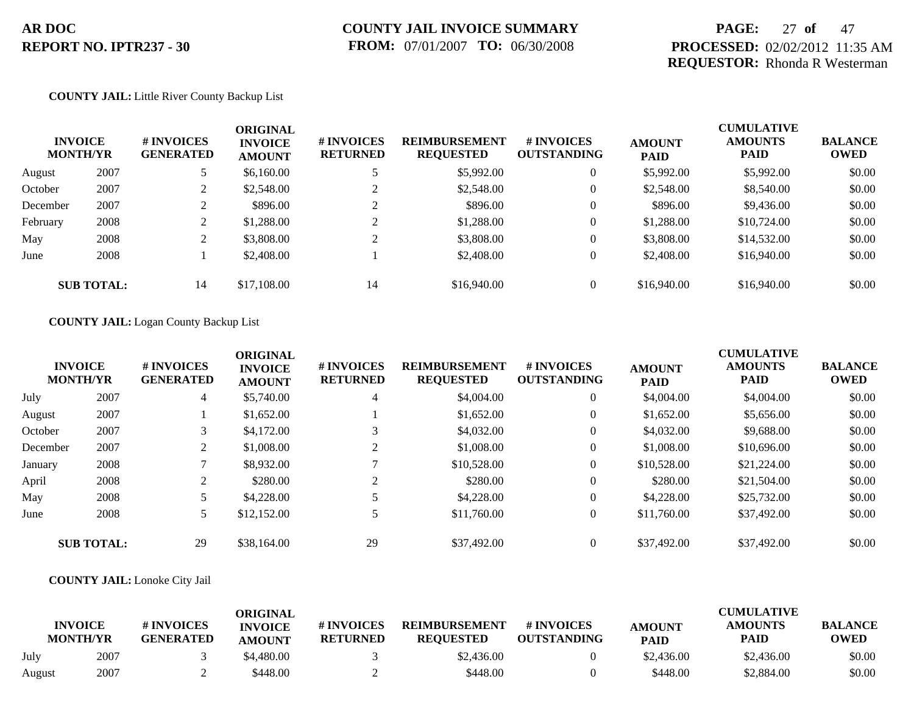**COUNTY JAIL:** Little River County Backup List

| INVOICE MONTH/YR | | # INVOICES GENERATED | ORIGINAL INVOICE AMOUNT | # INVOICES RETURNED | REIMBURSEMENT REQUESTED | # INVOICES OUTSTANDING | AMOUNT PAID | CUMULATIVE AMOUNTS PAID | BALANCE OWED |
|---|---|---|---|---|---|---|---|---|---|
| August | 2007 | 5 | $6,160.00 | 5 | $5,992.00 | 0 | $5,992.00 | $5,992.00 | $0.00 |
| October | 2007 | 2 | $2,548.00 | 2 | $2,548.00 | 0 | $2,548.00 | $8,540.00 | $0.00 |
| December | 2007 | 2 | $896.00 | 2 | $896.00 | 0 | $896.00 | $9,436.00 | $0.00 |
| February | 2008 | 2 | $1,288.00 | 2 | $1,288.00 | 0 | $1,288.00 | $10,724.00 | $0.00 |
| May | 2008 | 2 | $3,808.00 | 2 | $3,808.00 | 0 | $3,808.00 | $14,532.00 | $0.00 |
| June | 2008 | 1 | $2,408.00 | 1 | $2,408.00 | 0 | $2,408.00 | $16,940.00 | $0.00 |
| **SUB TOTAL:** | | 14 | $17,108.00 | 14 | $16,940.00 | 0 | $16,940.00 | $16,940.00 | $0.00 |

**COUNTY JAIL:** Logan County Backup List

| INVOICE MONTH/YR | | # INVOICES GENERATED | ORIGINAL INVOICE AMOUNT | # INVOICES RETURNED | REIMBURSEMENT REQUESTED | # INVOICES OUTSTANDING | AMOUNT PAID | CUMULATIVE AMOUNTS PAID | BALANCE OWED |
|---|---|---|---|---|---|---|---|---|---|
| July | 2007 | 4 | $5,740.00 | 4 | $4,004.00 | 0 | $4,004.00 | $4,004.00 | $0.00 |
| August | 2007 | 1 | $1,652.00 | 1 | $1,652.00 | 0 | $1,652.00 | $5,656.00 | $0.00 |
| October | 2007 | 3 | $4,172.00 | 3 | $4,032.00 | 0 | $4,032.00 | $9,688.00 | $0.00 |
| December | 2007 | 2 | $1,008.00 | 2 | $1,008.00 | 0 | $1,008.00 | $10,696.00 | $0.00 |
| January | 2008 | 7 | $8,932.00 | 7 | $10,528.00 | 0 | $10,528.00 | $21,224.00 | $0.00 |
| April | 2008 | 2 | $280.00 | 2 | $280.00 | 0 | $280.00 | $21,504.00 | $0.00 |
| May | 2008 | 5 | $4,228.00 | 5 | $4,228.00 | 0 | $4,228.00 | $25,732.00 | $0.00 |
| June | 2008 | 5 | $12,152.00 | 5 | $11,760.00 | 0 | $11,760.00 | $37,492.00 | $0.00 |
| **SUB TOTAL:** | | 29 | $38,164.00 | 29 | $37,492.00 | 0 | $37,492.00 | $37,492.00 | $0.00 |

**COUNTY JAIL:** Lonoke City Jail

| INVOICE MONTH/YR | | # INVOICES GENERATED | ORIGINAL INVOICE AMOUNT | # INVOICES RETURNED | REIMBURSEMENT REQUESTED | # INVOICES OUTSTANDING | AMOUNT PAID | CUMULATIVE AMOUNTS PAID | BALANCE OWED |
|---|---|---|---|---|---|---|---|---|---|
| July | 2007 | 3 | $4,480.00 | 3 | $2,436.00 | 0 | $2,436.00 | $2,436.00 | $0.00 |
| August | 2007 | 2 | $448.00 | 2 | $448.00 | 0 | $448.00 | $2,884.00 | $0.00 |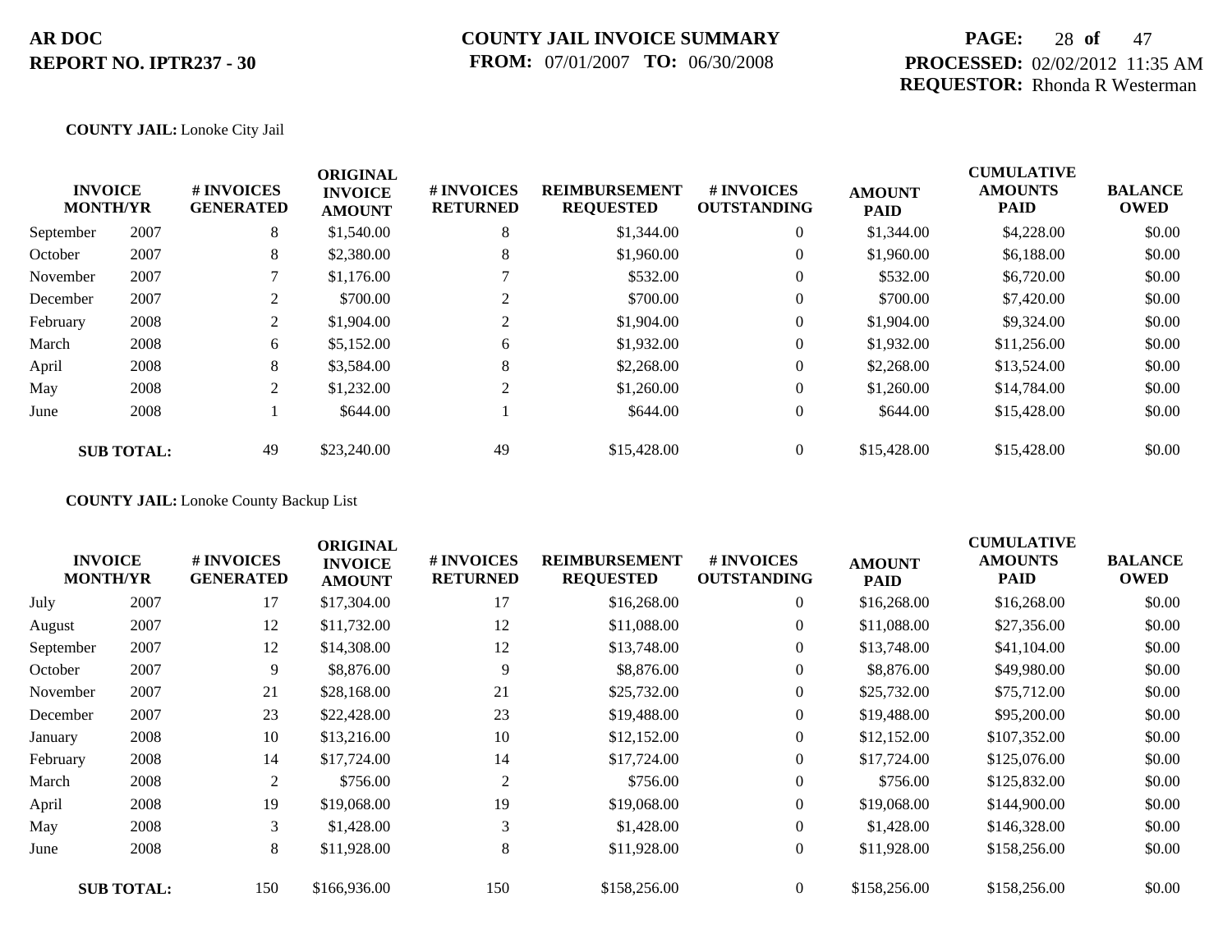**COUNTY JAIL:** Lonoke City Jail

| INVOICE MONTH/YR | | # INVOICES GENERATED | ORIGINAL INVOICE AMOUNT | # INVOICES RETURNED | REIMBURSEMENT REQUESTED | # INVOICES OUTSTANDING | AMOUNT PAID | CUMULATIVE AMOUNTS PAID | BALANCE OWED |
|---|---|---|---|---|---|---|---|---|---|
| September | 2007 | 8 | $1,540.00 | 8 | $1,344.00 | 0 | $1,344.00 | $4,228.00 | $0.00 |
| October | 2007 | 8 | $2,380.00 | 8 | $1,960.00 | 0 | $1,960.00 | $6,188.00 | $0.00 |
| November | 2007 | 7 | $1,176.00 | 7 | $532.00 | 0 | $532.00 | $6,720.00 | $0.00 |
| December | 2007 | 2 | $700.00 | 2 | $700.00 | 0 | $700.00 | $7,420.00 | $0.00 |
| February | 2008 | 2 | $1,904.00 | 2 | $1,904.00 | 0 | $1,904.00 | $9,324.00 | $0.00 |
| March | 2008 | 6 | $5,152.00 | 6 | $1,932.00 | 0 | $1,932.00 | $11,256.00 | $0.00 |
| April | 2008 | 8 | $3,584.00 | 8 | $2,268.00 | 0 | $2,268.00 | $13,524.00 | $0.00 |
| May | 2008 | 2 | $1,232.00 | 2 | $1,260.00 | 0 | $1,260.00 | $14,784.00 | $0.00 |
| June | 2008 | 1 | $644.00 | 1 | $644.00 | 0 | $644.00 | $15,428.00 | $0.00 |
| **SUB TOTAL:** | | 49 | $23,240.00 | 49 | $15,428.00 | 0 | $15,428.00 | $15,428.00 | $0.00 |

**COUNTY JAIL:** Lonoke County Backup List

| INVOICE MONTH/YR | | # INVOICES GENERATED | ORIGINAL INVOICE AMOUNT | # INVOICES RETURNED | REIMBURSEMENT REQUESTED | # INVOICES OUTSTANDING | AMOUNT PAID | CUMULATIVE AMOUNTS PAID | BALANCE OWED |
|---|---|---|---|---|---|---|---|---|---|
| July | 2007 | 17 | $17,304.00 | 17 | $16,268.00 | 0 | $16,268.00 | $16,268.00 | $0.00 |
| August | 2007 | 12 | $11,732.00 | 12 | $11,088.00 | 0 | $11,088.00 | $27,356.00 | $0.00 |
| September | 2007 | 12 | $14,308.00 | 12 | $13,748.00 | 0 | $13,748.00 | $41,104.00 | $0.00 |
| October | 2007 | 9 | $8,876.00 | 9 | $8,876.00 | 0 | $8,876.00 | $49,980.00 | $0.00 |
| November | 2007 | 21 | $28,168.00 | 21 | $25,732.00 | 0 | $25,732.00 | $75,712.00 | $0.00 |
| December | 2007 | 23 | $22,428.00 | 23 | $19,488.00 | 0 | $19,488.00 | $95,200.00 | $0.00 |
| January | 2008 | 10 | $13,216.00 | 10 | $12,152.00 | 0 | $12,152.00 | $107,352.00 | $0.00 |
| February | 2008 | 14 | $17,724.00 | 14 | $17,724.00 | 0 | $17,724.00 | $125,076.00 | $0.00 |
| March | 2008 | 2 | $756.00 | 2 | $756.00 | 0 | $756.00 | $125,832.00 | $0.00 |
| April | 2008 | 19 | $19,068.00 | 19 | $19,068.00 | 0 | $19,068.00 | $144,900.00 | $0.00 |
| May | 2008 | 3 | $1,428.00 | 3 | $1,428.00 | 0 | $1,428.00 | $146,328.00 | $0.00 |
| June | 2008 | 8 | $11,928.00 | 8 | $11,928.00 | 0 | $11,928.00 | $158,256.00 | $0.00 |
| **SUB TOTAL:** | | 150 | $166,936.00 | 150 | $158,256.00 | 0 | $158,256.00 | $158,256.00 | $0.00 |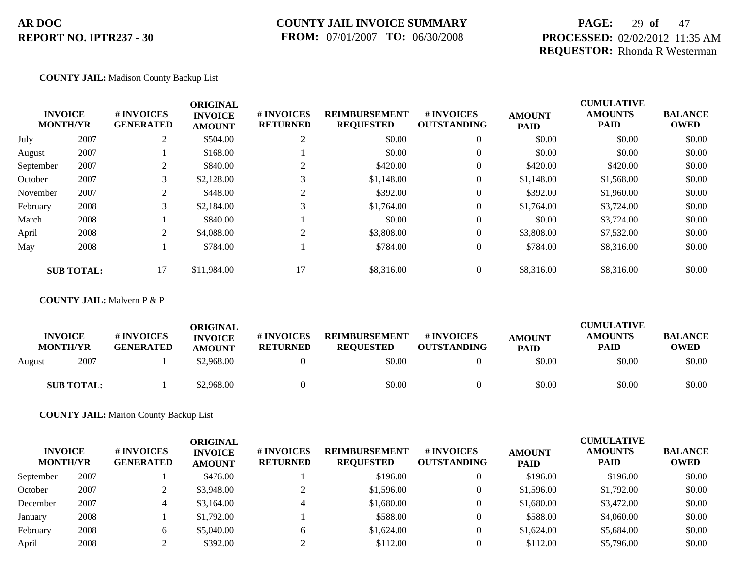**AR DOC**
**REPORT NO. IPTR237 - 30**

**COUNTY JAIL INVOICE SUMMARY**
**FROM:** 07/01/2007 **TO:** 06/30/2008

**PROCESSED:** 02/02/2012 11:35 AM
**REQUESTOR:** Rhonda R Westerman

**COUNTY JAIL:** Madison County Backup List

| INVOICE MONTH/YR | | # INVOICES GENERATED | ORIGINAL INVOICE AMOUNT | # INVOICES RETURNED | REIMBURSEMENT REQUESTED | # INVOICES OUTSTANDING | AMOUNT PAID | CUMULATIVE AMOUNTS PAID | BALANCE OWED |
|---|---|---|---|---|---|---|---|---|---|
| July | 2007 | 2 | $504.00 | 2 | $0.00 | 0 | $0.00 | $0.00 | $0.00 |
| August | 2007 | 1 | $168.00 | 1 | $0.00 | 0 | $0.00 | $0.00 | $0.00 |
| September | 2007 | 2 | $840.00 | 2 | $420.00 | 0 | $420.00 | $420.00 | $0.00 |
| October | 2007 | 3 | $2,128.00 | 3 | $1,148.00 | 0 | $1,148.00 | $1,568.00 | $0.00 |
| November | 2007 | 2 | $448.00 | 2 | $392.00 | 0 | $392.00 | $1,960.00 | $0.00 |
| February | 2008 | 3 | $2,184.00 | 3 | $1,764.00 | 0 | $1,764.00 | $3,724.00 | $0.00 |
| March | 2008 | 1 | $840.00 | 1 | $0.00 | 0 | $0.00 | $3,724.00 | $0.00 |
| April | 2008 | 2 | $4,088.00 | 2 | $3,808.00 | 0 | $3,808.00 | $7,532.00 | $0.00 |
| May | 2008 | 1 | $784.00 | 1 | $784.00 | 0 | $784.00 | $8,316.00 | $0.00 |
| **SUB TOTAL:** | | 17 | $11,984.00 | 17 | $8,316.00 | 0 | $8,316.00 | $8,316.00 | $0.00 |

**COUNTY JAIL:** Malvern P & P

| INVOICE MONTH/YR | | # INVOICES GENERATED | ORIGINAL INVOICE AMOUNT | # INVOICES RETURNED | REIMBURSEMENT REQUESTED | # INVOICES OUTSTANDING | AMOUNT PAID | CUMULATIVE AMOUNTS PAID | BALANCE OWED |
|---|---|---|---|---|---|---|---|---|---|
| August | 2007 | 1 | $2,968.00 | 0 | $0.00 | 0 | $0.00 | $0.00 | $0.00 |
| **SUB TOTAL:** | | 1 | $2,968.00 | 0 | $0.00 | 0 | $0.00 | $0.00 | $0.00 |

**COUNTY JAIL:** Marion County Backup List

| INVOICE MONTH/YR | | # INVOICES GENERATED | ORIGINAL INVOICE AMOUNT | # INVOICES RETURNED | REIMBURSEMENT REQUESTED | # INVOICES OUTSTANDING | AMOUNT PAID | CUMULATIVE AMOUNTS PAID | BALANCE OWED |
|---|---|---|---|---|---|---|---|---|---|
| September | 2007 | 1 | $476.00 | 1 | $196.00 | 0 | $196.00 | $196.00 | $0.00 |
| October | 2007 | 2 | $3,948.00 | 2 | $1,596.00 | 0 | $1,596.00 | $1,792.00 | $0.00 |
| December | 2007 | 4 | $3,164.00 | 4 | $1,680.00 | 0 | $1,680.00 | $3,472.00 | $0.00 |
| January | 2008 | 1 | $1,792.00 | 1 | $588.00 | 0 | $588.00 | $4,060.00 | $0.00 |
| February | 2008 | 6 | $5,040.00 | 6 | $1,624.00 | 0 | $1,624.00 | $5,684.00 | $0.00 |
| April | 2008 | 2 | $392.00 | 2 | $112.00 | 0 | $112.00 | $5,796.00 | $0.00 |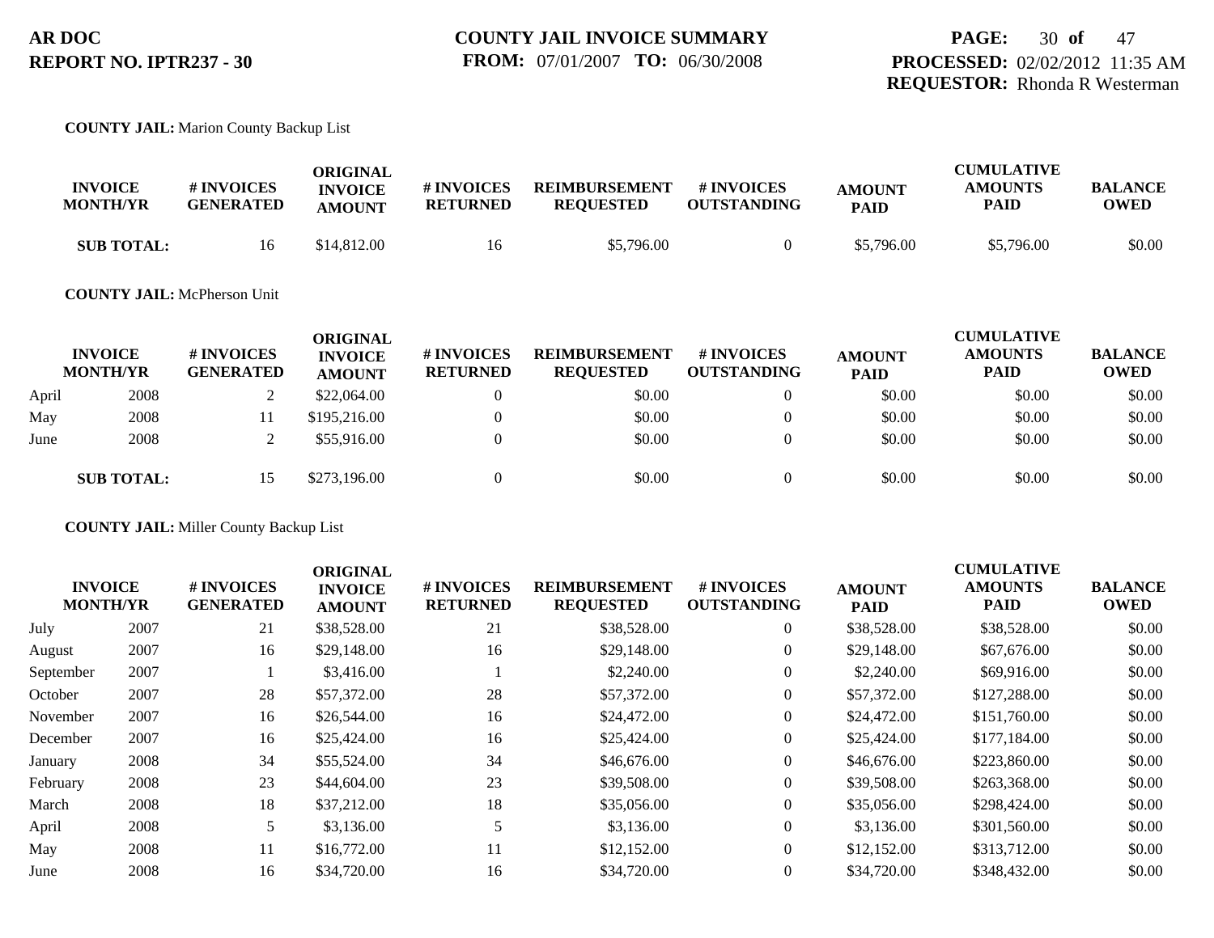**COUNTY JAIL:** Marion County Backup List

| INVOICE MONTH/YR | | # INVOICES GENERATED | ORIGINAL INVOICE AMOUNT | # INVOICES RETURNED | REIMBURSEMENT REQUESTED | # INVOICES OUTSTANDING | AMOUNT PAID | CUMULATIVE AMOUNTS PAID | BALANCE OWED |
|---|---|---|---|---|---|---|---|---|---|
| **SUB TOTAL:** | | 16 | $14,812.00 | 16 | $5,796.00 | 0 | $5,796.00 | $5,796.00 | $0.00 |

**COUNTY JAIL:** McPherson Unit

| INVOICE MONTH/YR | | # INVOICES GENERATED | ORIGINAL INVOICE AMOUNT | # INVOICES RETURNED | REIMBURSEMENT REQUESTED | # INVOICES OUTSTANDING | AMOUNT PAID | CUMULATIVE AMOUNTS PAID | BALANCE OWED |
|---|---|---|---|---|---|---|---|---|---|
| April | 2008 | 2 | $22,064.00 | 0 | $0.00 | 0 | $0.00 | $0.00 | $0.00 |
| May | 2008 | 11 | $195,216.00 | 0 | $0.00 | 0 | $0.00 | $0.00 | $0.00 |
| June | 2008 | 2 | $55,916.00 | 0 | $0.00 | 0 | $0.00 | $0.00 | $0.00 |
| **SUB TOTAL:** | | 15 | $273,196.00 | 0 | $0.00 | 0 | $0.00 | $0.00 | $0.00 |

**COUNTY JAIL:** Miller County Backup List

| INVOICE MONTH/YR | | # INVOICES GENERATED | ORIGINAL INVOICE AMOUNT | # INVOICES RETURNED | REIMBURSEMENT REQUESTED | # INVOICES OUTSTANDING | AMOUNT PAID | CUMULATIVE AMOUNTS PAID | BALANCE OWED |
|---|---|---|---|---|---|---|---|---|---|
| July | 2007 | 21 | $38,528.00 | 21 | $38,528.00 | 0 | $38,528.00 | $38,528.00 | $0.00 |
| August | 2007 | 16 | $29,148.00 | 16 | $29,148.00 | 0 | $29,148.00 | $67,676.00 | $0.00 |
| September | 2007 | 1 | $3,416.00 | 1 | $2,240.00 | 0 | $2,240.00 | $69,916.00 | $0.00 |
| October | 2007 | 28 | $57,372.00 | 28 | $57,372.00 | 0 | $57,372.00 | $127,288.00 | $0.00 |
| November | 2007 | 16 | $26,544.00 | 16 | $24,472.00 | 0 | $24,472.00 | $151,760.00 | $0.00 |
| December | 2007 | 16 | $25,424.00 | 16 | $25,424.00 | 0 | $25,424.00 | $177,184.00 | $0.00 |
| January | 2008 | 34 | $55,524.00 | 34 | $46,676.00 | 0 | $46,676.00 | $223,860.00 | $0.00 |
| February | 2008 | 23 | $44,604.00 | 23 | $39,508.00 | 0 | $39,508.00 | $263,368.00 | $0.00 |
| March | 2008 | 18 | $37,212.00 | 18 | $35,056.00 | 0 | $35,056.00 | $298,424.00 | $0.00 |
| April | 2008 | 5 | $3,136.00 | 5 | $3,136.00 | 0 | $3,136.00 | $301,560.00 | $0.00 |
| May | 2008 | 11 | $16,772.00 | 11 | $12,152.00 | 0 | $12,152.00 | $313,712.00 | $0.00 |
| June | 2008 | 16 | $34,720.00 | 16 | $34,720.00 | 0 | $34,720.00 | $348,432.00 | $0.00 |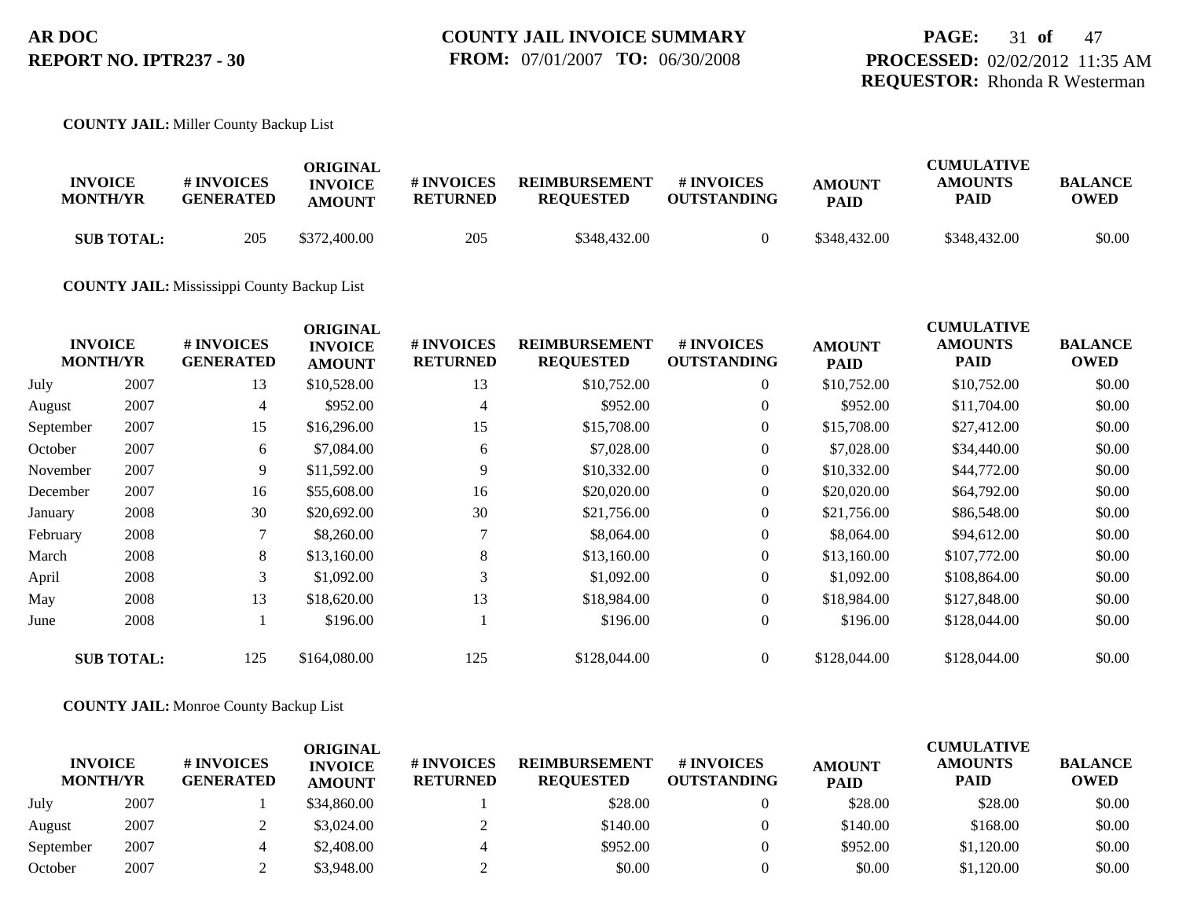**AR DOC**
**REPORT NO. IPTR237 - 30**

**COUNTY JAIL INVOICE SUMMARY**
**FROM:** 07/01/2007 **TO:** 06/30/2008

**PROCESSED:** 02/02/2012 11:35 AM
**REQUESTOR:** Rhonda R Westerman

**COUNTY JAIL:** Miller County Backup List

| INVOICE MONTH/YR | | # INVOICES GENERATED | ORIGINAL INVOICE AMOUNT | # INVOICES RETURNED | REIMBURSEMENT REQUESTED | # INVOICES OUTSTANDING | AMOUNT PAID | CUMULATIVE AMOUNTS PAID | BALANCE OWED |
|---|---|---|---|---|---|---|---|---|---|
| **SUB TOTAL:** | | 205 | $372,400.00 | 205 | $348,432.00 | 0 | $348,432.00 | $348,432.00 | $0.00 |

**COUNTY JAIL:** Mississippi County Backup List

| INVOICE MONTH/YR | | # INVOICES GENERATED | ORIGINAL INVOICE AMOUNT | # INVOICES RETURNED | REIMBURSEMENT REQUESTED | # INVOICES OUTSTANDING | AMOUNT PAID | CUMULATIVE AMOUNTS PAID | BALANCE OWED |
|---|---|---|---|---|---|---|---|---|---|
| July | 2007 | 13 | $10,528.00 | 13 | $10,752.00 | 0 | $10,752.00 | $10,752.00 | $0.00 |
| August | 2007 | 4 | $952.00 | 4 | $952.00 | 0 | $952.00 | $11,704.00 | $0.00 |
| September | 2007 | 15 | $16,296.00 | 15 | $15,708.00 | 0 | $15,708.00 | $27,412.00 | $0.00 |
| October | 2007 | 6 | $7,084.00 | 6 | $7,028.00 | 0 | $7,028.00 | $34,440.00 | $0.00 |
| November | 2007 | 9 | $11,592.00 | 9 | $10,332.00 | 0 | $10,332.00 | $44,772.00 | $0.00 |
| December | 2007 | 16 | $55,608.00 | 16 | $20,020.00 | 0 | $20,020.00 | $64,792.00 | $0.00 |
| January | 2008 | 30 | $20,692.00 | 30 | $21,756.00 | 0 | $21,756.00 | $86,548.00 | $0.00 |
| February | 2008 | 7 | $8,260.00 | 7 | $8,064.00 | 0 | $8,064.00 | $94,612.00 | $0.00 |
| March | 2008 | 8 | $13,160.00 | 8 | $13,160.00 | 0 | $13,160.00 | $107,772.00 | $0.00 |
| April | 2008 | 3 | $1,092.00 | 3 | $1,092.00 | 0 | $1,092.00 | $108,864.00 | $0.00 |
| May | 2008 | 13 | $18,620.00 | 13 | $18,984.00 | 0 | $18,984.00 | $127,848.00 | $0.00 |
| June | 2008 | 1 | $196.00 | 1 | $196.00 | 0 | $196.00 | $128,044.00 | $0.00 |
| **SUB TOTAL:** | | 125 | $164,080.00 | 125 | $128,044.00 | 0 | $128,044.00 | $128,044.00 | $0.00 |

**COUNTY JAIL:** Monroe County Backup List

| INVOICE MONTH/YR | | # INVOICES GENERATED | ORIGINAL INVOICE AMOUNT | # INVOICES RETURNED | REIMBURSEMENT REQUESTED | # INVOICES OUTSTANDING | AMOUNT PAID | CUMULATIVE AMOUNTS PAID | BALANCE OWED |
|---|---|---|---|---|---|---|---|---|---|
| July | 2007 | 1 | $34,860.00 | 1 | $28.00 | 0 | $28.00 | $28.00 | $0.00 |
| August | 2007 | 2 | $3,024.00 | 2 | $140.00 | 0 | $140.00 | $168.00 | $0.00 |
| September | 2007 | 4 | $2,408.00 | 4 | $952.00 | 0 | $952.00 | $1,120.00 | $0.00 |
| October | 2007 | 2 | $3,948.00 | 2 | $0.00 | 0 | $0.00 | $1,120.00 | $0.00 |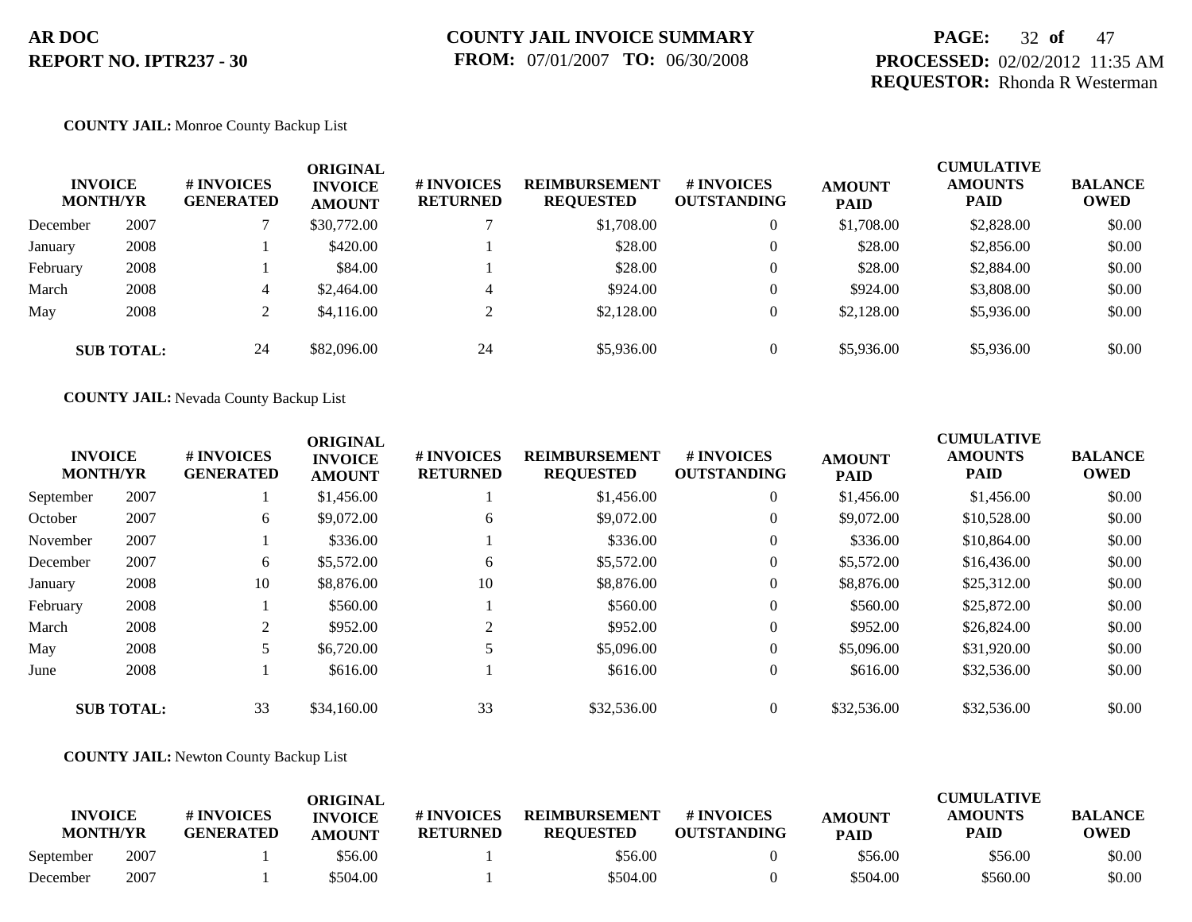**AR DOC**
**REPORT NO. IPTR237 - 30**

**COUNTY JAIL INVOICE SUMMARY**
**FROM:** 07/01/2007 **TO:** 06/30/2008

**PROCESSED:** 02/02/2012 11:35 AM
**REQUESTOR:** Rhonda R Westerman

**COUNTY JAIL:** Monroe County Backup List

| INVOICE MONTH/YR | | # INVOICES GENERATED | ORIGINAL INVOICE AMOUNT | # INVOICES RETURNED | REIMBURSEMENT REQUESTED | # INVOICES OUTSTANDING | AMOUNT PAID | CUMULATIVE AMOUNTS PAID | BALANCE OWED |
|---|---|---|---|---|---|---|---|---|---|
| December | 2007 | 7 | $30,772.00 | 7 | $1,708.00 | 0 | $1,708.00 | $2,828.00 | $0.00 |
| January | 2008 | 1 | $420.00 | 1 | $28.00 | 0 | $28.00 | $2,856.00 | $0.00 |
| February | 2008 | 1 | $84.00 | 1 | $28.00 | 0 | $28.00 | $2,884.00 | $0.00 |
| March | 2008 | 4 | $2,464.00 | 4 | $924.00 | 0 | $924.00 | $3,808.00 | $0.00 |
| May | 2008 | 2 | $4,116.00 | 2 | $2,128.00 | 0 | $2,128.00 | $5,936.00 | $0.00 |
| **SUB TOTAL:** | | 24 | $82,096.00 | 24 | $5,936.00 | 0 | $5,936.00 | $5,936.00 | $0.00 |

**COUNTY JAIL:** Nevada County Backup List

| INVOICE MONTH/YR | | # INVOICES GENERATED | ORIGINAL INVOICE AMOUNT | # INVOICES RETURNED | REIMBURSEMENT REQUESTED | # INVOICES OUTSTANDING | AMOUNT PAID | CUMULATIVE AMOUNTS PAID | BALANCE OWED |
|---|---|---|---|---|---|---|---|---|---|
| September | 2007 | 1 | $1,456.00 | 1 | $1,456.00 | 0 | $1,456.00 | $1,456.00 | $0.00 |
| October | 2007 | 6 | $9,072.00 | 6 | $9,072.00 | 0 | $9,072.00 | $10,528.00 | $0.00 |
| November | 2007 | 1 | $336.00 | 1 | $336.00 | 0 | $336.00 | $10,864.00 | $0.00 |
| December | 2007 | 6 | $5,572.00 | 6 | $5,572.00 | 0 | $5,572.00 | $16,436.00 | $0.00 |
| January | 2008 | 10 | $8,876.00 | 10 | $8,876.00 | 0 | $8,876.00 | $25,312.00 | $0.00 |
| February | 2008 | 1 | $560.00 | 1 | $560.00 | 0 | $560.00 | $25,872.00 | $0.00 |
| March | 2008 | 2 | $952.00 | 2 | $952.00 | 0 | $952.00 | $26,824.00 | $0.00 |
| May | 2008 | 5 | $6,720.00 | 5 | $5,096.00 | 0 | $5,096.00 | $31,920.00 | $0.00 |
| June | 2008 | 1 | $616.00 | 1 | $616.00 | 0 | $616.00 | $32,536.00 | $0.00 |
| **SUB TOTAL:** | | 33 | $34,160.00 | 33 | $32,536.00 | 0 | $32,536.00 | $32,536.00 | $0.00 |

**COUNTY JAIL:** Newton County Backup List

| INVOICE MONTH/YR | | # INVOICES GENERATED | ORIGINAL INVOICE AMOUNT | # INVOICES RETURNED | REIMBURSEMENT REQUESTED | # INVOICES OUTSTANDING | AMOUNT PAID | CUMULATIVE AMOUNTS PAID | BALANCE OWED |
|---|---|---|---|---|---|---|---|---|---|
| September | 2007 | 1 | $56.00 | 1 | $56.00 | 0 | $56.00 | $56.00 | $0.00 |
| December | 2007 | 1 | $504.00 | 1 | $504.00 | 0 | $504.00 | $560.00 | $0.00 |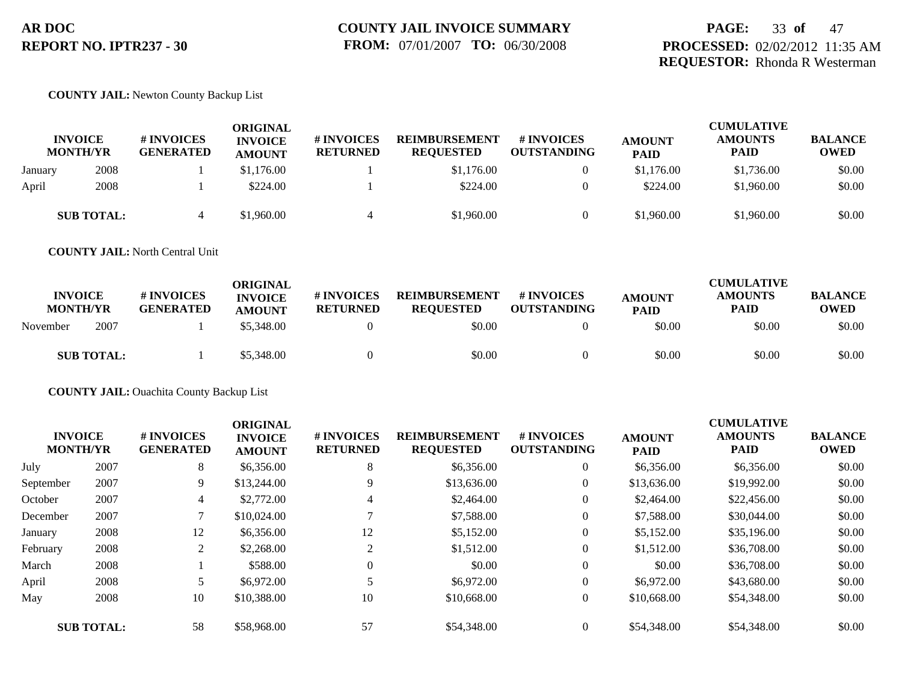**AR DOC**
**REPORT NO. IPTR237 - 30**

**COUNTY JAIL INVOICE SUMMARY**
**FROM:** 07/01/2007 **TO:** 06/30/2008

**PROCESSED:** 02/02/2012 11:35 AM
**REQUESTOR:** Rhonda R Westerman

**COUNTY JAIL:** Newton County Backup List

| INVOICE MONTH/YR | | # INVOICES GENERATED | ORIGINAL INVOICE AMOUNT | # INVOICES RETURNED | REIMBURSEMENT REQUESTED | # INVOICES OUTSTANDING | AMOUNT PAID | CUMULATIVE AMOUNTS PAID | BALANCE OWED |
|---|---|---|---|---|---|---|---|---|---|
| January | 2008 | 1 | $1,176.00 | 1 | $1,176.00 | 0 | $1,176.00 | $1,736.00 | $0.00 |
| April | 2008 | 1 | $224.00 | 1 | $224.00 | 0 | $224.00 | $1,960.00 | $0.00 |
| **SUB TOTAL:** | | 4 | $1,960.00 | 4 | $1,960.00 | 0 | $1,960.00 | $1,960.00 | $0.00 |

**COUNTY JAIL:** North Central Unit

| INVOICE MONTH/YR | | # INVOICES GENERATED | ORIGINAL INVOICE AMOUNT | # INVOICES RETURNED | REIMBURSEMENT REQUESTED | # INVOICES OUTSTANDING | AMOUNT PAID | CUMULATIVE AMOUNTS PAID | BALANCE OWED |
|---|---|---|---|---|---|---|---|---|---|
| November | 2007 | 1 | $5,348.00 | 0 | $0.00 | 0 | $0.00 | $0.00 | $0.00 |
| **SUB TOTAL:** | | 1 | $5,348.00 | 0 | $0.00 | 0 | $0.00 | $0.00 | $0.00 |

**COUNTY JAIL:** Ouachita County Backup List

| INVOICE MONTH/YR | | # INVOICES GENERATED | ORIGINAL INVOICE AMOUNT | # INVOICES RETURNED | REIMBURSEMENT REQUESTED | # INVOICES OUTSTANDING | AMOUNT PAID | CUMULATIVE AMOUNTS PAID | BALANCE OWED |
|---|---|---|---|---|---|---|---|---|---|
| July | 2007 | 8 | $6,356.00 | 8 | $6,356.00 | 0 | $6,356.00 | $6,356.00 | $0.00 |
| September | 2007 | 9 | $13,244.00 | 9 | $13,636.00 | 0 | $13,636.00 | $19,992.00 | $0.00 |
| October | 2007 | 4 | $2,772.00 | 4 | $2,464.00 | 0 | $2,464.00 | $22,456.00 | $0.00 |
| December | 2007 | 7 | $10,024.00 | 7 | $7,588.00 | 0 | $7,588.00 | $30,044.00 | $0.00 |
| January | 2008 | 12 | $6,356.00 | 12 | $5,152.00 | 0 | $5,152.00 | $35,196.00 | $0.00 |
| February | 2008 | 2 | $2,268.00 | 2 | $1,512.00 | 0 | $1,512.00 | $36,708.00 | $0.00 |
| March | 2008 | 1 | $588.00 | 0 | $0.00 | 0 | $0.00 | $36,708.00 | $0.00 |
| April | 2008 | 5 | $6,972.00 | 5 | $6,972.00 | 0 | $6,972.00 | $43,680.00 | $0.00 |
| May | 2008 | 10 | $10,388.00 | 10 | $10,668.00 | 0 | $10,668.00 | $54,348.00 | $0.00 |
| **SUB TOTAL:** | | 58 | $58,968.00 | 57 | $54,348.00 | 0 | $54,348.00 | $54,348.00 | $0.00 |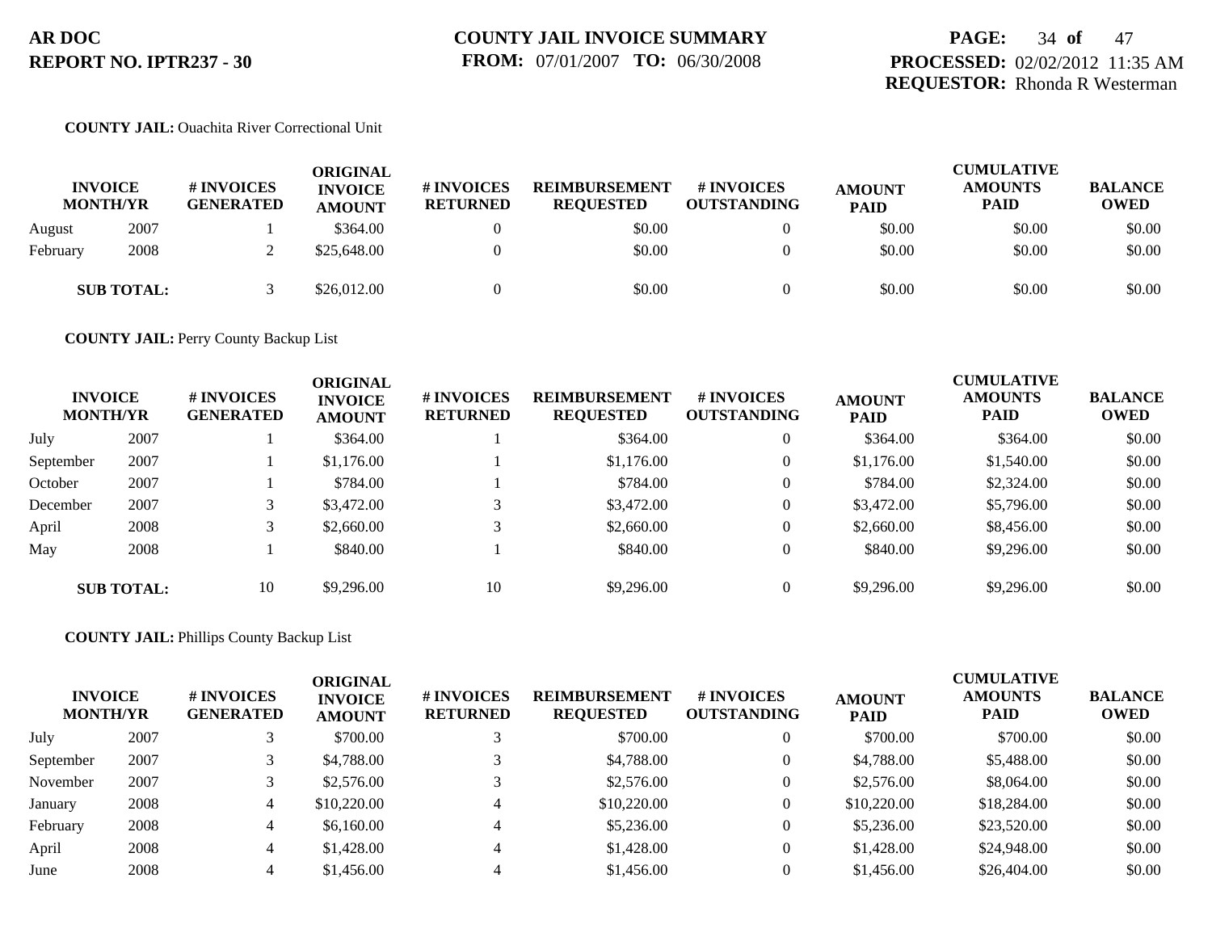**AR DOC**
**REPORT NO. IPTR237 - 30**

**COUNTY JAIL INVOICE SUMMARY**
**FROM:** 07/01/2007 **TO:** 06/30/2008

**PROCESSED:** 02/02/2012 11:35 AM
**REQUESTOR:** Rhonda R Westerman

**COUNTY JAIL:** Ouachita River Correctional Unit

| INVOICE MONTH/YR | | # INVOICES GENERATED | ORIGINAL INVOICE AMOUNT | # INVOICES RETURNED | REIMBURSEMENT REQUESTED | # INVOICES OUTSTANDING | AMOUNT PAID | CUMULATIVE AMOUNTS PAID | BALANCE OWED |
|---|---|---|---|---|---|---|---|---|---|
| August | 2007 | 1 | $364.00 | 0 | $0.00 | 0 | $0.00 | $0.00 | $0.00 |
| February | 2008 | 2 | $25,648.00 | 0 | $0.00 | 0 | $0.00 | $0.00 | $0.00 |
| **SUB TOTAL:** | | 3 | $26,012.00 | 0 | $0.00 | 0 | $0.00 | $0.00 | $0.00 |

**COUNTY JAIL:** Perry County Backup List

| INVOICE MONTH/YR | | # INVOICES GENERATED | ORIGINAL INVOICE AMOUNT | # INVOICES RETURNED | REIMBURSEMENT REQUESTED | # INVOICES OUTSTANDING | AMOUNT PAID | CUMULATIVE AMOUNTS PAID | BALANCE OWED |
|---|---|---|---|---|---|---|---|---|---|
| July | 2007 | 1 | $364.00 | 1 | $364.00 | 0 | $364.00 | $364.00 | $0.00 |
| September | 2007 | 1 | $1,176.00 | 1 | $1,176.00 | 0 | $1,176.00 | $1,540.00 | $0.00 |
| October | 2007 | 1 | $784.00 | 1 | $784.00 | 0 | $784.00 | $2,324.00 | $0.00 |
| December | 2007 | 3 | $3,472.00 | 3 | $3,472.00 | 0 | $3,472.00 | $5,796.00 | $0.00 |
| April | 2008 | 3 | $2,660.00 | 3 | $2,660.00 | 0 | $2,660.00 | $8,456.00 | $0.00 |
| May | 2008 | 1 | $840.00 | 1 | $840.00 | 0 | $840.00 | $9,296.00 | $0.00 |
| **SUB TOTAL:** | | 10 | $9,296.00 | 10 | $9,296.00 | 0 | $9,296.00 | $9,296.00 | $0.00 |

**COUNTY JAIL:** Phillips County Backup List

| INVOICE MONTH/YR | | # INVOICES GENERATED | ORIGINAL INVOICE AMOUNT | # INVOICES RETURNED | REIMBURSEMENT REQUESTED | # INVOICES OUTSTANDING | AMOUNT PAID | CUMULATIVE AMOUNTS PAID | BALANCE OWED |
|---|---|---|---|---|---|---|---|---|---|
| July | 2007 | 3 | $700.00 | 3 | $700.00 | 0 | $700.00 | $700.00 | $0.00 |
| September | 2007 | 3 | $4,788.00 | 3 | $4,788.00 | 0 | $4,788.00 | $5,488.00 | $0.00 |
| November | 2007 | 3 | $2,576.00 | 3 | $2,576.00 | 0 | $2,576.00 | $8,064.00 | $0.00 |
| January | 2008 | 4 | $10,220.00 | 4 | $10,220.00 | 0 | $10,220.00 | $18,284.00 | $0.00 |
| February | 2008 | 4 | $6,160.00 | 4 | $5,236.00 | 0 | $5,236.00 | $23,520.00 | $0.00 |
| April | 2008 | 4 | $1,428.00 | 4 | $1,428.00 | 0 | $1,428.00 | $24,948.00 | $0.00 |
| June | 2008 | 4 | $1,456.00 | 4 | $1,456.00 | 0 | $1,456.00 | $26,404.00 | $0.00 |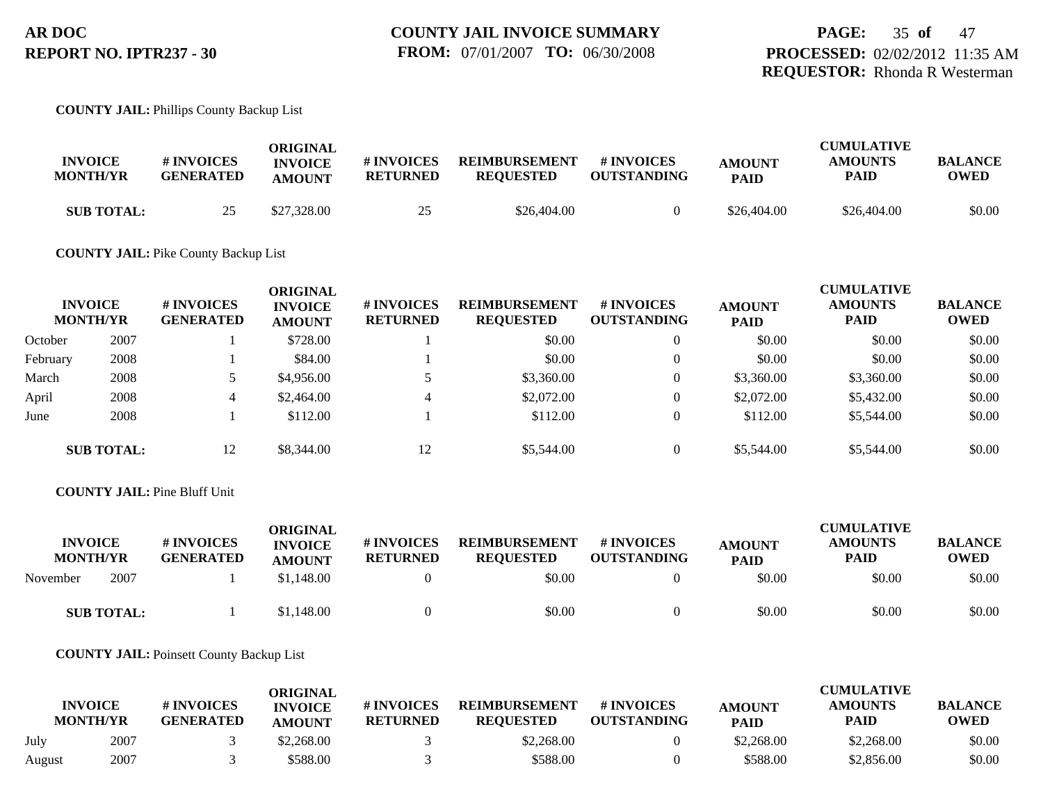**COUNTY JAIL:** Phillips County Backup List

| INVOICE MONTH/YR | | # INVOICES GENERATED | ORIGINAL INVOICE AMOUNT | # INVOICES RETURNED | REIMBURSEMENT REQUESTED | # INVOICES OUTSTANDING | AMOUNT PAID | CUMULATIVE AMOUNTS PAID | BALANCE OWED |
|---|---|---|---|---|---|---|---|---|---|
| **SUB TOTAL:** | | 25 | $27,328.00 | 25 | $26,404.00 | 0 | $26,404.00 | $26,404.00 | $0.00 |

**COUNTY JAIL:** Pike County Backup List

| INVOICE MONTH/YR | | # INVOICES GENERATED | ORIGINAL INVOICE AMOUNT | # INVOICES RETURNED | REIMBURSEMENT REQUESTED | # INVOICES OUTSTANDING | AMOUNT PAID | CUMULATIVE AMOUNTS PAID | BALANCE OWED |
|---|---|---|---|---|---|---|---|---|---|
| October | 2007 | 1 | $728.00 | 1 | $0.00 | 0 | $0.00 | $0.00 | $0.00 |
| February | 2008 | 1 | $84.00 | 1 | $0.00 | 0 | $0.00 | $0.00 | $0.00 |
| March | 2008 | 5 | $4,956.00 | 5 | $3,360.00 | 0 | $3,360.00 | $3,360.00 | $0.00 |
| April | 2008 | 4 | $2,464.00 | 4 | $2,072.00 | 0 | $2,072.00 | $5,432.00 | $0.00 |
| June | 2008 | 1 | $112.00 | 1 | $112.00 | 0 | $112.00 | $5,544.00 | $0.00 |
| **SUB TOTAL:** | | 12 | $8,344.00 | 12 | $5,544.00 | 0 | $5,544.00 | $5,544.00 | $0.00 |

**COUNTY JAIL:** Pine Bluff Unit

| INVOICE MONTH/YR | | # INVOICES GENERATED | ORIGINAL INVOICE AMOUNT | # INVOICES RETURNED | REIMBURSEMENT REQUESTED | # INVOICES OUTSTANDING | AMOUNT PAID | CUMULATIVE AMOUNTS PAID | BALANCE OWED |
|---|---|---|---|---|---|---|---|---|---|
| November | 2007 | 1 | $1,148.00 | 0 | $0.00 | 0 | $0.00 | $0.00 | $0.00 |
| **SUB TOTAL:** | | 1 | $1,148.00 | 0 | $0.00 | 0 | $0.00 | $0.00 | $0.00 |

**COUNTY JAIL:** Poinsett County Backup List

| INVOICE MONTH/YR | | # INVOICES GENERATED | ORIGINAL INVOICE AMOUNT | # INVOICES RETURNED | REIMBURSEMENT REQUESTED | # INVOICES OUTSTANDING | AMOUNT PAID | CUMULATIVE AMOUNTS PAID | BALANCE OWED |
|---|---|---|---|---|---|---|---|---|---|
| July | 2007 | 3 | $2,268.00 | 3 | $2,268.00 | 0 | $2,268.00 | $2,268.00 | $0.00 |
| August | 2007 | 3 | $588.00 | 3 | $588.00 | 0 | $588.00 | $2,856.00 | $0.00 |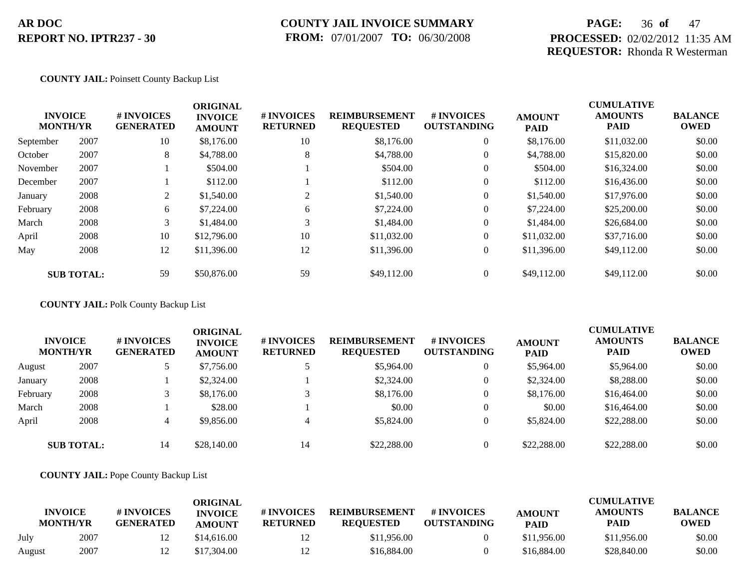**COUNTY JAIL:** Poinsett County Backup List

| INVOICE MONTH/YR | | # INVOICES GENERATED | ORIGINAL INVOICE AMOUNT | # INVOICES RETURNED | REIMBURSEMENT REQUESTED | # INVOICES OUTSTANDING | AMOUNT PAID | CUMULATIVE AMOUNTS PAID | BALANCE OWED |
|---|---|---|---|---|---|---|---|---|---|
| September | 2007 | 10 | $8,176.00 | 10 | $8,176.00 | 0 | $8,176.00 | $11,032.00 | $0.00 |
| October | 2007 | 8 | $4,788.00 | 8 | $4,788.00 | 0 | $4,788.00 | $15,820.00 | $0.00 |
| November | 2007 | 1 | $504.00 | 1 | $504.00 | 0 | $504.00 | $16,324.00 | $0.00 |
| December | 2007 | 1 | $112.00 | 1 | $112.00 | 0 | $112.00 | $16,436.00 | $0.00 |
| January | 2008 | 2 | $1,540.00 | 2 | $1,540.00 | 0 | $1,540.00 | $17,976.00 | $0.00 |
| February | 2008 | 6 | $7,224.00 | 6 | $7,224.00 | 0 | $7,224.00 | $25,200.00 | $0.00 |
| March | 2008 | 3 | $1,484.00 | 3 | $1,484.00 | 0 | $1,484.00 | $26,684.00 | $0.00 |
| April | 2008 | 10 | $12,796.00 | 10 | $11,032.00 | 0 | $11,032.00 | $37,716.00 | $0.00 |
| May | 2008 | 12 | $11,396.00 | 12 | $11,396.00 | 0 | $11,396.00 | $49,112.00 | $0.00 |
| **SUB TOTAL:** | | 59 | $50,876.00 | 59 | $49,112.00 | 0 | $49,112.00 | $49,112.00 | $0.00 |

**COUNTY JAIL:** Polk County Backup List

| INVOICE MONTH/YR | | # INVOICES GENERATED | ORIGINAL INVOICE AMOUNT | # INVOICES RETURNED | REIMBURSEMENT REQUESTED | # INVOICES OUTSTANDING | AMOUNT PAID | CUMULATIVE AMOUNTS PAID | BALANCE OWED |
|---|---|---|---|---|---|---|---|---|---|
| August | 2007 | 5 | $7,756.00 | 5 | $5,964.00 | 0 | $5,964.00 | $5,964.00 | $0.00 |
| January | 2008 | 1 | $2,324.00 | 1 | $2,324.00 | 0 | $2,324.00 | $8,288.00 | $0.00 |
| February | 2008 | 3 | $8,176.00 | 3 | $8,176.00 | 0 | $8,176.00 | $16,464.00 | $0.00 |
| March | 2008 | 1 | $28.00 | 1 | $0.00 | 0 | $0.00 | $16,464.00 | $0.00 |
| April | 2008 | 4 | $9,856.00 | 4 | $5,824.00 | 0 | $5,824.00 | $22,288.00 | $0.00 |
| **SUB TOTAL:** | | 14 | $28,140.00 | 14 | $22,288.00 | 0 | $22,288.00 | $22,288.00 | $0.00 |

**COUNTY JAIL:** Pope County Backup List

| INVOICE MONTH/YR | | # INVOICES GENERATED | ORIGINAL INVOICE AMOUNT | # INVOICES RETURNED | REIMBURSEMENT REQUESTED | # INVOICES OUTSTANDING | AMOUNT PAID | CUMULATIVE AMOUNTS PAID | BALANCE OWED |
|---|---|---|---|---|---|---|---|---|---|
| July | 2007 | 12 | $14,616.00 | 12 | $11,956.00 | 0 | $11,956.00 | $11,956.00 | $0.00 |
| August | 2007 | 12 | $17,304.00 | 12 | $16,884.00 | 0 | $16,884.00 | $28,840.00 | $0.00 |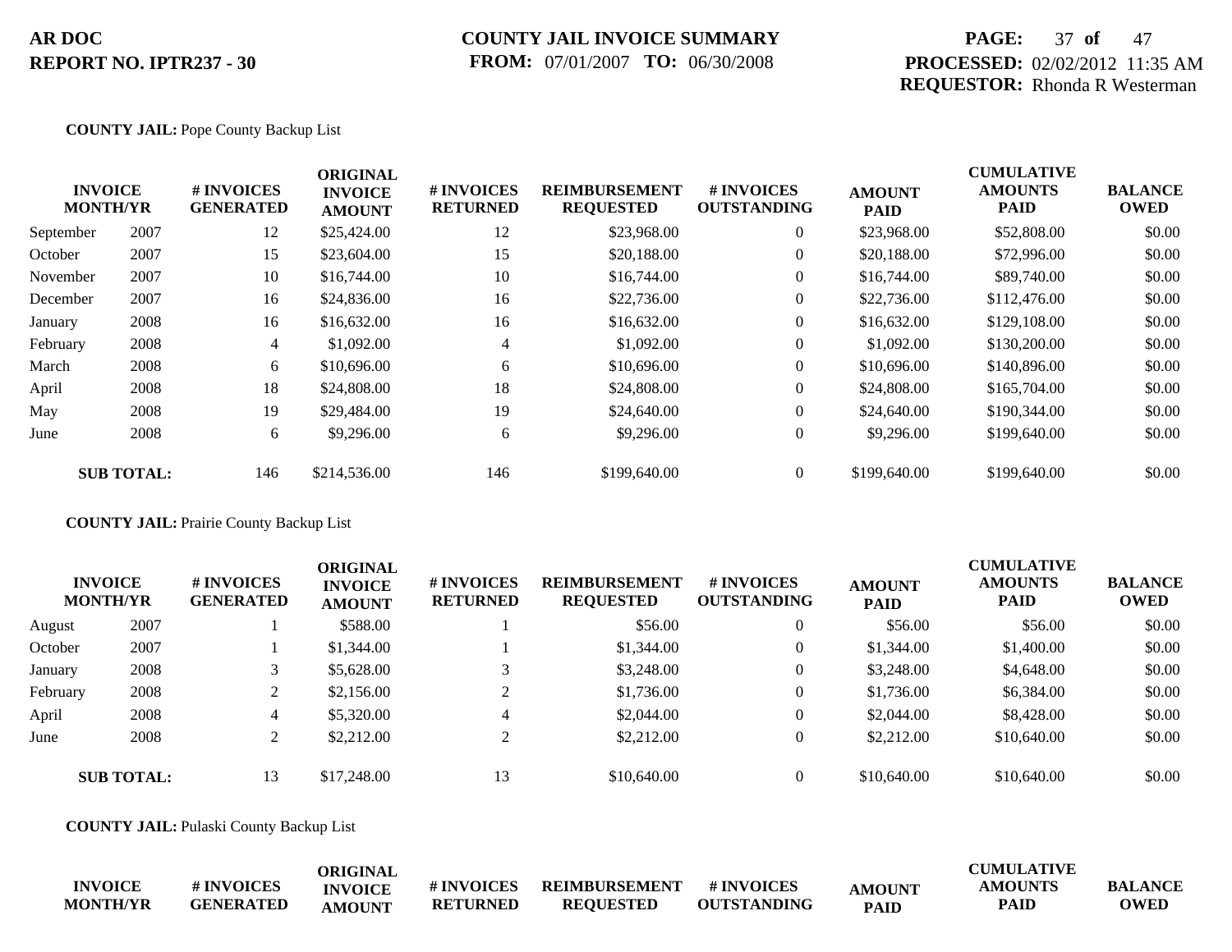**AR DOC**
**REPORT NO. IPTR237 - 30**

**COUNTY JAIL INVOICE SUMMARY**
**FROM:** 07/01/2007 **TO:** 06/30/2008

**PROCESSED:** 02/02/2012 11:35 AM
**REQUESTOR:** Rhonda R Westerman

**COUNTY JAIL:** Pope County Backup List

| INVOICE MONTH/YR | | # INVOICES GENERATED | ORIGINAL INVOICE AMOUNT | # INVOICES RETURNED | REIMBURSEMENT REQUESTED | # INVOICES OUTSTANDING | AMOUNT PAID | CUMULATIVE AMOUNTS PAID | BALANCE OWED |
|---|---|---|---|---|---|---|---|---|---|
| September | 2007 | 12 | $25,424.00 | 12 | $23,968.00 | 0 | $23,968.00 | $52,808.00 | $0.00 |
| October | 2007 | 15 | $23,604.00 | 15 | $20,188.00 | 0 | $20,188.00 | $72,996.00 | $0.00 |
| November | 2007 | 10 | $16,744.00 | 10 | $16,744.00 | 0 | $16,744.00 | $89,740.00 | $0.00 |
| December | 2007 | 16 | $24,836.00 | 16 | $22,736.00 | 0 | $22,736.00 | $112,476.00 | $0.00 |
| January | 2008 | 16 | $16,632.00 | 16 | $16,632.00 | 0 | $16,632.00 | $129,108.00 | $0.00 |
| February | 2008 | 4 | $1,092.00 | 4 | $1,092.00 | 0 | $1,092.00 | $130,200.00 | $0.00 |
| March | 2008 | 6 | $10,696.00 | 6 | $10,696.00 | 0 | $10,696.00 | $140,896.00 | $0.00 |
| April | 2008 | 18 | $24,808.00 | 18 | $24,808.00 | 0 | $24,808.00 | $165,704.00 | $0.00 |
| May | 2008 | 19 | $29,484.00 | 19 | $24,640.00 | 0 | $24,640.00 | $190,344.00 | $0.00 |
| June | 2008 | 6 | $9,296.00 | 6 | $9,296.00 | 0 | $9,296.00 | $199,640.00 | $0.00 |
| **SUB TOTAL:** | | 146 | $214,536.00 | 146 | $199,640.00 | 0 | $199,640.00 | $199,640.00 | $0.00 |

**COUNTY JAIL:** Prairie County Backup List

| INVOICE MONTH/YR | | # INVOICES GENERATED | ORIGINAL INVOICE AMOUNT | # INVOICES RETURNED | REIMBURSEMENT REQUESTED | # INVOICES OUTSTANDING | AMOUNT PAID | CUMULATIVE AMOUNTS PAID | BALANCE OWED |
|---|---|---|---|---|---|---|---|---|---|
| August | 2007 | 1 | $588.00 | 1 | $56.00 | 0 | $56.00 | $56.00 | $0.00 |
| October | 2007 | 1 | $1,344.00 | 1 | $1,344.00 | 0 | $1,344.00 | $1,400.00 | $0.00 |
| January | 2008 | 3 | $5,628.00 | 3 | $3,248.00 | 0 | $3,248.00 | $4,648.00 | $0.00 |
| February | 2008 | 2 | $2,156.00 | 2 | $1,736.00 | 0 | $1,736.00 | $6,384.00 | $0.00 |
| April | 2008 | 4 | $5,320.00 | 4 | $2,044.00 | 0 | $2,044.00 | $8,428.00 | $0.00 |
| June | 2008 | 2 | $2,212.00 | 2 | $2,212.00 | 0 | $2,212.00 | $10,640.00 | $0.00 |
| **SUB TOTAL:** | | 13 | $17,248.00 | 13 | $10,640.00 | 0 | $10,640.00 | $10,640.00 | $0.00 |

**COUNTY JAIL:** Pulaski County Backup List

| INVOICE MONTH/YR | # INVOICES GENERATED | ORIGINAL INVOICE AMOUNT | # INVOICES RETURNED | REIMBURSEMENT REQUESTED | # INVOICES OUTSTANDING | AMOUNT PAID | CUMULATIVE AMOUNTS PAID | BALANCE OWED |
|---|---|---|---|---|---|---|---|---|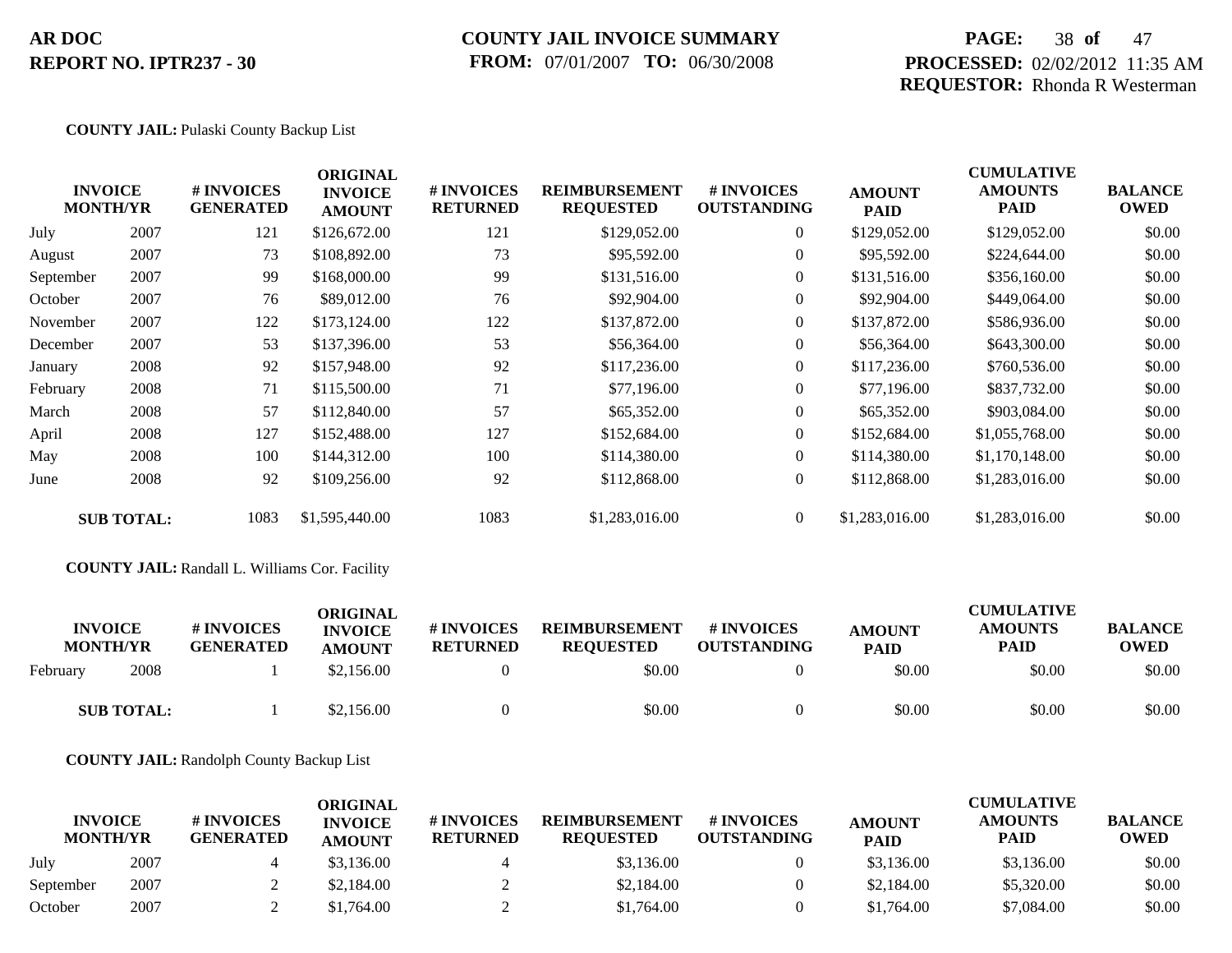**AR DOC**
**REPORT NO. IPTR237 - 30**

**COUNTY JAIL INVOICE SUMMARY**
**FROM:** 07/01/2007 **TO:** 06/30/2008

**PROCESSED:** 02/02/2012 11:35 AM
**REQUESTOR:** Rhonda R Westerman

**COUNTY JAIL:** Pulaski County Backup List

| INVOICE MONTH/YR | | # INVOICES GENERATED | ORIGINAL INVOICE AMOUNT | # INVOICES RETURNED | REIMBURSEMENT REQUESTED | # INVOICES OUTSTANDING | AMOUNT PAID | CUMULATIVE AMOUNTS PAID | BALANCE OWED |
|---|---|---|---|---|---|---|---|---|---|
| July | 2007 | 121 | $126,672.00 | 121 | $129,052.00 | 0 | $129,052.00 | $129,052.00 | $0.00 |
| August | 2007 | 73 | $108,892.00 | 73 | $95,592.00 | 0 | $95,592.00 | $224,644.00 | $0.00 |
| September | 2007 | 99 | $168,000.00 | 99 | $131,516.00 | 0 | $131,516.00 | $356,160.00 | $0.00 |
| October | 2007 | 76 | $89,012.00 | 76 | $92,904.00 | 0 | $92,904.00 | $449,064.00 | $0.00 |
| November | 2007 | 122 | $173,124.00 | 122 | $137,872.00 | 0 | $137,872.00 | $586,936.00 | $0.00 |
| December | 2007 | 53 | $137,396.00 | 53 | $56,364.00 | 0 | $56,364.00 | $643,300.00 | $0.00 |
| January | 2008 | 92 | $157,948.00 | 92 | $117,236.00 | 0 | $117,236.00 | $760,536.00 | $0.00 |
| February | 2008 | 71 | $115,500.00 | 71 | $77,196.00 | 0 | $77,196.00 | $837,732.00 | $0.00 |
| March | 2008 | 57 | $112,840.00 | 57 | $65,352.00 | 0 | $65,352.00 | $903,084.00 | $0.00 |
| April | 2008 | 127 | $152,488.00 | 127 | $152,684.00 | 0 | $152,684.00 | $1,055,768.00 | $0.00 |
| May | 2008 | 100 | $144,312.00 | 100 | $114,380.00 | 0 | $114,380.00 | $1,170,148.00 | $0.00 |
| June | 2008 | 92 | $109,256.00 | 92 | $112,868.00 | 0 | $112,868.00 | $1,283,016.00 | $0.00 |
| **SUB TOTAL:** | | 1083 | $1,595,440.00 | 1083 | $1,283,016.00 | 0 | $1,283,016.00 | $1,283,016.00 | $0.00 |

**COUNTY JAIL:** Randall L. Williams Cor. Facility

| INVOICE MONTH/YR | | # INVOICES GENERATED | ORIGINAL INVOICE AMOUNT | # INVOICES RETURNED | REIMBURSEMENT REQUESTED | # INVOICES OUTSTANDING | AMOUNT PAID | CUMULATIVE AMOUNTS PAID | BALANCE OWED |
|---|---|---|---|---|---|---|---|---|---|
| February | 2008 | 1 | $2,156.00 | 0 | $0.00 | 0 | $0.00 | $0.00 | $0.00 |
| **SUB TOTAL:** | | 1 | $2,156.00 | 0 | $0.00 | 0 | $0.00 | $0.00 | $0.00 |

**COUNTY JAIL:** Randolph County Backup List

| INVOICE MONTH/YR | | # INVOICES GENERATED | ORIGINAL INVOICE AMOUNT | # INVOICES RETURNED | REIMBURSEMENT REQUESTED | # INVOICES OUTSTANDING | AMOUNT PAID | CUMULATIVE AMOUNTS PAID | BALANCE OWED |
|---|---|---|---|---|---|---|---|---|---|
| July | 2007 | 4 | $3,136.00 | 4 | $3,136.00 | 0 | $3,136.00 | $3,136.00 | $0.00 |
| September | 2007 | 2 | $2,184.00 | 2 | $2,184.00 | 0 | $2,184.00 | $5,320.00 | $0.00 |
| October | 2007 | 2 | $1,764.00 | 2 | $1,764.00 | 0 | $1,764.00 | $7,084.00 | $0.00 |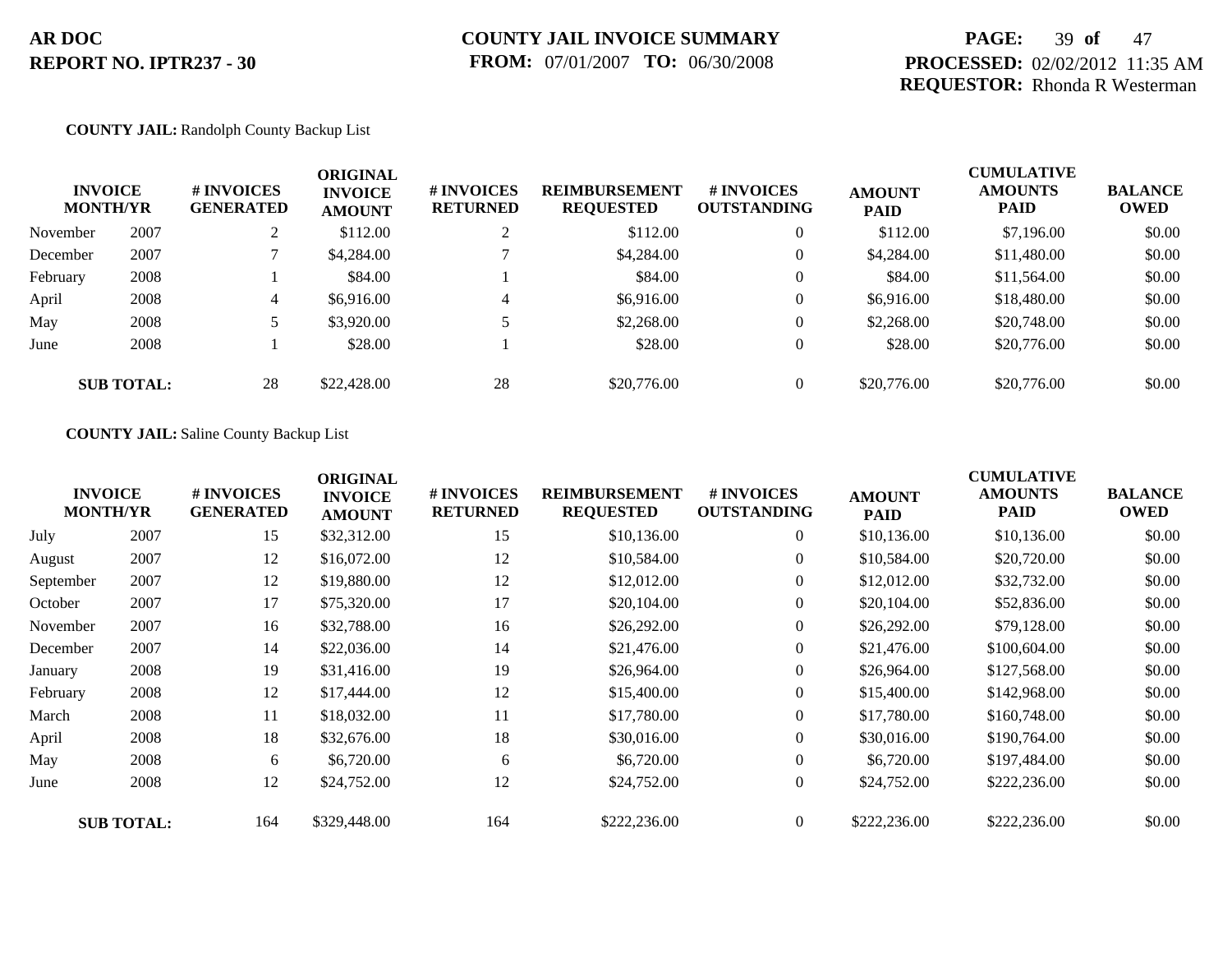**AR DOC**
**REPORT NO. IPTR237 - 30**

**COUNTY JAIL INVOICE SUMMARY**
**FROM:** 07/01/2007 **TO:** 06/30/2008

**PROCESSED:** 02/02/2012 11:35 AM
**REQUESTOR:** Rhonda R Westerman

**COUNTY JAIL:** Randolph County Backup List

| INVOICE MONTH/YR | | # INVOICES GENERATED | ORIGINAL INVOICE AMOUNT | # INVOICES RETURNED | REIMBURSEMENT REQUESTED | # INVOICES OUTSTANDING | AMOUNT PAID | CUMULATIVE AMOUNTS PAID | BALANCE OWED |
|---|---|---|---|---|---|---|---|---|---|
| November | 2007 | 2 | $112.00 | 2 | $112.00 | 0 | $112.00 | $7,196.00 | $0.00 |
| December | 2007 | 7 | $4,284.00 | 7 | $4,284.00 | 0 | $4,284.00 | $11,480.00 | $0.00 |
| February | 2008 | 1 | $84.00 | 1 | $84.00 | 0 | $84.00 | $11,564.00 | $0.00 |
| April | 2008 | 4 | $6,916.00 | 4 | $6,916.00 | 0 | $6,916.00 | $18,480.00 | $0.00 |
| May | 2008 | 5 | $3,920.00 | 5 | $2,268.00 | 0 | $2,268.00 | $20,748.00 | $0.00 |
| June | 2008 | 1 | $28.00 | 1 | $28.00 | 0 | $28.00 | $20,776.00 | $0.00 |
| **SUB TOTAL:** | | 28 | $22,428.00 | 28 | $20,776.00 | 0 | $20,776.00 | $20,776.00 | $0.00 |

**COUNTY JAIL:** Saline County Backup List

| INVOICE MONTH/YR | | # INVOICES GENERATED | ORIGINAL INVOICE AMOUNT | # INVOICES RETURNED | REIMBURSEMENT REQUESTED | # INVOICES OUTSTANDING | AMOUNT PAID | CUMULATIVE AMOUNTS PAID | BALANCE OWED |
|---|---|---|---|---|---|---|---|---|---|
| July | 2007 | 15 | $32,312.00 | 15 | $10,136.00 | 0 | $10,136.00 | $10,136.00 | $0.00 |
| August | 2007 | 12 | $16,072.00 | 12 | $10,584.00 | 0 | $10,584.00 | $20,720.00 | $0.00 |
| September | 2007 | 12 | $19,880.00 | 12 | $12,012.00 | 0 | $12,012.00 | $32,732.00 | $0.00 |
| October | 2007 | 17 | $75,320.00 | 17 | $20,104.00 | 0 | $20,104.00 | $52,836.00 | $0.00 |
| November | 2007 | 16 | $32,788.00 | 16 | $26,292.00 | 0 | $26,292.00 | $79,128.00 | $0.00 |
| December | 2007 | 14 | $22,036.00 | 14 | $21,476.00 | 0 | $21,476.00 | $100,604.00 | $0.00 |
| January | 2008 | 19 | $31,416.00 | 19 | $26,964.00 | 0 | $26,964.00 | $127,568.00 | $0.00 |
| February | 2008 | 12 | $17,444.00 | 12 | $15,400.00 | 0 | $15,400.00 | $142,968.00 | $0.00 |
| March | 2008 | 11 | $18,032.00 | 11 | $17,780.00 | 0 | $17,780.00 | $160,748.00 | $0.00 |
| April | 2008 | 18 | $32,676.00 | 18 | $30,016.00 | 0 | $30,016.00 | $190,764.00 | $0.00 |
| May | 2008 | 6 | $6,720.00 | 6 | $6,720.00 | 0 | $6,720.00 | $197,484.00 | $0.00 |
| June | 2008 | 12 | $24,752.00 | 12 | $24,752.00 | 0 | $24,752.00 | $222,236.00 | $0.00 |
| **SUB TOTAL:** | | 164 | $329,448.00 | 164 | $222,236.00 | 0 | $222,236.00 | $222,236.00 | $0.00 |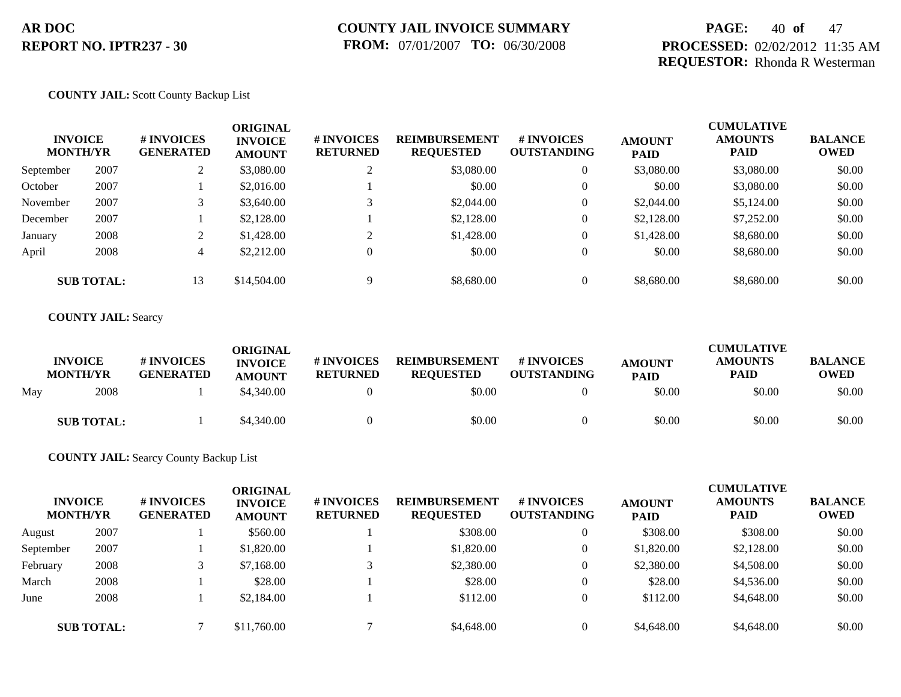**COUNTY JAIL:** Scott County Backup List

| INVOICE MONTH/YR | | # INVOICES GENERATED | ORIGINAL INVOICE AMOUNT | # INVOICES RETURNED | REIMBURSEMENT REQUESTED | # INVOICES OUTSTANDING | AMOUNT PAID | CUMULATIVE AMOUNTS PAID | BALANCE OWED |
|---|---|---|---|---|---|---|---|---|---|
| September | 2007 | 2 | $3,080.00 | 2 | $3,080.00 | 0 | $3,080.00 | $3,080.00 | $0.00 |
| October | 2007 | 1 | $2,016.00 | 1 | $0.00 | 0 | $0.00 | $3,080.00 | $0.00 |
| November | 2007 | 3 | $3,640.00 | 3 | $2,044.00 | 0 | $2,044.00 | $5,124.00 | $0.00 |
| December | 2007 | 1 | $2,128.00 | 1 | $2,128.00 | 0 | $2,128.00 | $7,252.00 | $0.00 |
| January | 2008 | 2 | $1,428.00 | 2 | $1,428.00 | 0 | $1,428.00 | $8,680.00 | $0.00 |
| April | 2008 | 4 | $2,212.00 | 0 | $0.00 | 0 | $0.00 | $8,680.00 | $0.00 |
| **SUB TOTAL:** | | 13 | $14,504.00 | 9 | $8,680.00 | 0 | $8,680.00 | $8,680.00 | $0.00 |

**COUNTY JAIL:** Searcy

| INVOICE MONTH/YR | | # INVOICES GENERATED | ORIGINAL INVOICE AMOUNT | # INVOICES RETURNED | REIMBURSEMENT REQUESTED | # INVOICES OUTSTANDING | AMOUNT PAID | CUMULATIVE AMOUNTS PAID | BALANCE OWED |
|---|---|---|---|---|---|---|---|---|---|
| May | 2008 | 1 | $4,340.00 | 0 | $0.00 | 0 | $0.00 | $0.00 | $0.00 |
| **SUB TOTAL:** | | 1 | $4,340.00 | 0 | $0.00 | 0 | $0.00 | $0.00 | $0.00 |

**COUNTY JAIL:** Searcy County Backup List

| INVOICE MONTH/YR | | # INVOICES GENERATED | ORIGINAL INVOICE AMOUNT | # INVOICES RETURNED | REIMBURSEMENT REQUESTED | # INVOICES OUTSTANDING | AMOUNT PAID | CUMULATIVE AMOUNTS PAID | BALANCE OWED |
|---|---|---|---|---|---|---|---|---|---|
| August | 2007 | 1 | $560.00 | 1 | $308.00 | 0 | $308.00 | $308.00 | $0.00 |
| September | 2007 | 1 | $1,820.00 | 1 | $1,820.00 | 0 | $1,820.00 | $2,128.00 | $0.00 |
| February | 2008 | 3 | $7,168.00 | 3 | $2,380.00 | 0 | $2,380.00 | $4,508.00 | $0.00 |
| March | 2008 | 1 | $28.00 | 1 | $28.00 | 0 | $28.00 | $4,536.00 | $0.00 |
| June | 2008 | 1 | $2,184.00 | 1 | $112.00 | 0 | $112.00 | $4,648.00 | $0.00 |
| **SUB TOTAL:** | | 7 | $11,760.00 | 7 | $4,648.00 | 0 | $4,648.00 | $4,648.00 | $0.00 |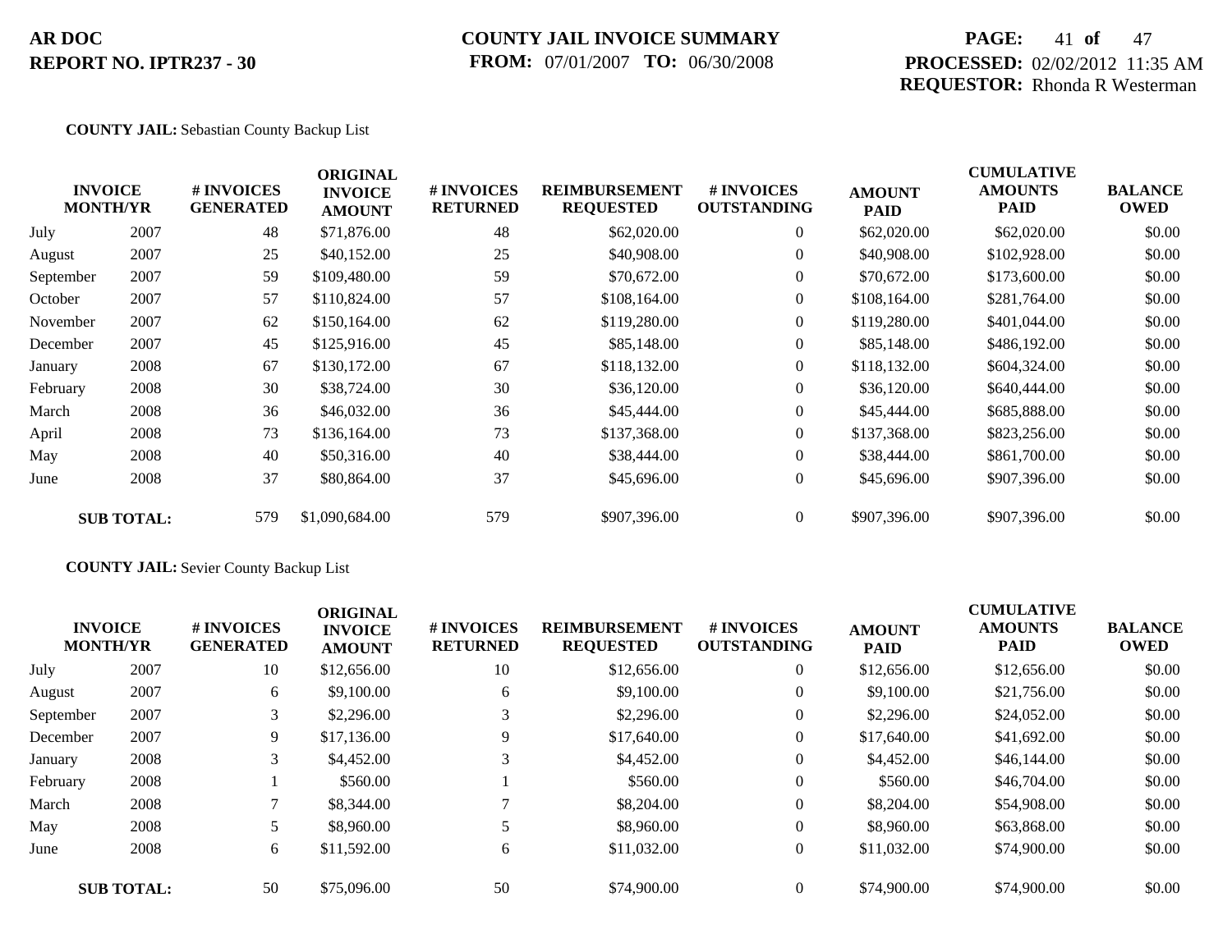**AR DOC**
**REPORT NO. IPTR237 - 30**

**COUNTY JAIL INVOICE SUMMARY**
**FROM:** 07/01/2007 **TO:** 06/30/2008

**PROCESSED:** 02/02/2012 11:35 AM
**REQUESTOR:** Rhonda R Westerman

**COUNTY JAIL:** Sebastian County Backup List

| INVOICE MONTH/YR | | # INVOICES GENERATED | ORIGINAL INVOICE AMOUNT | # INVOICES RETURNED | REIMBURSEMENT REQUESTED | # INVOICES OUTSTANDING | AMOUNT PAID | CUMULATIVE AMOUNTS PAID | BALANCE OWED |
|---|---|---|---|---|---|---|---|---|---|
| July | 2007 | 48 | $71,876.00 | 48 | $62,020.00 | 0 | $62,020.00 | $62,020.00 | $0.00 |
| August | 2007 | 25 | $40,152.00 | 25 | $40,908.00 | 0 | $40,908.00 | $102,928.00 | $0.00 |
| September | 2007 | 59 | $109,480.00 | 59 | $70,672.00 | 0 | $70,672.00 | $173,600.00 | $0.00 |
| October | 2007 | 57 | $110,824.00 | 57 | $108,164.00 | 0 | $108,164.00 | $281,764.00 | $0.00 |
| November | 2007 | 62 | $150,164.00 | 62 | $119,280.00 | 0 | $119,280.00 | $401,044.00 | $0.00 |
| December | 2007 | 45 | $125,916.00 | 45 | $85,148.00 | 0 | $85,148.00 | $486,192.00 | $0.00 |
| January | 2008 | 67 | $130,172.00 | 67 | $118,132.00 | 0 | $118,132.00 | $604,324.00 | $0.00 |
| February | 2008 | 30 | $38,724.00 | 30 | $36,120.00 | 0 | $36,120.00 | $640,444.00 | $0.00 |
| March | 2008 | 36 | $46,032.00 | 36 | $45,444.00 | 0 | $45,444.00 | $685,888.00 | $0.00 |
| April | 2008 | 73 | $136,164.00 | 73 | $137,368.00 | 0 | $137,368.00 | $823,256.00 | $0.00 |
| May | 2008 | 40 | $50,316.00 | 40 | $38,444.00 | 0 | $38,444.00 | $861,700.00 | $0.00 |
| June | 2008 | 37 | $80,864.00 | 37 | $45,696.00 | 0 | $45,696.00 | $907,396.00 | $0.00 |
| **SUB TOTAL:** | | 579 | $1,090,684.00 | 579 | $907,396.00 | 0 | $907,396.00 | $907,396.00 | $0.00 |

**COUNTY JAIL:** Sevier County Backup List

| INVOICE MONTH/YR | | # INVOICES GENERATED | ORIGINAL INVOICE AMOUNT | # INVOICES RETURNED | REIMBURSEMENT REQUESTED | # INVOICES OUTSTANDING | AMOUNT PAID | CUMULATIVE AMOUNTS PAID | BALANCE OWED |
|---|---|---|---|---|---|---|---|---|---|
| July | 2007 | 10 | $12,656.00 | 10 | $12,656.00 | 0 | $12,656.00 | $12,656.00 | $0.00 |
| August | 2007 | 6 | $9,100.00 | 6 | $9,100.00 | 0 | $9,100.00 | $21,756.00 | $0.00 |
| September | 2007 | 3 | $2,296.00 | 3 | $2,296.00 | 0 | $2,296.00 | $24,052.00 | $0.00 |
| December | 2007 | 9 | $17,136.00 | 9 | $17,640.00 | 0 | $17,640.00 | $41,692.00 | $0.00 |
| January | 2008 | 3 | $4,452.00 | 3 | $4,452.00 | 0 | $4,452.00 | $46,144.00 | $0.00 |
| February | 2008 | 1 | $560.00 | 1 | $560.00 | 0 | $560.00 | $46,704.00 | $0.00 |
| March | 2008 | 7 | $8,344.00 | 7 | $8,204.00 | 0 | $8,204.00 | $54,908.00 | $0.00 |
| May | 2008 | 5 | $8,960.00 | 5 | $8,960.00 | 0 | $8,960.00 | $63,868.00 | $0.00 |
| June | 2008 | 6 | $11,592.00 | 6 | $11,032.00 | 0 | $11,032.00 | $74,900.00 | $0.00 |
| **SUB TOTAL:** | | 50 | $75,096.00 | 50 | $74,900.00 | 0 | $74,900.00 | $74,900.00 | $0.00 |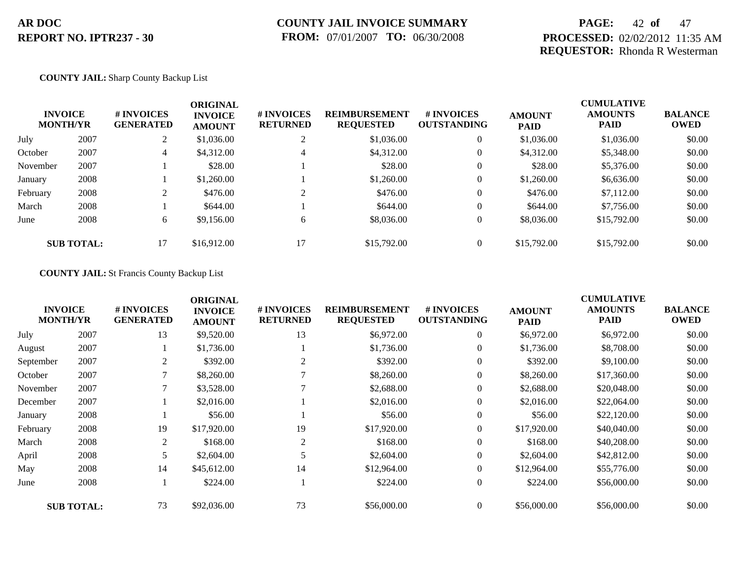**AR DOC**
**REPORT NO. IPTR237 - 30**

**COUNTY JAIL INVOICE SUMMARY**
**FROM:** 07/01/2007 **TO:** 06/30/2008

**PROCESSED:** 02/02/2012 11:35 AM
**REQUESTOR:** Rhonda R Westerman

**COUNTY JAIL:** Sharp County Backup List

| INVOICE MONTH/YR | | # INVOICES GENERATED | ORIGINAL INVOICE AMOUNT | # INVOICES RETURNED | REIMBURSEMENT REQUESTED | # INVOICES OUTSTANDING | AMOUNT PAID | CUMULATIVE AMOUNTS PAID | BALANCE OWED |
|---|---|---|---|---|---|---|---|---|---|
| July | 2007 | 2 | $1,036.00 | 2 | $1,036.00 | 0 | $1,036.00 | $1,036.00 | $0.00 |
| October | 2007 | 4 | $4,312.00 | 4 | $4,312.00 | 0 | $4,312.00 | $5,348.00 | $0.00 |
| November | 2007 | 1 | $28.00 | 1 | $28.00 | 0 | $28.00 | $5,376.00 | $0.00 |
| January | 2008 | 1 | $1,260.00 | 1 | $1,260.00 | 0 | $1,260.00 | $6,636.00 | $0.00 |
| February | 2008 | 2 | $476.00 | 2 | $476.00 | 0 | $476.00 | $7,112.00 | $0.00 |
| March | 2008 | 1 | $644.00 | 1 | $644.00 | 0 | $644.00 | $7,756.00 | $0.00 |
| June | 2008 | 6 | $9,156.00 | 6 | $8,036.00 | 0 | $8,036.00 | $15,792.00 | $0.00 |
| **SUB TOTAL:** | | 17 | $16,912.00 | 17 | $15,792.00 | 0 | $15,792.00 | $15,792.00 | $0.00 |

**COUNTY JAIL:** St Francis County Backup List

| INVOICE MONTH/YR | | # INVOICES GENERATED | ORIGINAL INVOICE AMOUNT | # INVOICES RETURNED | REIMBURSEMENT REQUESTED | # INVOICES OUTSTANDING | AMOUNT PAID | CUMULATIVE AMOUNTS PAID | BALANCE OWED |
|---|---|---|---|---|---|---|---|---|---|
| July | 2007 | 13 | $9,520.00 | 13 | $6,972.00 | 0 | $6,972.00 | $6,972.00 | $0.00 |
| August | 2007 | 1 | $1,736.00 | 1 | $1,736.00 | 0 | $1,736.00 | $8,708.00 | $0.00 |
| September | 2007 | 2 | $392.00 | 2 | $392.00 | 0 | $392.00 | $9,100.00 | $0.00 |
| October | 2007 | 7 | $8,260.00 | 7 | $8,260.00 | 0 | $8,260.00 | $17,360.00 | $0.00 |
| November | 2007 | 7 | $3,528.00 | 7 | $2,688.00 | 0 | $2,688.00 | $20,048.00 | $0.00 |
| December | 2007 | 1 | $2,016.00 | 1 | $2,016.00 | 0 | $2,016.00 | $22,064.00 | $0.00 |
| January | 2008 | 1 | $56.00 | 1 | $56.00 | 0 | $56.00 | $22,120.00 | $0.00 |
| February | 2008 | 19 | $17,920.00 | 19 | $17,920.00 | 0 | $17,920.00 | $40,040.00 | $0.00 |
| March | 2008 | 2 | $168.00 | 2 | $168.00 | 0 | $168.00 | $40,208.00 | $0.00 |
| April | 2008 | 5 | $2,604.00 | 5 | $2,604.00 | 0 | $2,604.00 | $42,812.00 | $0.00 |
| May | 2008 | 14 | $45,612.00 | 14 | $12,964.00 | 0 | $12,964.00 | $55,776.00 | $0.00 |
| June | 2008 | 1 | $224.00 | 1 | $224.00 | 0 | $224.00 | $56,000.00 | $0.00 |
| **SUB TOTAL:** | | 73 | $92,036.00 | 73 | $56,000.00 | 0 | $56,000.00 | $56,000.00 | $0.00 |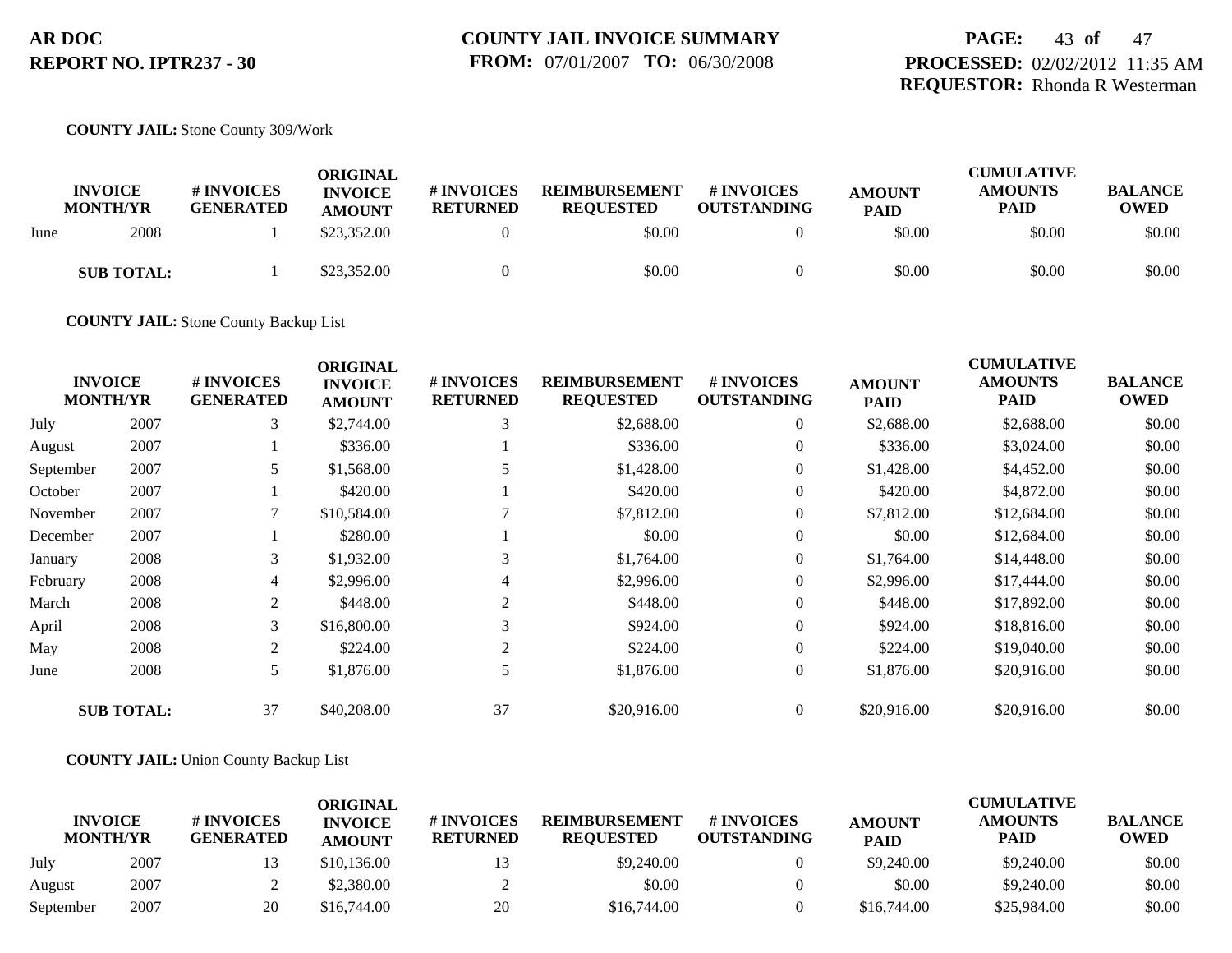**COUNTY JAIL:** Stone County 309/Work

| INVOICE MONTH/YR | | # INVOICES GENERATED | ORIGINAL INVOICE AMOUNT | # INVOICES RETURNED | REIMBURSEMENT REQUESTED | # INVOICES OUTSTANDING | AMOUNT PAID | CUMULATIVE AMOUNTS PAID | BALANCE OWED |
|---|---|---|---|---|---|---|---|---|---|
| June | 2008 | 1 | $23,352.00 | 0 | $0.00 | 0 | $0.00 | $0.00 | $0.00 |
| **SUB TOTAL:** | | 1 | $23,352.00 | 0 | $0.00 | 0 | $0.00 | $0.00 | $0.00 |

**COUNTY JAIL:** Stone County Backup List

| INVOICE MONTH/YR | | # INVOICES GENERATED | ORIGINAL INVOICE AMOUNT | # INVOICES RETURNED | REIMBURSEMENT REQUESTED | # INVOICES OUTSTANDING | AMOUNT PAID | CUMULATIVE AMOUNTS PAID | BALANCE OWED |
|---|---|---|---|---|---|---|---|---|---|
| July | 2007 | 3 | $2,744.00 | 3 | $2,688.00 | 0 | $2,688.00 | $2,688.00 | $0.00 |
| August | 2007 | 1 | $336.00 | 1 | $336.00 | 0 | $336.00 | $3,024.00 | $0.00 |
| September | 2007 | 5 | $1,568.00 | 5 | $1,428.00 | 0 | $1,428.00 | $4,452.00 | $0.00 |
| October | 2007 | 1 | $420.00 | 1 | $420.00 | 0 | $420.00 | $4,872.00 | $0.00 |
| November | 2007 | 7 | $10,584.00 | 7 | $7,812.00 | 0 | $7,812.00 | $12,684.00 | $0.00 |
| December | 2007 | 1 | $280.00 | 1 | $0.00 | 0 | $0.00 | $12,684.00 | $0.00 |
| January | 2008 | 3 | $1,932.00 | 3 | $1,764.00 | 0 | $1,764.00 | $14,448.00 | $0.00 |
| February | 2008 | 4 | $2,996.00 | 4 | $2,996.00 | 0 | $2,996.00 | $17,444.00 | $0.00 |
| March | 2008 | 2 | $448.00 | 2 | $448.00 | 0 | $448.00 | $17,892.00 | $0.00 |
| April | 2008 | 3 | $16,800.00 | 3 | $924.00 | 0 | $924.00 | $18,816.00 | $0.00 |
| May | 2008 | 2 | $224.00 | 2 | $224.00 | 0 | $224.00 | $19,040.00 | $0.00 |
| June | 2008 | 5 | $1,876.00 | 5 | $1,876.00 | 0 | $1,876.00 | $20,916.00 | $0.00 |
| **SUB TOTAL:** | | 37 | $40,208.00 | 37 | $20,916.00 | 0 | $20,916.00 | $20,916.00 | $0.00 |

**COUNTY JAIL:** Union County Backup List

| INVOICE MONTH/YR | | # INVOICES GENERATED | ORIGINAL INVOICE AMOUNT | # INVOICES RETURNED | REIMBURSEMENT REQUESTED | # INVOICES OUTSTANDING | AMOUNT PAID | CUMULATIVE AMOUNTS PAID | BALANCE OWED |
|---|---|---|---|---|---|---|---|---|---|
| July | 2007 | 13 | $10,136.00 | 13 | $9,240.00 | 0 | $9,240.00 | $9,240.00 | $0.00 |
| August | 2007 | 2 | $2,380.00 | 2 | $0.00 | 0 | $0.00 | $9,240.00 | $0.00 |
| September | 2007 | 20 | $16,744.00 | 20 | $16,744.00 | 0 | $16,744.00 | $25,984.00 | $0.00 |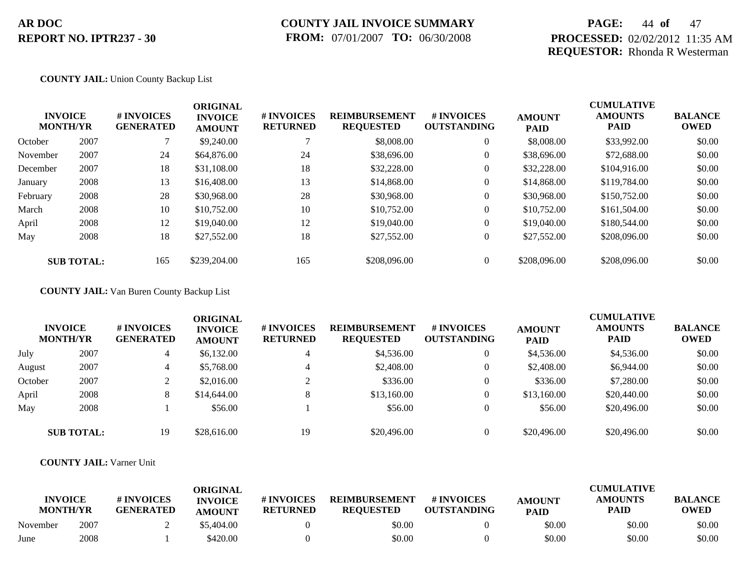**AR DOC**
**REPORT NO. IPTR237 - 30**

**COUNTY JAIL INVOICE SUMMARY**
**FROM:** 07/01/2007 **TO:** 06/30/2008

**PROCESSED:** 02/02/2012 11:35 AM
**REQUESTOR:** Rhonda R Westerman

**COUNTY JAIL:** Union County Backup List

| INVOICE MONTH/YR | | # INVOICES GENERATED | ORIGINAL INVOICE AMOUNT | # INVOICES RETURNED | REIMBURSEMENT REQUESTED | # INVOICES OUTSTANDING | AMOUNT PAID | CUMULATIVE AMOUNTS PAID | BALANCE OWED |
|---|---|---|---|---|---|---|---|---|---|
| October | 2007 | 7 | $9,240.00 | 7 | $8,008.00 | 0 | $8,008.00 | $33,992.00 | $0.00 |
| November | 2007 | 24 | $64,876.00 | 24 | $38,696.00 | 0 | $38,696.00 | $72,688.00 | $0.00 |
| December | 2007 | 18 | $31,108.00 | 18 | $32,228.00 | 0 | $32,228.00 | $104,916.00 | $0.00 |
| January | 2008 | 13 | $16,408.00 | 13 | $14,868.00 | 0 | $14,868.00 | $119,784.00 | $0.00 |
| February | 2008 | 28 | $30,968.00 | 28 | $30,968.00 | 0 | $30,968.00 | $150,752.00 | $0.00 |
| March | 2008 | 10 | $10,752.00 | 10 | $10,752.00 | 0 | $10,752.00 | $161,504.00 | $0.00 |
| April | 2008 | 12 | $19,040.00 | 12 | $19,040.00 | 0 | $19,040.00 | $180,544.00 | $0.00 |
| May | 2008 | 18 | $27,552.00 | 18 | $27,552.00 | 0 | $27,552.00 | $208,096.00 | $0.00 |
| **SUB TOTAL:** | | 165 | $239,204.00 | 165 | $208,096.00 | 0 | $208,096.00 | $208,096.00 | $0.00 |

**COUNTY JAIL:** Van Buren County Backup List

| INVOICE MONTH/YR | | # INVOICES GENERATED | ORIGINAL INVOICE AMOUNT | # INVOICES RETURNED | REIMBURSEMENT REQUESTED | # INVOICES OUTSTANDING | AMOUNT PAID | CUMULATIVE AMOUNTS PAID | BALANCE OWED |
|---|---|---|---|---|---|---|---|---|---|
| July | 2007 | 4 | $6,132.00 | 4 | $4,536.00 | 0 | $4,536.00 | $4,536.00 | $0.00 |
| August | 2007 | 4 | $5,768.00 | 4 | $2,408.00 | 0 | $2,408.00 | $6,944.00 | $0.00 |
| October | 2007 | 2 | $2,016.00 | 2 | $336.00 | 0 | $336.00 | $7,280.00 | $0.00 |
| April | 2008 | 8 | $14,644.00 | 8 | $13,160.00 | 0 | $13,160.00 | $20,440.00 | $0.00 |
| May | 2008 | 1 | $56.00 | 1 | $56.00 | 0 | $56.00 | $20,496.00 | $0.00 |
| **SUB TOTAL:** | | 19 | $28,616.00 | 19 | $20,496.00 | 0 | $20,496.00 | $20,496.00 | $0.00 |

**COUNTY JAIL:** Varner Unit

| INVOICE MONTH/YR | | # INVOICES GENERATED | ORIGINAL INVOICE AMOUNT | # INVOICES RETURNED | REIMBURSEMENT REQUESTED | # INVOICES OUTSTANDING | AMOUNT PAID | CUMULATIVE AMOUNTS PAID | BALANCE OWED |
|---|---|---|---|---|---|---|---|---|---|
| November | 2007 | 2 | $5,404.00 | 0 | $0.00 | 0 | $0.00 | $0.00 | $0.00 |
| June | 2008 | 1 | $420.00 | 0 | $0.00 | 0 | $0.00 | $0.00 | $0.00 |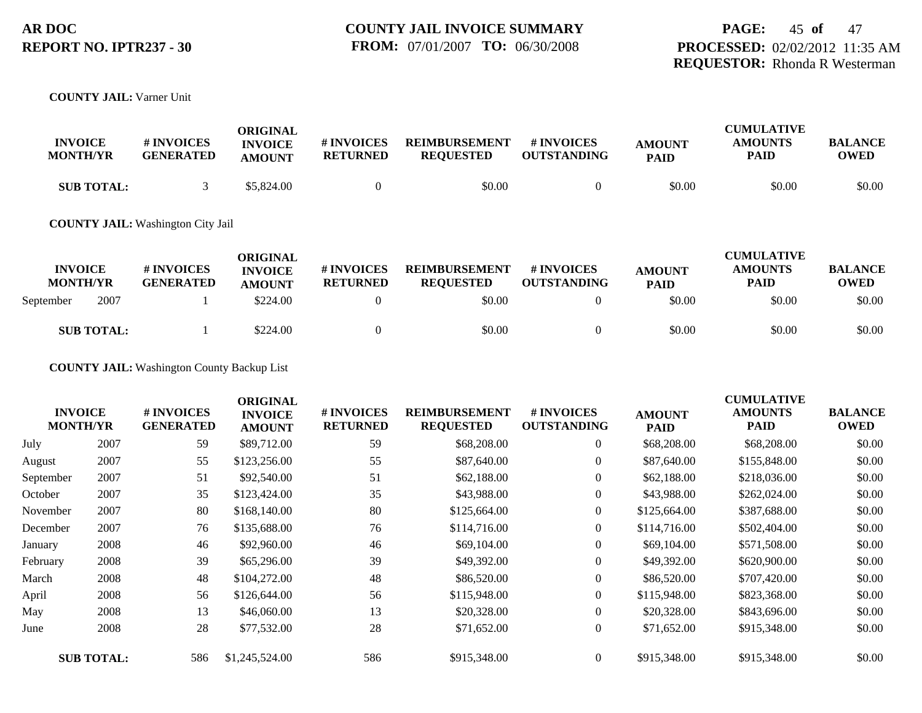**COUNTY JAIL:** Varner Unit

| INVOICE MONTH/YR | | # INVOICES GENERATED | ORIGINAL INVOICE AMOUNT | # INVOICES RETURNED | REIMBURSEMENT REQUESTED | # INVOICES OUTSTANDING | AMOUNT PAID | CUMULATIVE AMOUNTS PAID | BALANCE OWED |
|---|---|---|---|---|---|---|---|---|---|
| **SUB TOTAL:** | | 3 | $5,824.00 | 0 | $0.00 | 0 | $0.00 | $0.00 | $0.00 |

**COUNTY JAIL:** Washington City Jail

| INVOICE MONTH/YR | | # INVOICES GENERATED | ORIGINAL INVOICE AMOUNT | # INVOICES RETURNED | REIMBURSEMENT REQUESTED | # INVOICES OUTSTANDING | AMOUNT PAID | CUMULATIVE AMOUNTS PAID | BALANCE OWED |
|---|---|---|---|---|---|---|---|---|---|
| September | 2007 | 1 | $224.00 | 0 | $0.00 | 0 | $0.00 | $0.00 | $0.00 |
| **SUB TOTAL:** | | 1 | $224.00 | 0 | $0.00 | 0 | $0.00 | $0.00 | $0.00 |

**COUNTY JAIL:** Washington County Backup List

| INVOICE MONTH/YR | | # INVOICES GENERATED | ORIGINAL INVOICE AMOUNT | # INVOICES RETURNED | REIMBURSEMENT REQUESTED | # INVOICES OUTSTANDING | AMOUNT PAID | CUMULATIVE AMOUNTS PAID | BALANCE OWED |
|---|---|---|---|---|---|---|---|---|---|
| July | 2007 | 59 | $89,712.00 | 59 | $68,208.00 | 0 | $68,208.00 | $68,208.00 | $0.00 |
| August | 2007 | 55 | $123,256.00 | 55 | $87,640.00 | 0 | $87,640.00 | $155,848.00 | $0.00 |
| September | 2007 | 51 | $92,540.00 | 51 | $62,188.00 | 0 | $62,188.00 | $218,036.00 | $0.00 |
| October | 2007 | 35 | $123,424.00 | 35 | $43,988.00 | 0 | $43,988.00 | $262,024.00 | $0.00 |
| November | 2007 | 80 | $168,140.00 | 80 | $125,664.00 | 0 | $125,664.00 | $387,688.00 | $0.00 |
| December | 2007 | 76 | $135,688.00 | 76 | $114,716.00 | 0 | $114,716.00 | $502,404.00 | $0.00 |
| January | 2008 | 46 | $92,960.00 | 46 | $69,104.00 | 0 | $69,104.00 | $571,508.00 | $0.00 |
| February | 2008 | 39 | $65,296.00 | 39 | $49,392.00 | 0 | $49,392.00 | $620,900.00 | $0.00 |
| March | 2008 | 48 | $104,272.00 | 48 | $86,520.00 | 0 | $86,520.00 | $707,420.00 | $0.00 |
| April | 2008 | 56 | $126,644.00 | 56 | $115,948.00 | 0 | $115,948.00 | $823,368.00 | $0.00 |
| May | 2008 | 13 | $46,060.00 | 13 | $20,328.00 | 0 | $20,328.00 | $843,696.00 | $0.00 |
| June | 2008 | 28 | $77,532.00 | 28 | $71,652.00 | 0 | $71,652.00 | $915,348.00 | $0.00 |
| **SUB TOTAL:** | | 586 | $1,245,524.00 | 586 | $915,348.00 | 0 | $915,348.00 | $915,348.00 | $0.00 |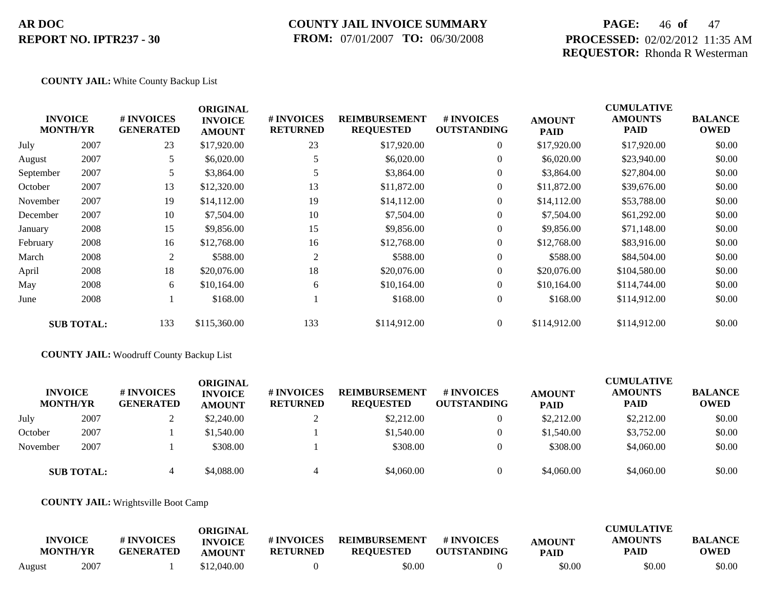**AR DOC**
**REPORT NO. IPTR237 - 30**

**COUNTY JAIL INVOICE SUMMARY**
**FROM:** 07/01/2007 **TO:** 06/30/2008

**PROCESSED:** 02/02/2012 11:35 AM
**REQUESTOR:** Rhonda R Westerman

**COUNTY JAIL:** White County Backup List

| INVOICE MONTH | YR | # INVOICES GENERATED | ORIGINAL INVOICE AMOUNT | # INVOICES RETURNED | REIMBURSEMENT REQUESTED | # INVOICES OUTSTANDING | AMOUNT PAID | CUMULATIVE AMOUNTS PAID | BALANCE OWED |
|---|---|---|---|---|---|---|---|---|---|
| July | 2007 | 23 | $17,920.00 | 23 | $17,920.00 | 0 | $17,920.00 | $17,920.00 | $0.00 |
| August | 2007 | 5 | $6,020.00 | 5 | $6,020.00 | 0 | $6,020.00 | $23,940.00 | $0.00 |
| September | 2007 | 5 | $3,864.00 | 5 | $3,864.00 | 0 | $3,864.00 | $27,804.00 | $0.00 |
| October | 2007 | 13 | $12,320.00 | 13 | $11,872.00 | 0 | $11,872.00 | $39,676.00 | $0.00 |
| November | 2007 | 19 | $14,112.00 | 19 | $14,112.00 | 0 | $14,112.00 | $53,788.00 | $0.00 |
| December | 2007 | 10 | $7,504.00 | 10 | $7,504.00 | 0 | $7,504.00 | $61,292.00 | $0.00 |
| January | 2008 | 15 | $9,856.00 | 15 | $9,856.00 | 0 | $9,856.00 | $71,148.00 | $0.00 |
| February | 2008 | 16 | $12,768.00 | 16 | $12,768.00 | 0 | $12,768.00 | $83,916.00 | $0.00 |
| March | 2008 | 2 | $588.00 | 2 | $588.00 | 0 | $588.00 | $84,504.00 | $0.00 |
| April | 2008 | 18 | $20,076.00 | 18 | $20,076.00 | 0 | $20,076.00 | $104,580.00 | $0.00 |
| May | 2008 | 6 | $10,164.00 | 6 | $10,164.00 | 0 | $10,164.00 | $114,744.00 | $0.00 |
| June | 2008 | 1 | $168.00 | 1 | $168.00 | 0 | $168.00 | $114,912.00 | $0.00 |
| **SUB TOTAL:** | | 133 | $115,360.00 | 133 | $114,912.00 | 0 | $114,912.00 | $114,912.00 | $0.00 |

**COUNTY JAIL:** Woodruff County Backup List

| INVOICE MONTH | YR | # INVOICES GENERATED | ORIGINAL INVOICE AMOUNT | # INVOICES RETURNED | REIMBURSEMENT REQUESTED | # INVOICES OUTSTANDING | AMOUNT PAID | CUMULATIVE AMOUNTS PAID | BALANCE OWED |
|---|---|---|---|---|---|---|---|---|---|
| July | 2007 | 2 | $2,240.00 | 2 | $2,212.00 | 0 | $2,212.00 | $2,212.00 | $0.00 |
| October | 2007 | 1 | $1,540.00 | 1 | $1,540.00 | 0 | $1,540.00 | $3,752.00 | $0.00 |
| November | 2007 | 1 | $308.00 | 1 | $308.00 | 0 | $308.00 | $4,060.00 | $0.00 |
| **SUB TOTAL:** | | 4 | $4,088.00 | 4 | $4,060.00 | 0 | $4,060.00 | $4,060.00 | $0.00 |

**COUNTY JAIL:** Wrightsville Boot Camp

| INVOICE MONTH | YR | # INVOICES GENERATED | ORIGINAL INVOICE AMOUNT | # INVOICES RETURNED | REIMBURSEMENT REQUESTED | # INVOICES OUTSTANDING | AMOUNT PAID | CUMULATIVE AMOUNTS PAID | BALANCE OWED |
|---|---|---|---|---|---|---|---|---|---|
| August | 2007 | 1 | $12,040.00 | 0 | $0.00 | 0 | $0.00 | $0.00 | $0.00 |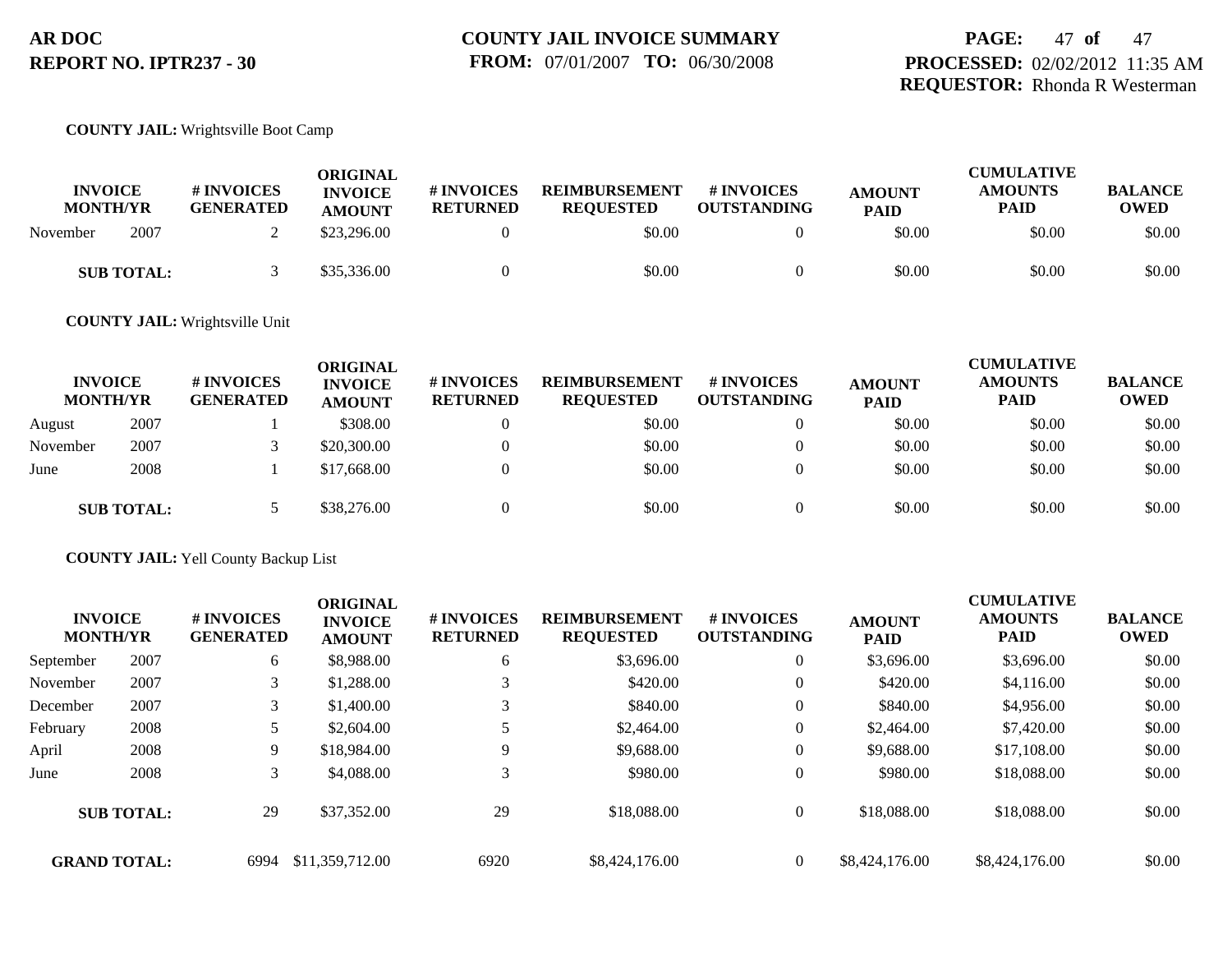**AR DOC**
**REPORT NO. IPTR237 - 30**

**COUNTY JAIL INVOICE SUMMARY**
**FROM:** 07/01/2007 **TO:** 06/30/2008

**PROCESSED:** 02/02/2012 11:35 AM
**REQUESTOR:** Rhonda R Westerman

**COUNTY JAIL:** Wrightsville Boot Camp

| INVOICE MONTH/YR | | # INVOICES GENERATED | ORIGINAL INVOICE AMOUNT | # INVOICES RETURNED | REIMBURSEMENT REQUESTED | # INVOICES OUTSTANDING | AMOUNT PAID | CUMULATIVE AMOUNTS PAID | BALANCE OWED |
|---|---|---|---|---|---|---|---|---|---|
| November | 2007 | 2 | $23,296.00 | 0 | $0.00 | 0 | $0.00 | $0.00 | $0.00 |
| **SUB TOTAL:** | | 3 | $35,336.00 | 0 | $0.00 | 0 | $0.00 | $0.00 | $0.00 |

**COUNTY JAIL:** Wrightsville Unit

| INVOICE MONTH/YR | | # INVOICES GENERATED | ORIGINAL INVOICE AMOUNT | # INVOICES RETURNED | REIMBURSEMENT REQUESTED | # INVOICES OUTSTANDING | AMOUNT PAID | CUMULATIVE AMOUNTS PAID | BALANCE OWED |
|---|---|---|---|---|---|---|---|---|---|
| August | 2007 | 1 | $308.00 | 0 | $0.00 | 0 | $0.00 | $0.00 | $0.00 |
| November | 2007 | 3 | $20,300.00 | 0 | $0.00 | 0 | $0.00 | $0.00 | $0.00 |
| June | 2008 | 1 | $17,668.00 | 0 | $0.00 | 0 | $0.00 | $0.00 | $0.00 |
| **SUB TOTAL:** | | 5 | $38,276.00 | 0 | $0.00 | 0 | $0.00 | $0.00 | $0.00 |

**COUNTY JAIL:** Yell County Backup List

| INVOICE MONTH/YR | | # INVOICES GENERATED | ORIGINAL INVOICE AMOUNT | # INVOICES RETURNED | REIMBURSEMENT REQUESTED | # INVOICES OUTSTANDING | AMOUNT PAID | CUMULATIVE AMOUNTS PAID | BALANCE OWED |
|---|---|---|---|---|---|---|---|---|---|
| September | 2007 | 6 | $8,988.00 | 6 | $3,696.00 | 0 | $3,696.00 | $3,696.00 | $0.00 |
| November | 2007 | 3 | $1,288.00 | 3 | $420.00 | 0 | $420.00 | $4,116.00 | $0.00 |
| December | 2007 | 3 | $1,400.00 | 3 | $840.00 | 0 | $840.00 | $4,956.00 | $0.00 |
| February | 2008 | 5 | $2,604.00 | 5 | $2,464.00 | 0 | $2,464.00 | $7,420.00 | $0.00 |
| April | 2008 | 9 | $18,984.00 | 9 | $9,688.00 | 0 | $9,688.00 | $17,108.00 | $0.00 |
| June | 2008 | 3 | $4,088.00 | 3 | $980.00 | 0 | $980.00 | $18,088.00 | $0.00 |
| **SUB TOTAL:** | | 29 | $37,352.00 | 29 | $18,088.00 | 0 | $18,088.00 | $18,088.00 | $0.00 |
| **GRAND TOTAL:** | | 6994 | $11,359,712.00 | 6920 | $8,424,176.00 | 0 | $8,424,176.00 | $8,424,176.00 | $0.00 |